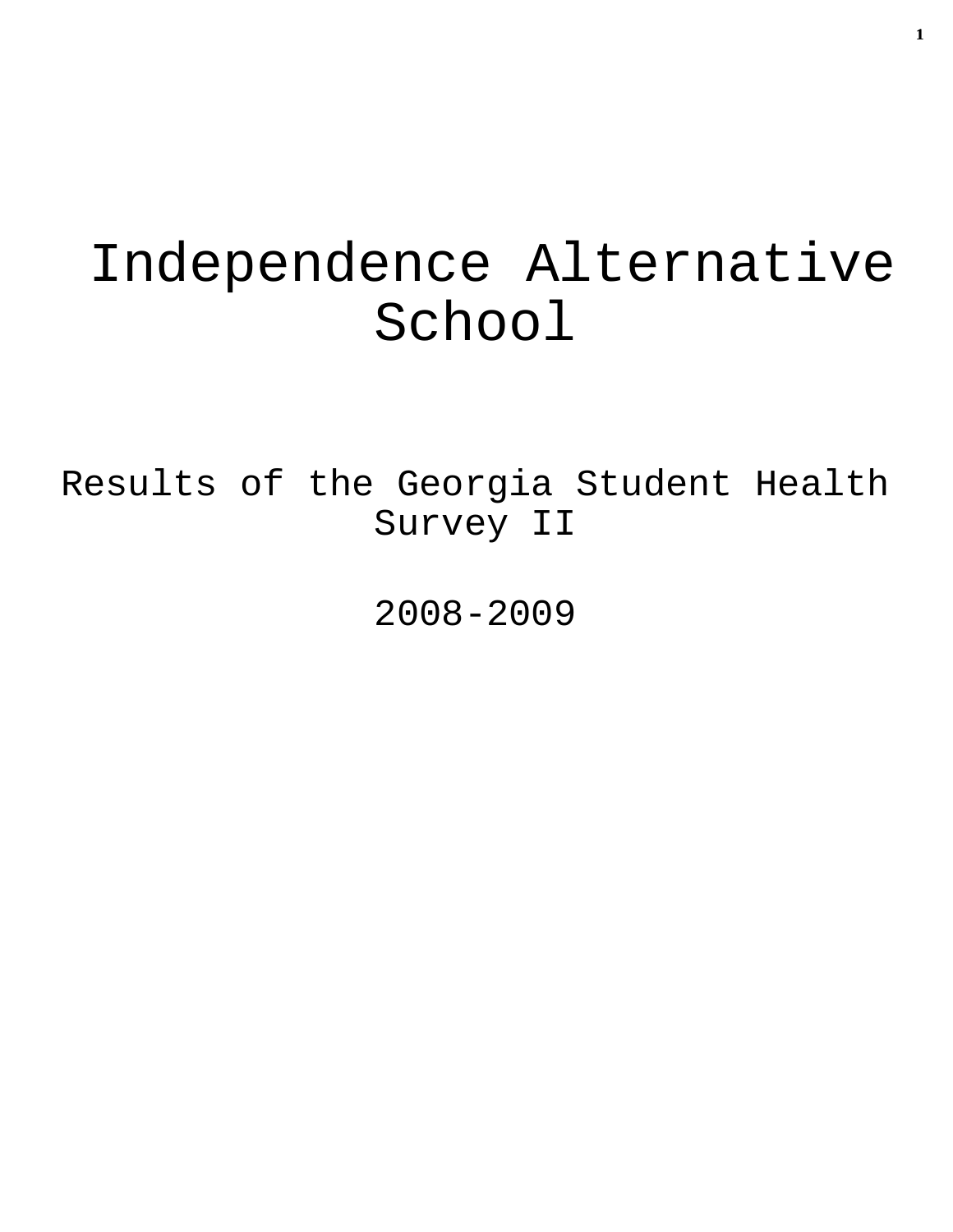# Independence Alternative School

## Results of the Georgia Student Health Survey II

## 2008-2009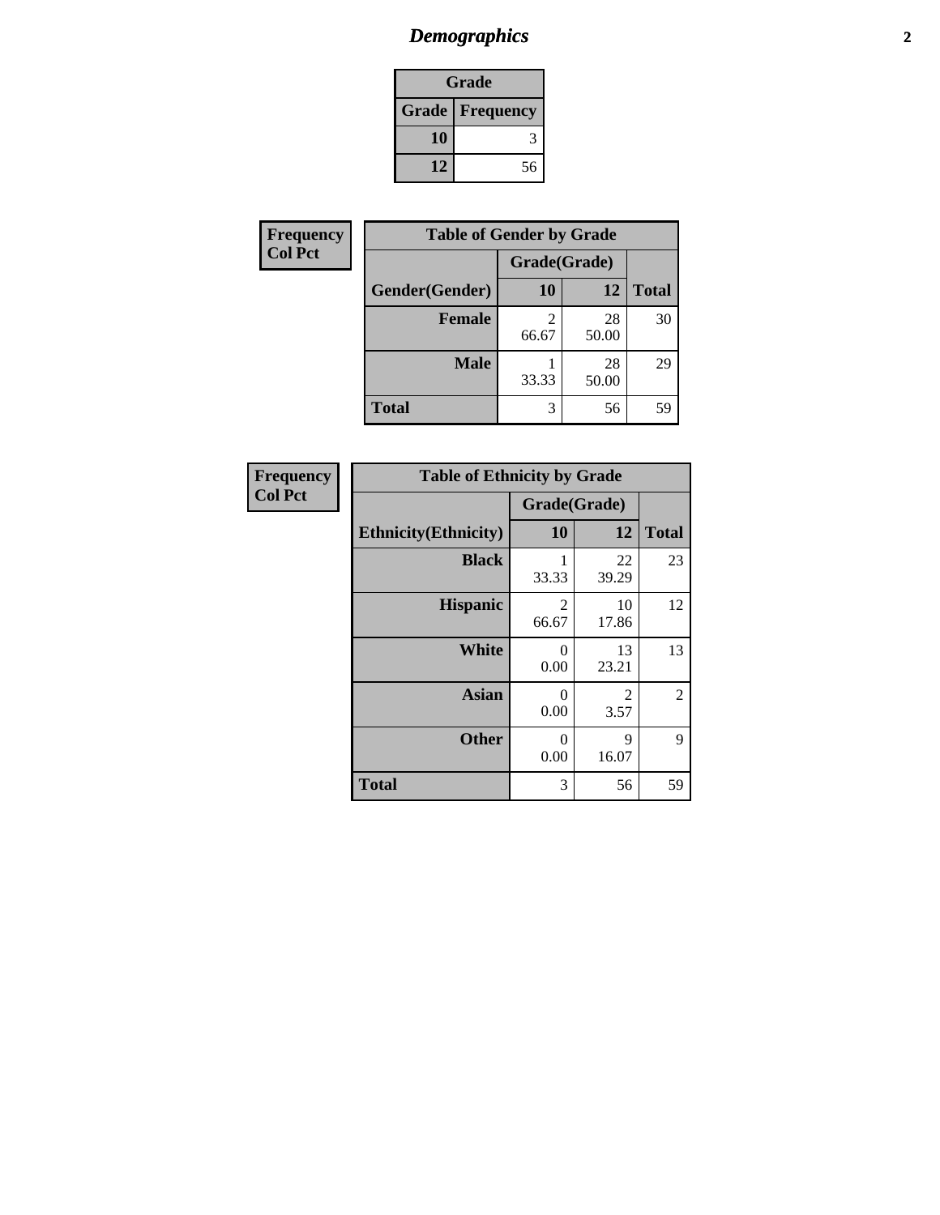## Demographics

| Grade | |
|---|---|
| **Grade** | **Frequency** |
| 10 | 3 |
| 12 | 56 |

**Frequency**
**Col Pct**

| Table of Gender by Grade | | | |
|---|---|---|---|
| | Grade(Grade) | | |
| Gender(Gender) | 10 | 12 | Total |
| Female | 2<br>66.67 | 28<br>50.00 | 30 |
| Male | 1<br>33.33 | 28<br>50.00 | 29 |
| Total | 3 | 56 | 59 |

**Frequency**
**Col Pct**

| Table of Ethnicity by Grade | | | |
|---|---|---|---|
| | Grade(Grade) | | |
| Ethnicity(Ethnicity) | 10 | 12 | Total |
| Black | 1<br>33.33 | 22<br>39.29 | 23 |
| Hispanic | 2<br>66.67 | 10<br>17.86 | 12 |
| White | 0<br>0.00 | 13<br>23.21 | 13 |
| Asian | 0<br>0.00 | 2<br>3.57 | 2 |
| Other | 0<br>0.00 | 9<br>16.07 | 9 |
| Total | 3 | 56 | 59 |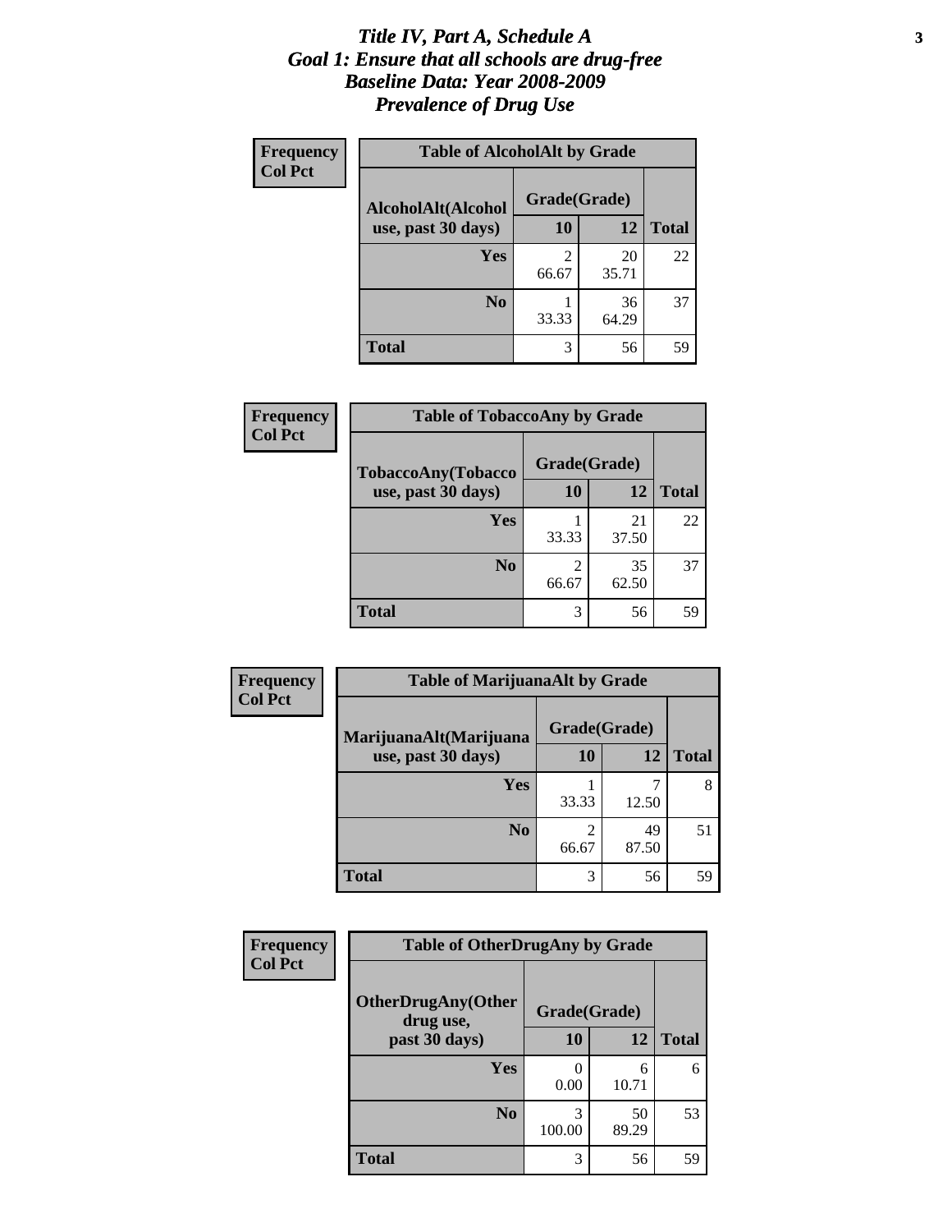# *Title IV, Part A, Schedule A*
# *Goal 1: Ensure that all schools are drug-free*
# *Baseline Data: Year 2008-2009*
# *Prevalence of Drug Use*

**Frequency**
**Col Pct**

| Table of AlcoholAlt by Grade | | | |
|---|---|---|---|
| AlcoholAlt(Alcohol use, past 30 days) | Grade(Grade) | | |
| | 10 | 12 | Total |
| Yes | 2<br>66.67 | 20<br>35.71 | 22 |
| No | 1<br>33.33 | 36<br>64.29 | 37 |
| Total | 3 | 56 | 59 |

**Frequency**
**Col Pct**

| Table of TobaccoAny by Grade | | | |
|---|---|---|---|
| TobaccoAny(Tobacco use, past 30 days) | Grade(Grade) | | |
| | 10 | 12 | Total |
| Yes | 1<br>33.33 | 21<br>37.50 | 22 |
| No | 2<br>66.67 | 35<br>62.50 | 37 |
| Total | 3 | 56 | 59 |

**Frequency**
**Col Pct**

| Table of MarijuanaAlt by Grade | | | |
|---|---|---|---|
| MarijuanaAlt(Marijuana use, past 30 days) | Grade(Grade) | | |
| | 10 | 12 | Total |
| Yes | 1<br>33.33 | 7<br>12.50 | 8 |
| No | 2<br>66.67 | 49<br>87.50 | 51 |
| Total | 3 | 56 | 59 |

**Frequency**
**Col Pct**

| Table of OtherDrugAny by Grade | | | |
|---|---|---|---|
| OtherDrugAny(Other drug use, past 30 days) | Grade(Grade) | | |
| | 10 | 12 | Total |
| Yes | 0<br>0.00 | 6<br>10.71 | 6 |
| No | 3<br>100.00 | 50<br>89.29 | 53 |
| Total | 3 | 56 | 59 |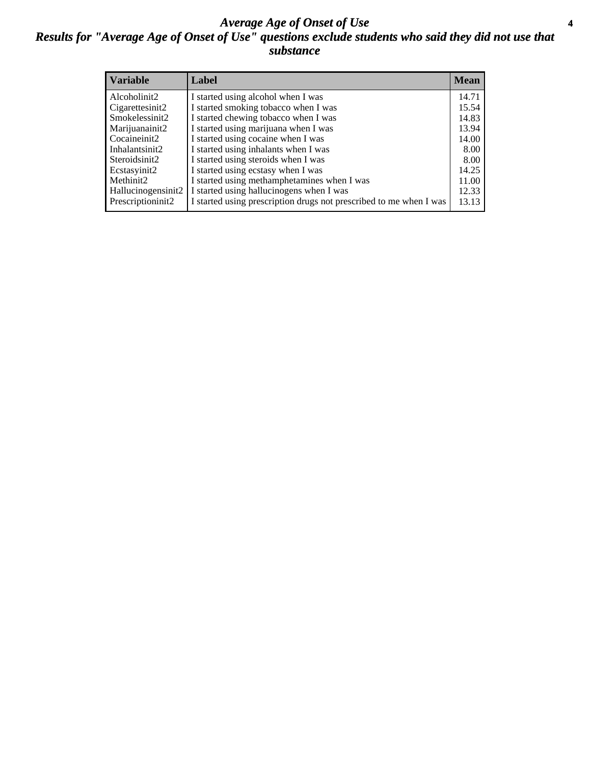# *Average Age of Onset of Use*

## *Results for "Average Age of Onset of Use" questions exclude students who said they did not use that substance*

| Variable | Label | Mean |
| --- | --- | --- |
| Alcoholinit2 | I started using alcohol when I was | 14.71 |
| Cigarettesinit2 | I started smoking tobacco when I was | 15.54 |
| Smokelessinit2 | I started chewing tobacco when I was | 14.83 |
| Marijuanainit2 | I started using marijuana when I was | 13.94 |
| Cocaineinit2 | I started using cocaine when I was | 14.00 |
| Inhalantsinit2 | I started using inhalants when I was | 8.00 |
| Steroidsinit2 | I started using steroids when I was | 8.00 |
| Ecstasyinit2 | I started using ecstasy when I was | 14.25 |
| Methinit2 | I started using methamphetamines when I was | 11.00 |
| Hallucinogensinit2 | I started using hallucinogens when I was | 12.33 |
| Prescriptioninit2 | I started using prescription drugs not prescribed to me when I was | 13.13 |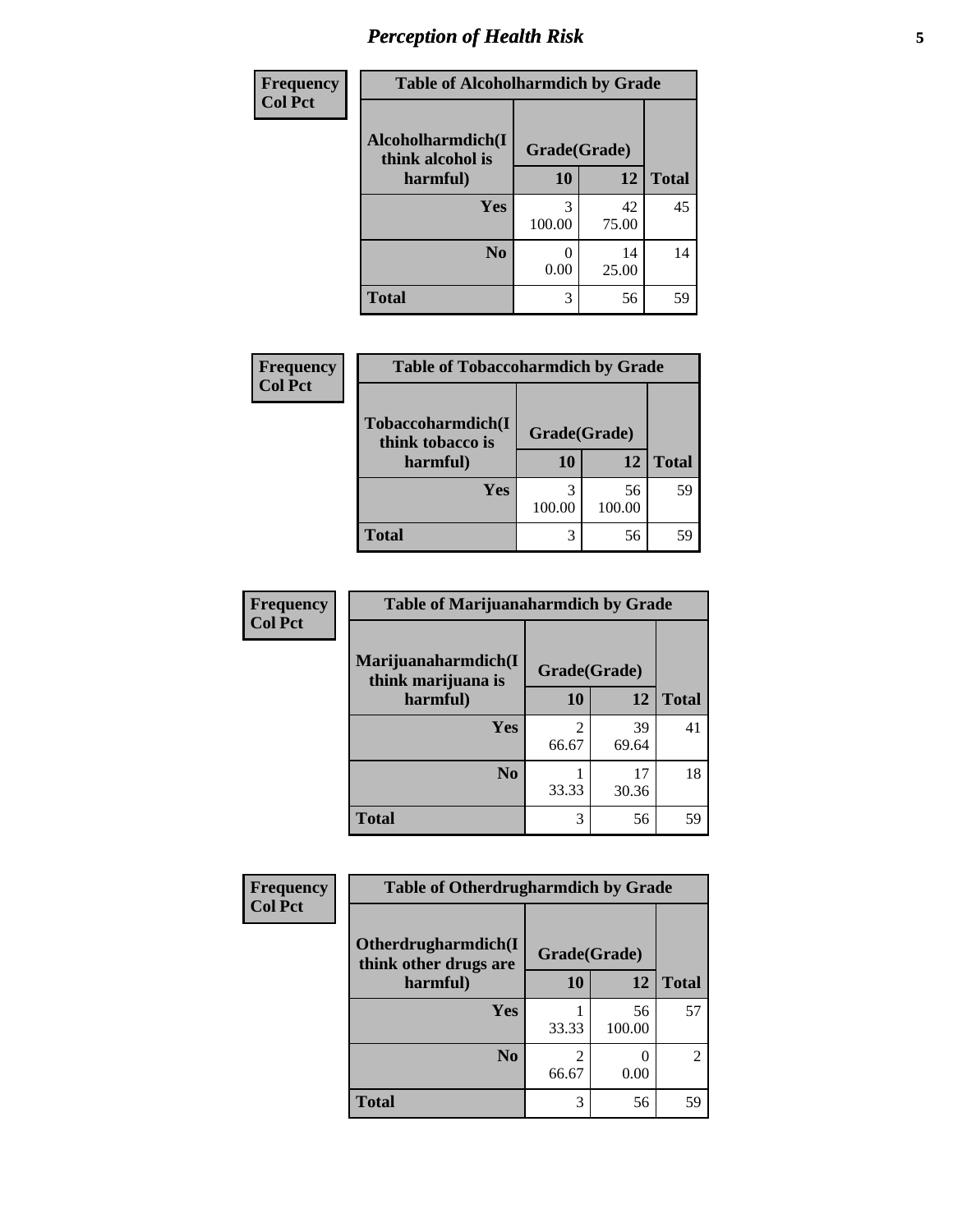# Perception of Health Risk

| Frequency Col Pct | Table of Alcoholharmdich by Grade | | |
|---|---|---|---|
| Alcoholharmdich(I think alcohol is harmful) | Grade(Grade) | | |
| | 10 | 12 | Total |
| Yes | 3<br>100.00 | 42<br>75.00 | 45 |
| No | 0<br>0.00 | 14<br>25.00 | 14 |
| Total | 3 | 56 | 59 |

| Frequency Col Pct | Table of Tobaccoharmdich by Grade | | |
|---|---|---|---|
| Tobaccoharmdich(I think tobacco is harmful) | Grade(Grade) | | |
| | 10 | 12 | Total |
| Yes | 3<br>100.00 | 56<br>100.00 | 59 |
| Total | 3 | 56 | 59 |

| Frequency Col Pct | Table of Marijuanaharmdich by Grade | | |
|---|---|---|---|
| Marijuanaharmdich(I think marijuana is harmful) | Grade(Grade) | | |
| | 10 | 12 | Total |
| Yes | 2<br>66.67 | 39<br>69.64 | 41 |
| No | 1<br>33.33 | 17<br>30.36 | 18 |
| Total | 3 | 56 | 59 |

| Frequency Col Pct | Table of Otherdrugharmdich by Grade | | |
|---|---|---|---|
| Otherdrugharmdich(I think other drugs are harmful) | Grade(Grade) | | |
| | 10 | 12 | Total |
| Yes | 1<br>33.33 | 56<br>100.00 | 57 |
| No | 2<br>66.67 | 0<br>0.00 | 2 |
| Total | 3 | 56 | 59 |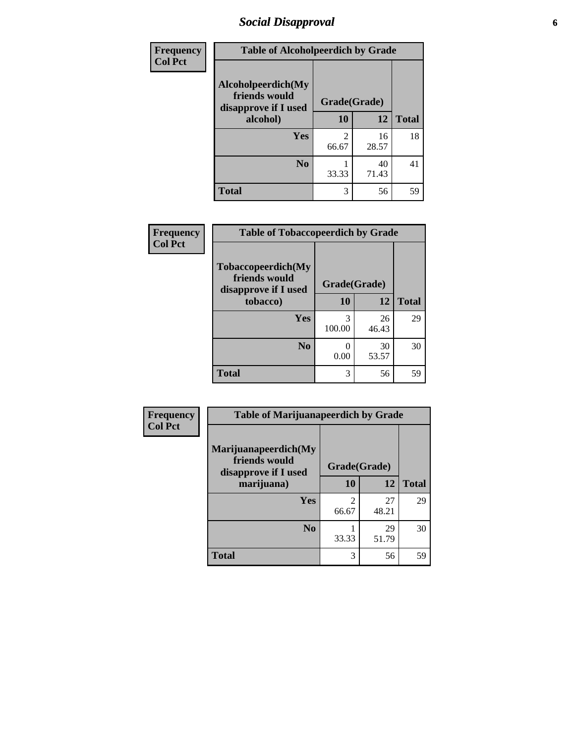# Social Disapproval

| Frequency<br>Col Pct | Table of Alcoholpeerdich by Grade | | |
|---|---|---|---|
| **Alcoholpeerdich(My friends would disapprove if I used alcohol)** | **Grade(Grade)** | | |
| | **10** | **12** | **Total** |
| **Yes** | 2<br>66.67 | 16<br>28.57 | 18 |
| **No** | 1<br>33.33 | 40<br>71.43 | 41 |
| **Total** | 3 | 56 | 59 |

| Frequency<br>Col Pct | Table of Tobaccopeerdich by Grade | | |
|---|---|---|---|
| **Tobaccopeerdich(My friends would disapprove if I used tobacco)** | **Grade(Grade)** | | |
| | **10** | **12** | **Total** |
| **Yes** | 3<br>100.00 | 26<br>46.43 | 29 |
| **No** | 0<br>0.00 | 30<br>53.57 | 30 |
| **Total** | 3 | 56 | 59 |

| Frequency<br>Col Pct | Table of Marijuanapeerdich by Grade | | |
|---|---|---|---|
| **Marijuanapeerdich(My friends would disapprove if I used marijuana)** | **Grade(Grade)** | | |
| | **10** | **12** | **Total** |
| **Yes** | 2<br>66.67 | 27<br>48.21 | 29 |
| **No** | 1<br>33.33 | 29<br>51.79 | 30 |
| **Total** | 3 | 56 | 59 |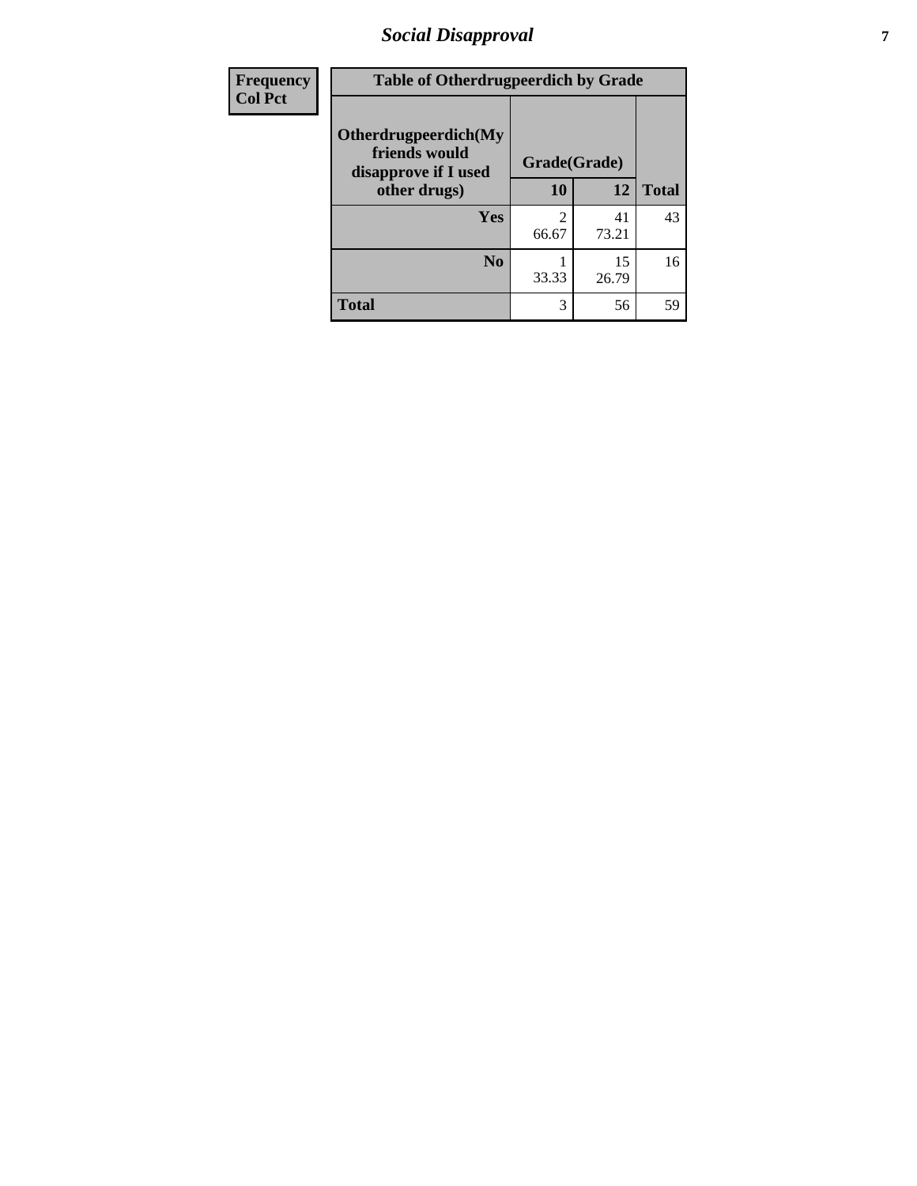| Frequency<br>Col Pct | Table of Otherdrugpeerdich by Grade | | | |
|---|---|---|---|---|
| | Otherdrugpeerdich(My friends would disapprove if I used other drugs) | Grade(Grade) | | |
| | | 10 | 12 | Total |
| | Yes | 2<br>66.67 | 41<br>73.21 | 43 |
| | No | 1<br>33.33 | 15<br>26.79 | 16 |
| | Total | 3 | 56 | 59 |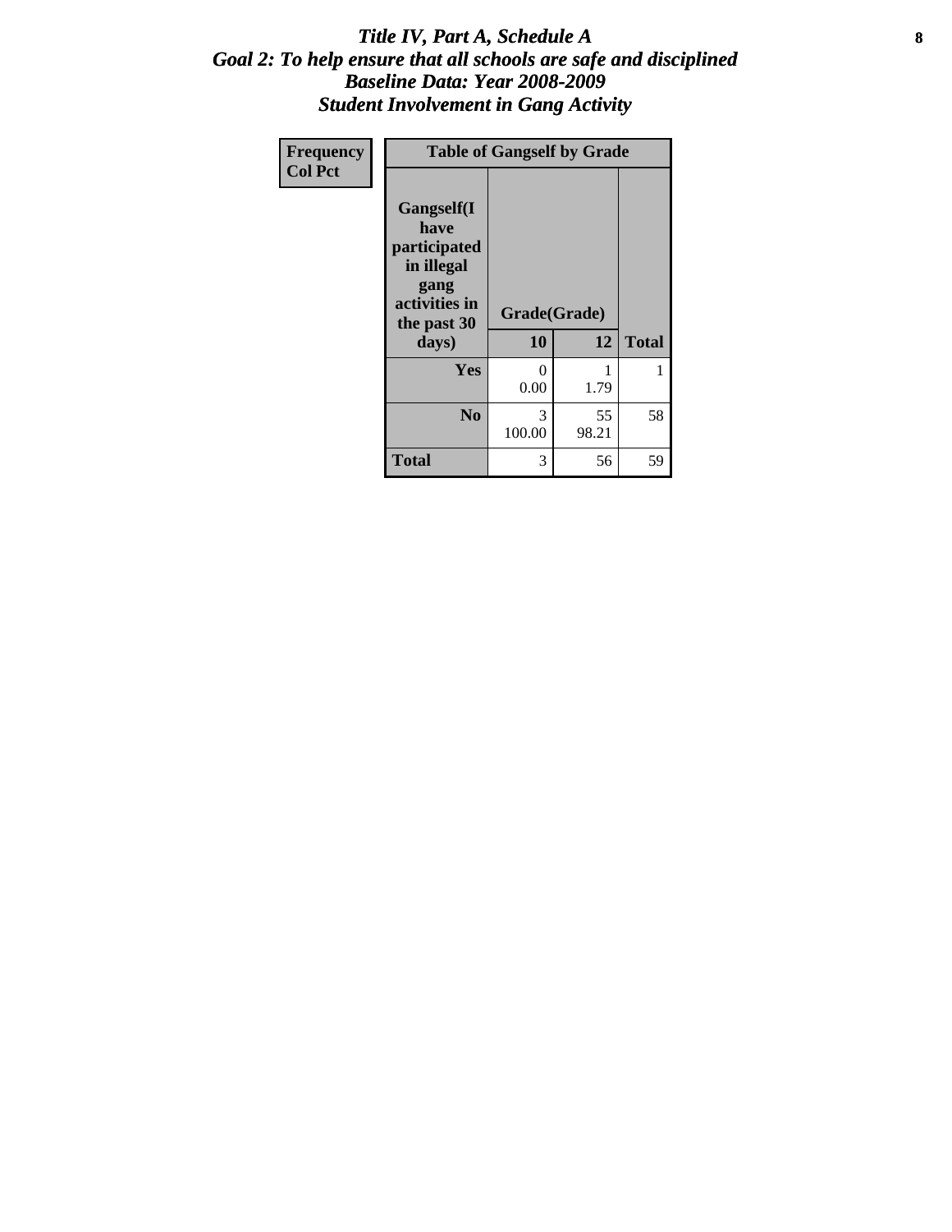# *Title IV, Part A, Schedule A*
## *Goal 2: To help ensure that all schools are safe and disciplined*
## *Baseline Data: Year 2008-2009*
## *Student Involvement in Gang Activity*

| Frequency<br>Col Pct |
|---|

| Table of Gangself by Grade | | | |
|---|---|---|---|
| **Gangself(I have participated in illegal gang activities in the past 30 days)** | **Grade(Grade)** | | |
| | **10** | **12** | **Total** |
| **Yes** | 0<br>0.00 | 1<br>1.79 | 1 |
| **No** | 3<br>100.00 | 55<br>98.21 | 58 |
| **Total** | 3 | 56 | 59 |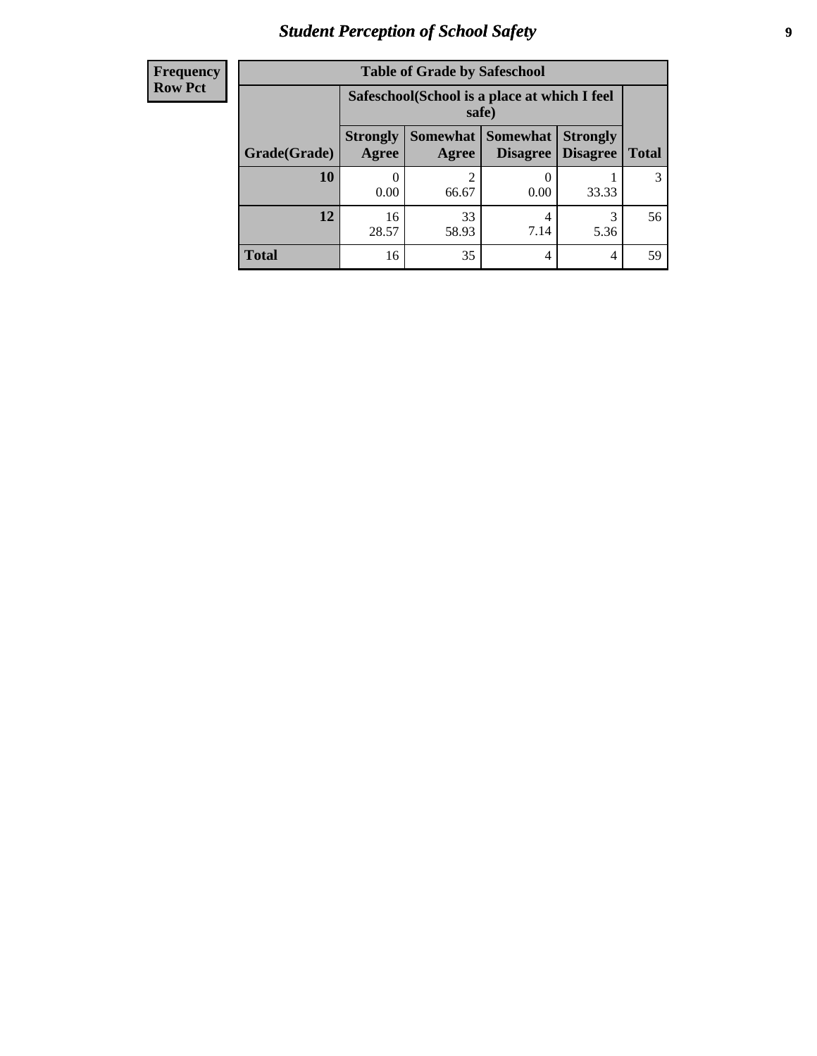| Frequency<br>Row Pct |
|---|

| Table of Grade by Safeschool | | | | | |
|---|---|---|---|---|---|
| | Safeschool(School is a place at which I feel safe) | | | | |
| Grade(Grade) | Strongly Agree | Somewhat Agree | Somewhat Disagree | Strongly Disagree | Total |
| **10** | 0<br>0.00 | 2<br>66.67 | 0<br>0.00 | 1<br>33.33 | 3 |
| **12** | 16<br>28.57 | 33<br>58.93 | 4<br>7.14 | 3<br>5.36 | 56 |
| **Total** | 16 | 35 | 4 | 4 | 59 |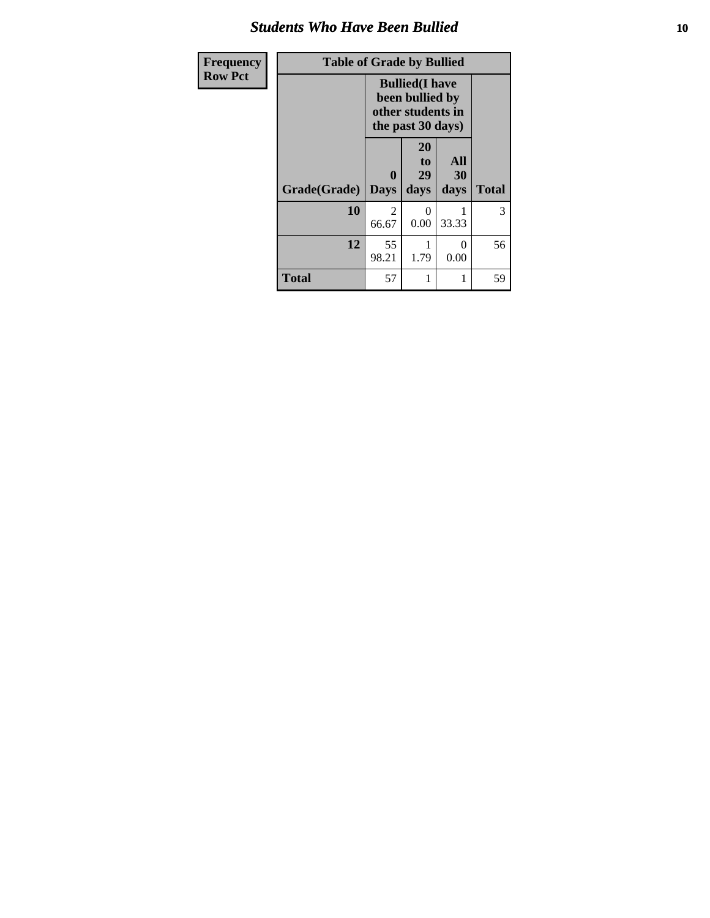## Students Who Have Been Bullied

| Frequency<br>Row Pct |
|---|

**Table of Grade by Bullied**

| Grade(Grade) | Bullied(I have been bullied by other students in the past 30 days) | | | Total |
|---|---|---|---|---|
| | 0 Days | 20 to 29 days | All 30 days | |
| **10** | 2<br>66.67 | 0<br>0.00 | 1<br>33.33 | 3 |
| **12** | 55<br>98.21 | 1<br>1.79 | 0<br>0.00 | 56 |
| **Total** | 57 | 1 | 1 | 59 |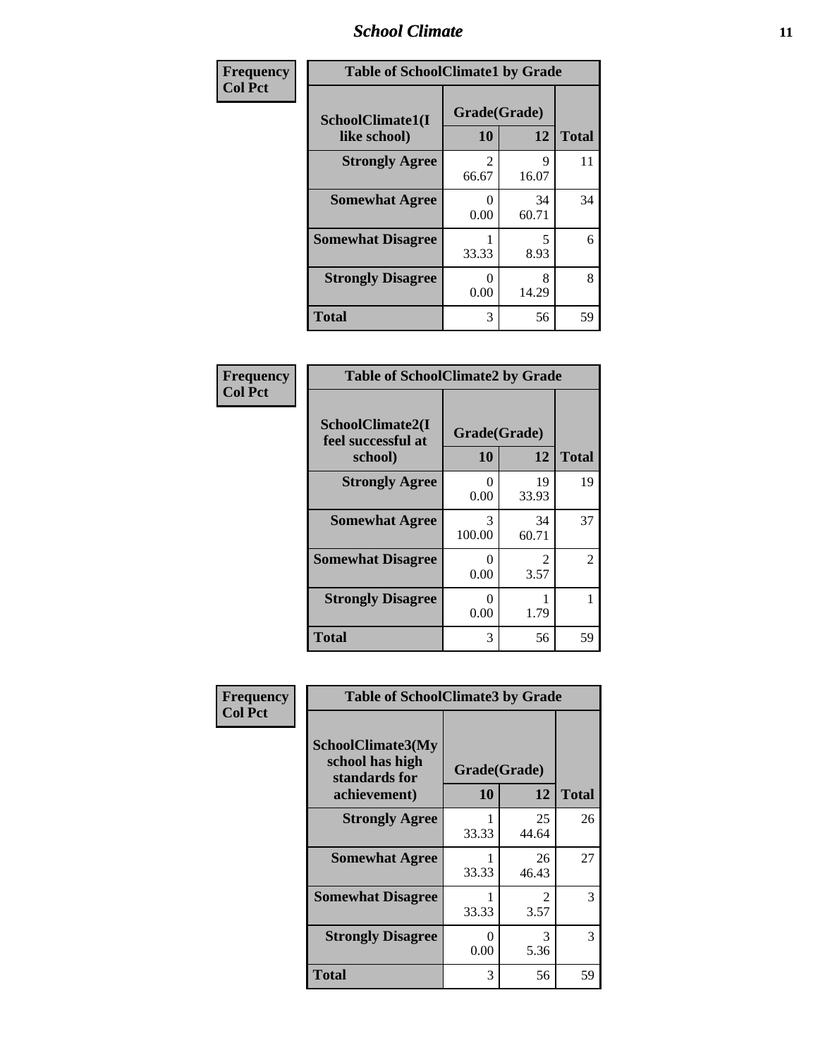| Frequency Col Pct | Table of SchoolClimate1 by Grade | | |
|---|---|---|---|
| SchoolClimate1(I like school) | Grade(Grade) 10 | 12 | Total |
| Strongly Agree | 2<br>66.67 | 9<br>16.07 | 11 |
| Somewhat Agree | 0<br>0.00 | 34<br>60.71 | 34 |
| Somewhat Disagree | 1<br>33.33 | 5<br>8.93 | 6 |
| Strongly Disagree | 0<br>0.00 | 8<br>14.29 | 8 |
| Total | 3 | 56 | 59 |

| Frequency Col Pct | Table of SchoolClimate2 by Grade | | |
|---|---|---|---|
| SchoolClimate2(I feel successful at school) | Grade(Grade) 10 | 12 | Total |
| Strongly Agree | 0<br>0.00 | 19<br>33.93 | 19 |
| Somewhat Agree | 3<br>100.00 | 34<br>60.71 | 37 |
| Somewhat Disagree | 0<br>0.00 | 2<br>3.57 | 2 |
| Strongly Disagree | 0<br>0.00 | 1<br>1.79 | 1 |
| Total | 3 | 56 | 59 |

| Frequency Col Pct | Table of SchoolClimate3 by Grade | | |
|---|---|---|---|
| SchoolClimate3(My school has high standards for achievement) | Grade(Grade) 10 | 12 | Total |
| Strongly Agree | 1<br>33.33 | 25<br>44.64 | 26 |
| Somewhat Agree | 1<br>33.33 | 26<br>46.43 | 27 |
| Somewhat Disagree | 1<br>33.33 | 2<br>3.57 | 3 |
| Strongly Disagree | 0<br>0.00 | 3<br>5.36 | 3 |
| Total | 3 | 56 | 59 |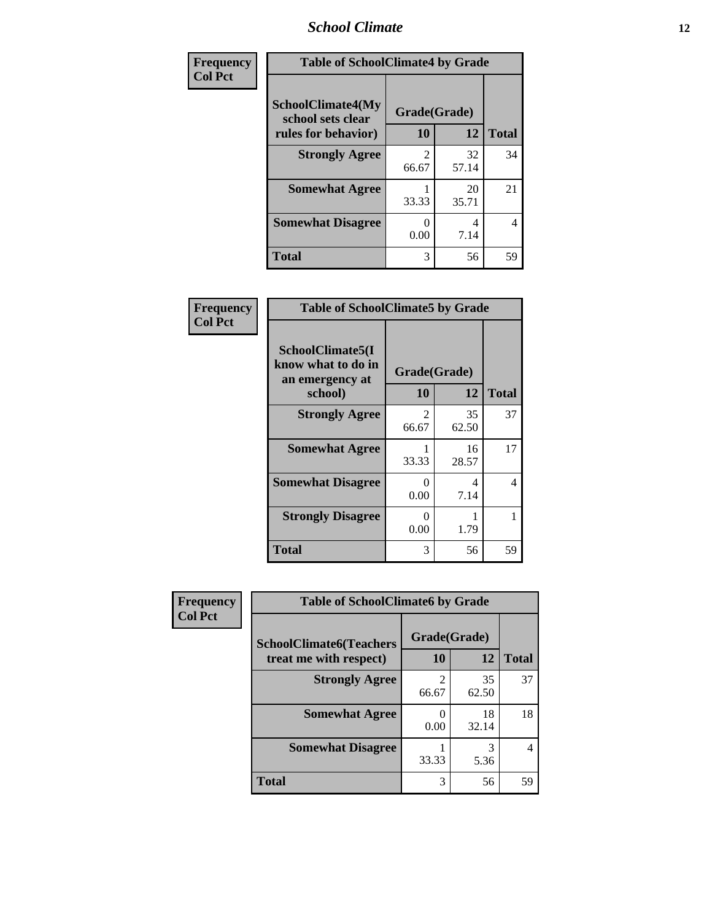| Frequency Col Pct | Table of SchoolClimate4 by Grade | | |
|---|---|---|---|
| SchoolClimate4(My school sets clear rules for behavior) | Grade(Grade) | | |
| | 10 | 12 | Total |
| Strongly Agree | 2<br>66.67 | 32<br>57.14 | 34 |
| Somewhat Agree | 1<br>33.33 | 20<br>35.71 | 21 |
| Somewhat Disagree | 0<br>0.00 | 4<br>7.14 | 4 |
| Total | 3 | 56 | 59 |

| Frequency Col Pct | Table of SchoolClimate5 by Grade | | |
|---|---|---|---|
| SchoolClimate5(I know what to do in an emergency at school) | Grade(Grade) | | |
| | 10 | 12 | Total |
| Strongly Agree | 2<br>66.67 | 35<br>62.50 | 37 |
| Somewhat Agree | 1<br>33.33 | 16<br>28.57 | 17 |
| Somewhat Disagree | 0<br>0.00 | 4<br>7.14 | 4 |
| Strongly Disagree | 0<br>0.00 | 1<br>1.79 | 1 |
| Total | 3 | 56 | 59 |

| Frequency Col Pct | Table of SchoolClimate6 by Grade | | |
|---|---|---|---|
| SchoolClimate6(Teachers treat me with respect) | Grade(Grade) | | |
| | 10 | 12 | Total |
| Strongly Agree | 2<br>66.67 | 35<br>62.50 | 37 |
| Somewhat Agree | 0<br>0.00 | 18<br>32.14 | 18 |
| Somewhat Disagree | 1<br>33.33 | 3<br>5.36 | 4 |
| Total | 3 | 56 | 59 |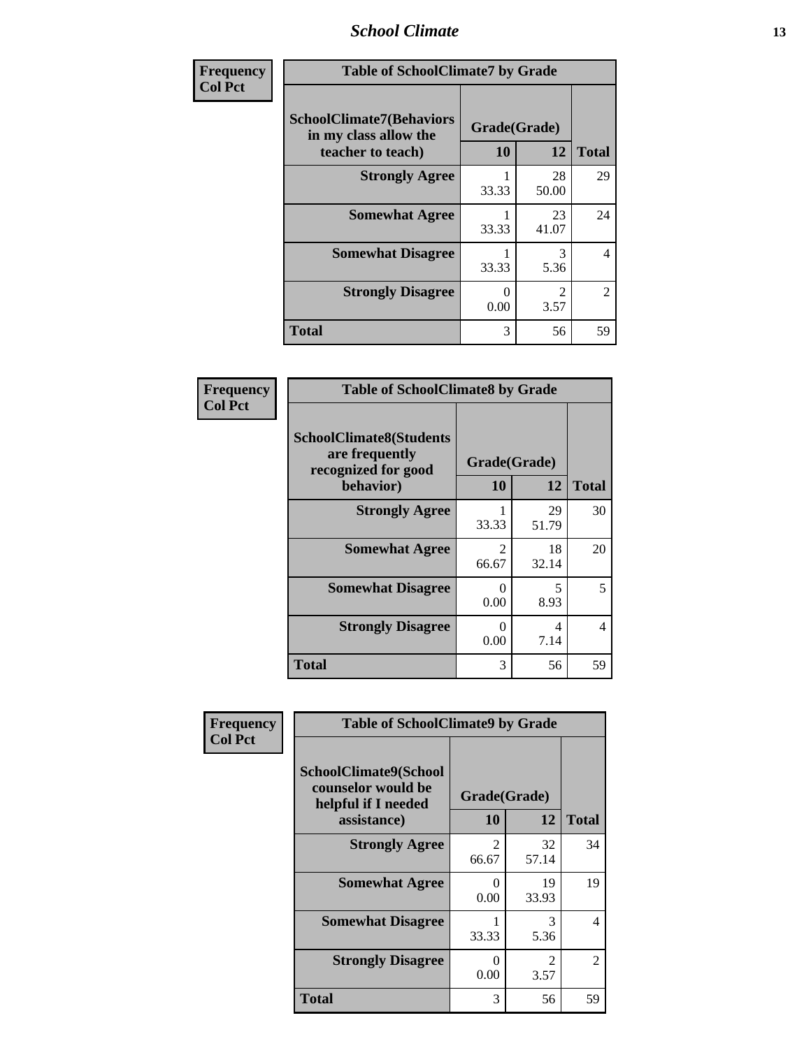| Frequency<br>Col Pct | Table of SchoolClimate7 by Grade | | |
|---|---|---|---|
| SchoolClimate7(Behaviors in my class allow the teacher to teach) | Grade(Grade) | | |
| | 10 | 12 | Total |
| Strongly Agree | 1<br>33.33 | 28<br>50.00 | 29 |
| Somewhat Agree | 1<br>33.33 | 23<br>41.07 | 24 |
| Somewhat Disagree | 1<br>33.33 | 3<br>5.36 | 4 |
| Strongly Disagree | 0<br>0.00 | 2<br>3.57 | 2 |
| Total | 3 | 56 | 59 |

| Frequency<br>Col Pct | Table of SchoolClimate8 by Grade | | |
|---|---|---|---|
| SchoolClimate8(Students are frequently recognized for good behavior) | Grade(Grade) | | |
| | 10 | 12 | Total |
| Strongly Agree | 1<br>33.33 | 29<br>51.79 | 30 |
| Somewhat Agree | 2<br>66.67 | 18<br>32.14 | 20 |
| Somewhat Disagree | 0<br>0.00 | 5<br>8.93 | 5 |
| Strongly Disagree | 0<br>0.00 | 4<br>7.14 | 4 |
| Total | 3 | 56 | 59 |

| Frequency<br>Col Pct | Table of SchoolClimate9 by Grade | | |
|---|---|---|---|
| SchoolClimate9(School counselor would be helpful if I needed assistance) | Grade(Grade) | | |
| | 10 | 12 | Total |
| Strongly Agree | 2<br>66.67 | 32<br>57.14 | 34 |
| Somewhat Agree | 0<br>0.00 | 19<br>33.93 | 19 |
| Somewhat Disagree | 1<br>33.33 | 3<br>5.36 | 4 |
| Strongly Disagree | 0<br>0.00 | 2<br>3.57 | 2 |
| Total | 3 | 56 | 59 |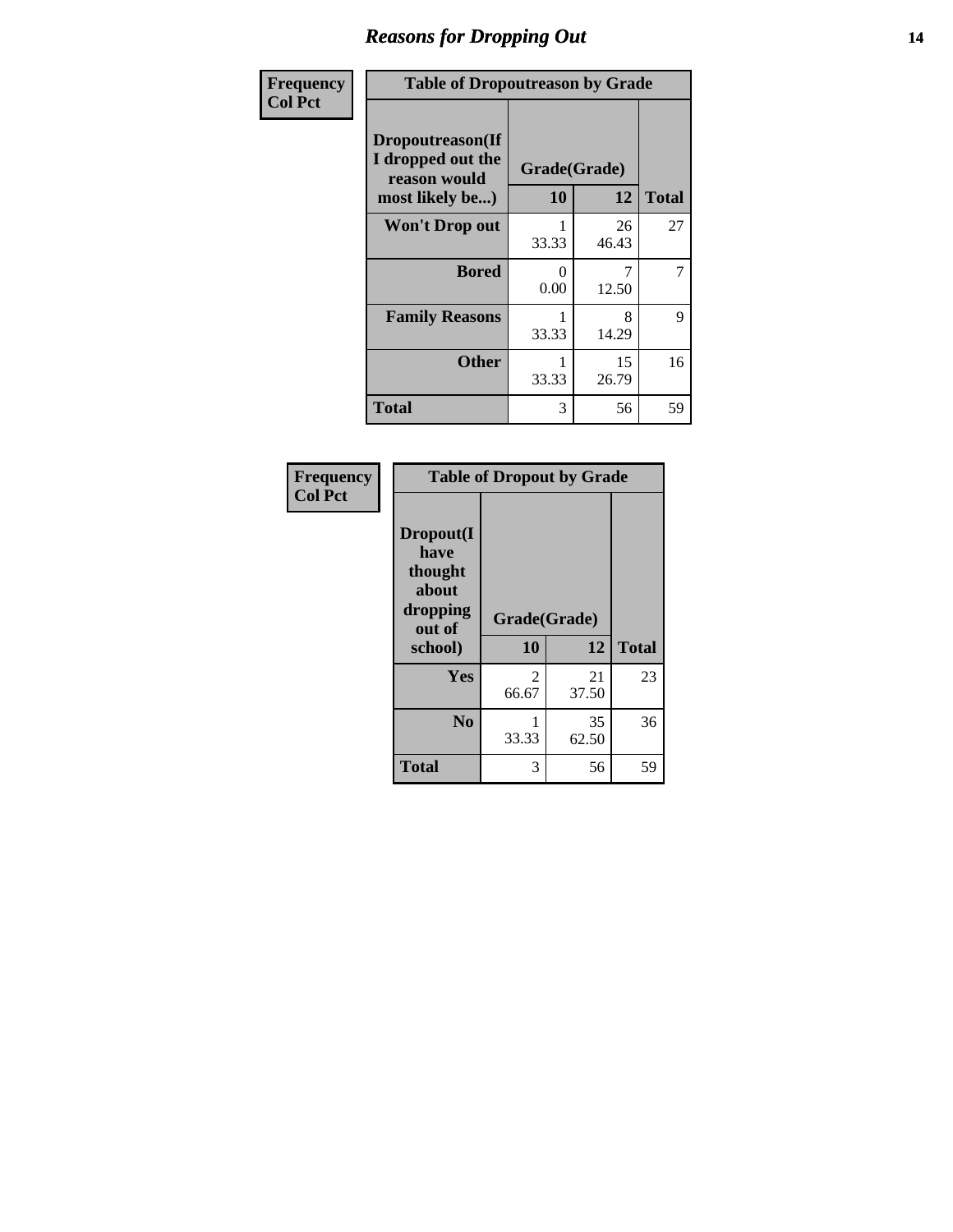## Reasons for Dropping Out

Frequency
Col Pct

| Table of Dropoutreason by Grade | | | |
|---|---|---|---|
| **Dropoutreason(If I dropped out the reason would most likely be...)** | **Grade(Grade)** | | |
| | **10** | **12** | **Total** |
| **Won't Drop out** | 1<br>33.33 | 26<br>46.43 | 27 |
| **Bored** | 0<br>0.00 | 7<br>12.50 | 7 |
| **Family Reasons** | 1<br>33.33 | 8<br>14.29 | 9 |
| **Other** | 1<br>33.33 | 15<br>26.79 | 16 |
| **Total** | 3 | 56 | 59 |

Frequency
Col Pct

| Table of Dropout by Grade | | | |
|---|---|---|---|
| **Dropout(I have thought about dropping out of school)** | **Grade(Grade)** | | |
| | **10** | **12** | **Total** |
| **Yes** | 2<br>66.67 | 21<br>37.50 | 23 |
| **No** | 1<br>33.33 | 35<br>62.50 | 36 |
| **Total** | 3 | 56 | 59 |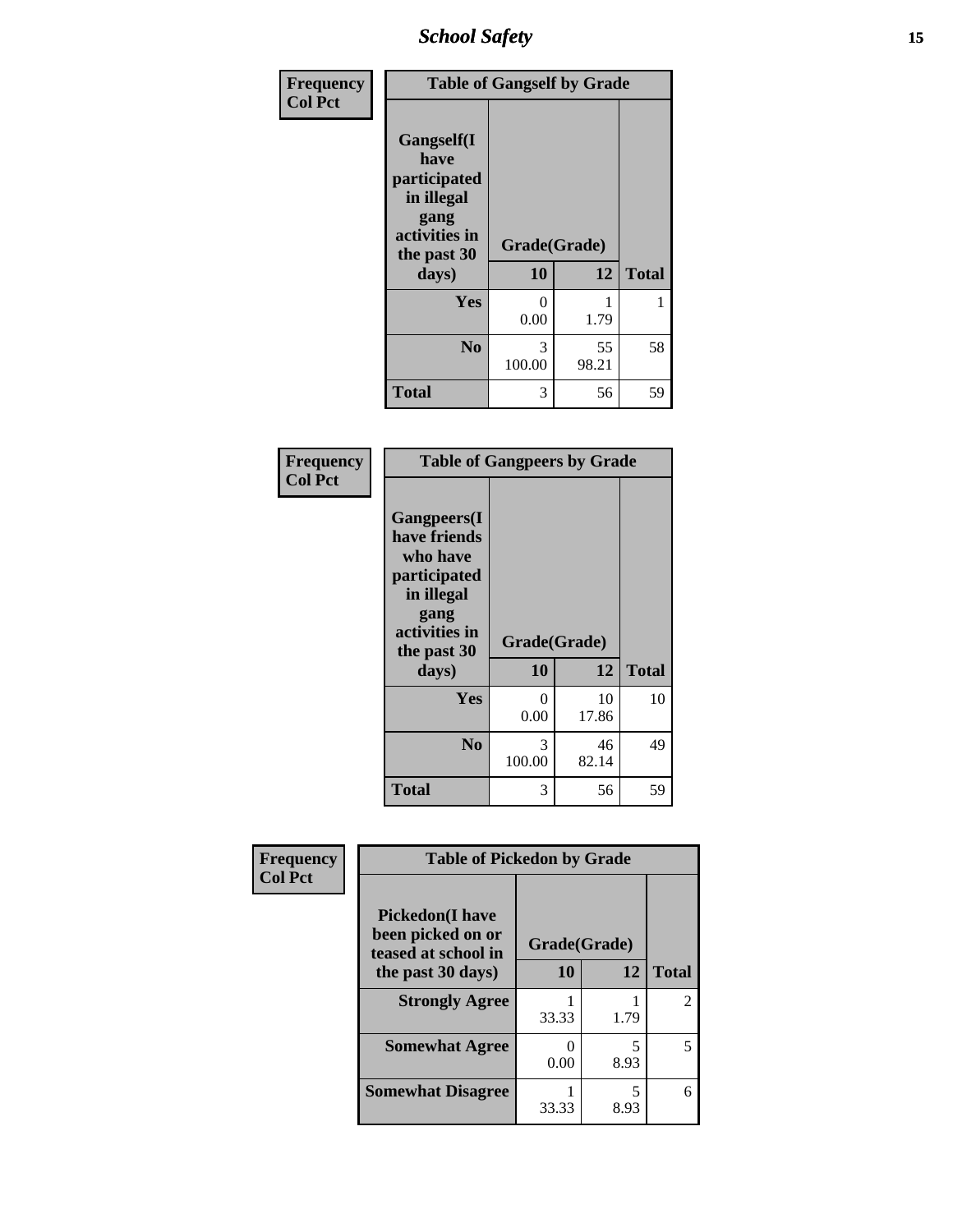| Frequency Col Pct | Table of Gangself by Grade | | |
|---|---|---|---|
| Gangself(I have participated in illegal gang activities in the past 30 days) | Grade(Grade) | | |
| | 10 | 12 | Total |
| Yes | 0<br>0.00 | 1<br>1.79 | 1 |
| No | 3<br>100.00 | 55<br>98.21 | 58 |
| Total | 3 | 56 | 59 |

| Frequency Col Pct | Table of Gangpeers by Grade | | |
|---|---|---|---|
| Gangpeers(I have friends who have participated in illegal gang activities in the past 30 days) | Grade(Grade) | | |
| | 10 | 12 | Total |
| Yes | 0<br>0.00 | 10<br>17.86 | 10 |
| No | 3<br>100.00 | 46<br>82.14 | 49 |
| Total | 3 | 56 | 59 |

| Frequency Col Pct | Table of Pickedon by Grade | | |
|---|---|---|---|
| Pickedon(I have been picked on or teased at school in the past 30 days) | Grade(Grade) | | |
| | 10 | 12 | Total |
| Strongly Agree | 1<br>33.33 | 1<br>1.79 | 2 |
| Somewhat Agree | 0<br>0.00 | 5<br>8.93 | 5 |
| Somewhat Disagree | 1<br>33.33 | 5<br>8.93 | 6 |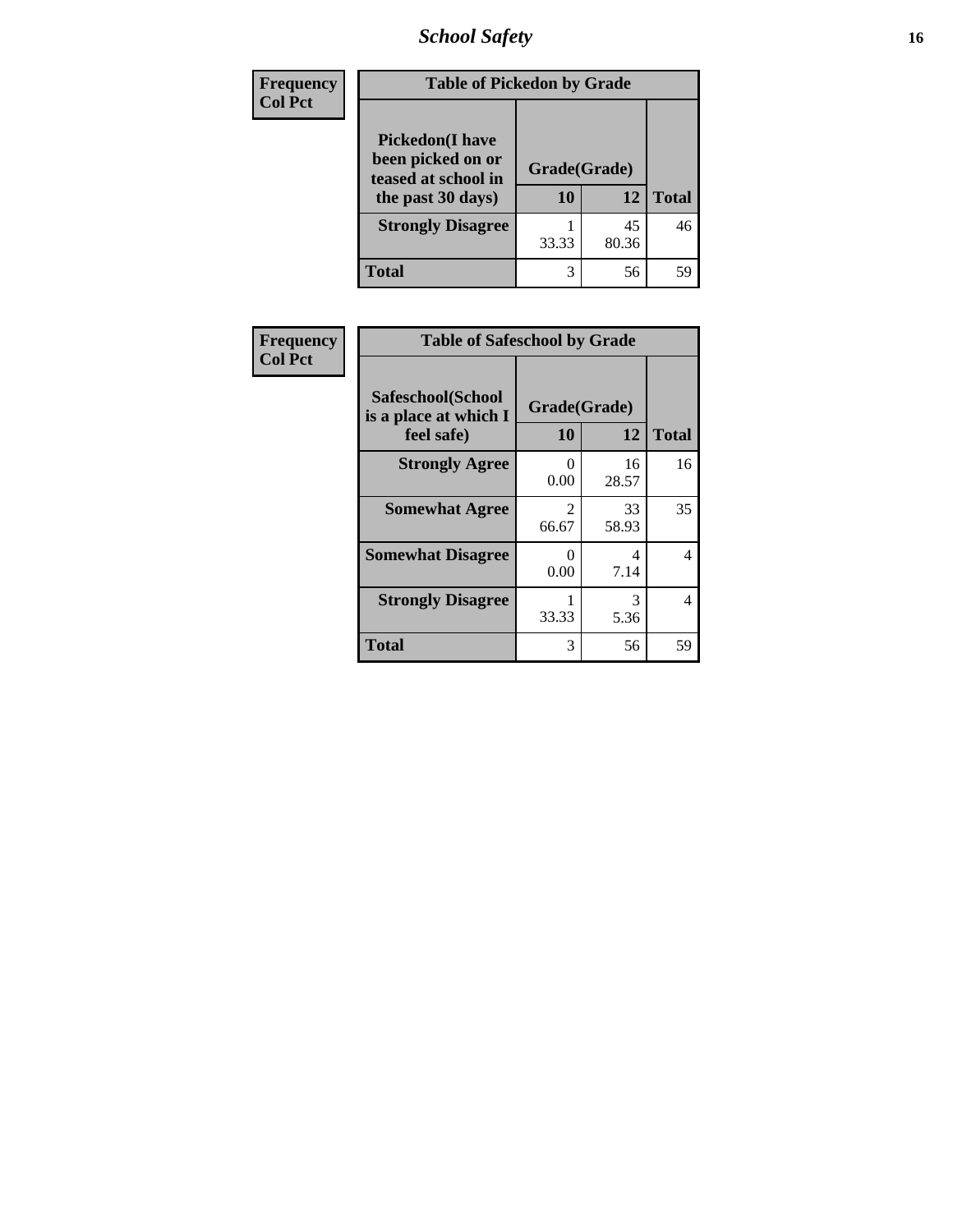| Frequency<br>Col Pct | Table of Pickedon by Grade | | |
|---|---|---|---|
| **Pickedon(I have been picked on or teased at school in the past 30 days)** | **Grade(Grade)** | | |
| | **10** | **12** | **Total** |
| **Strongly Disagree** | 1<br>33.33 | 45<br>80.36 | 46 |
| **Total** | 3 | 56 | 59 |

| Frequency<br>Col Pct | Table of Safeschool by Grade | | |
|---|---|---|---|
| **Safeschool(School is a place at which I feel safe)** | **Grade(Grade)** | | |
| | **10** | **12** | **Total** |
| **Strongly Agree** | 0<br>0.00 | 16<br>28.57 | 16 |
| **Somewhat Agree** | 2<br>66.67 | 33<br>58.93 | 35 |
| **Somewhat Disagree** | 0<br>0.00 | 4<br>7.14 | 4 |
| **Strongly Disagree** | 1<br>33.33 | 3<br>5.36 | 4 |
| **Total** | 3 | 56 | 59 |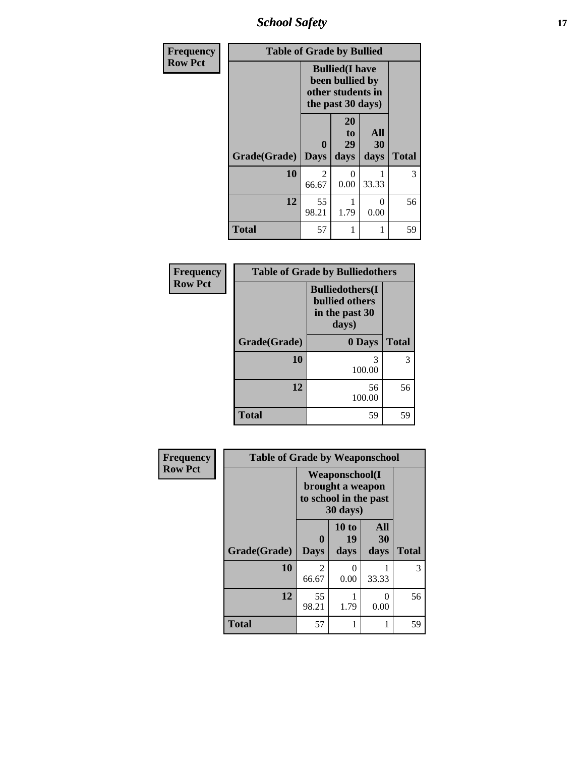| Frequency Row Pct | Table of Grade by Bullied | | | |
|---|---|---|---|---|
| | Bullied(I have been bullied by other students in the past 30 days) | | | |
| Grade(Grade) | 0 Days | 20 to 29 days | All 30 days | Total |
| 10 | 2<br>66.67 | 0<br>0.00 | 1<br>33.33 | 3 |
| 12 | 55<br>98.21 | 1<br>1.79 | 0<br>0.00 | 56 |
| Total | 57 | 1 | 1 | 59 |

| Frequency Row Pct | Table of Grade by Bulliedothers | |
|---|---|---|
| | Bulliedothers(I bullied others in the past 30 days) | |
| Grade(Grade) | 0 Days | Total |
| 10 | 3<br>100.00 | 3 |
| 12 | 56<br>100.00 | 56 |
| Total | 59 | 59 |

| Frequency Row Pct | Table of Grade by Weaponschool | | | |
|---|---|---|---|---|
| | Weaponschool(I brought a weapon to school in the past 30 days) | | | |
| Grade(Grade) | 0 Days | 10 to 19 days | All 30 days | Total |
| 10 | 2<br>66.67 | 0<br>0.00 | 1<br>33.33 | 3 |
| 12 | 55<br>98.21 | 1<br>1.79 | 0<br>0.00 | 56 |
| Total | 57 | 1 | 1 | 59 |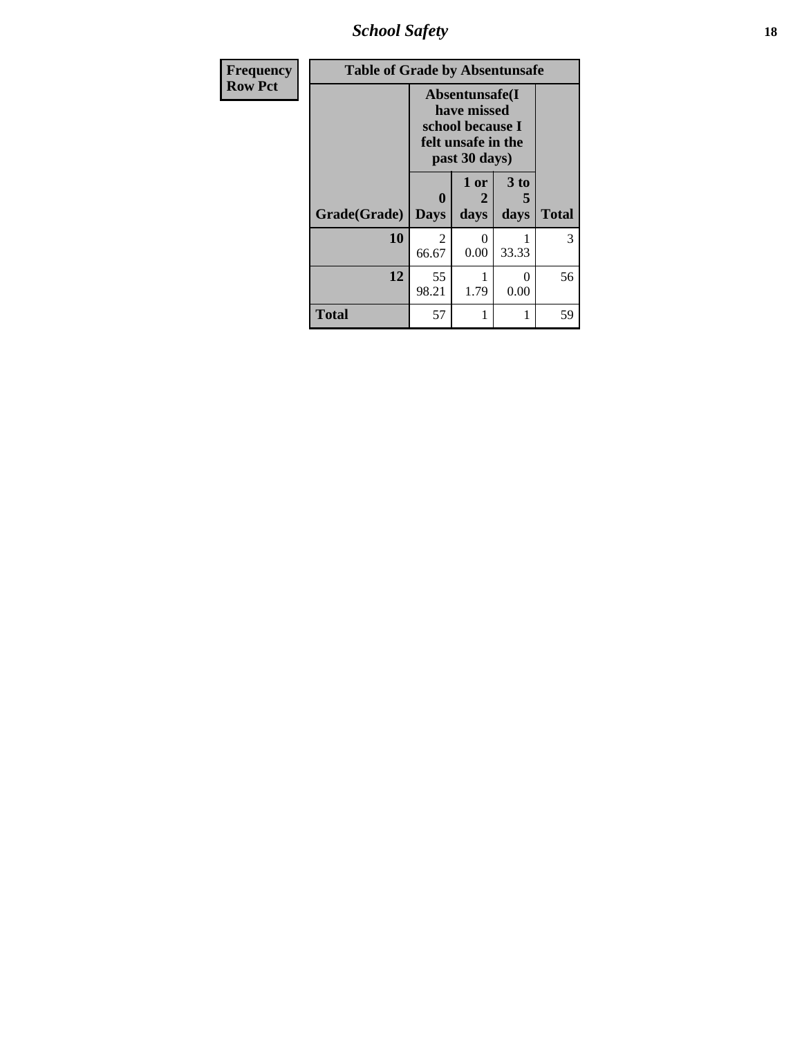# School Safety

| Frequency<br>Row Pct |
|---|

**Table of Grade by Absentunsafe**

| | Absentunsafe(I have missed school because I felt unsafe in the past 30 days) | | | |
|---|---|---|---|---|
| Grade(Grade) | 0 Days | 1 or 2 days | 3 to 5 days | Total |
| 10 | 2<br>66.67 | 0<br>0.00 | 1<br>33.33 | 3 |
| 12 | 55<br>98.21 | 1<br>1.79 | 0<br>0.00 | 56 |
| Total | 57 | 1 | 1 | 59 |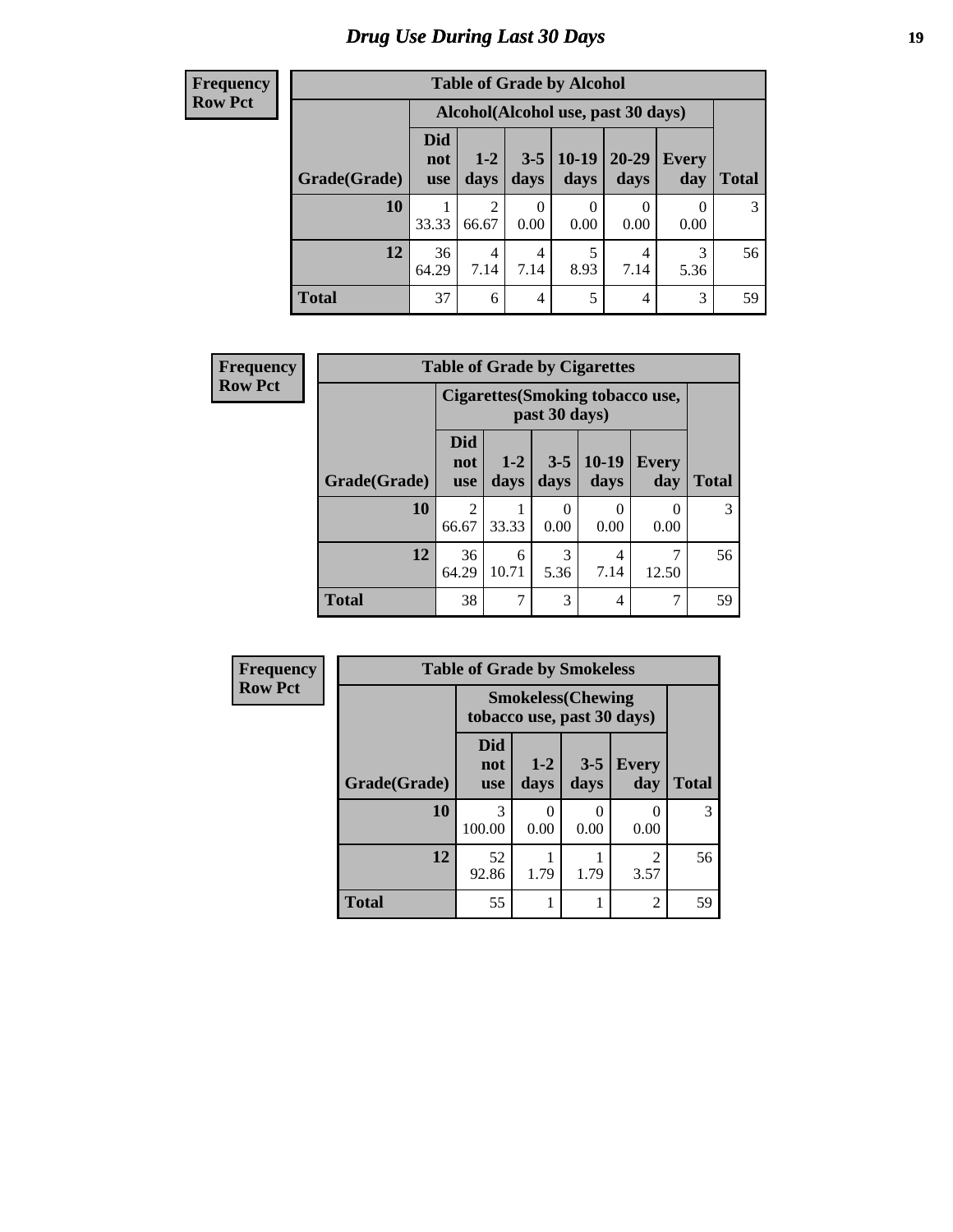# Drug Use During Last 30 Days

**Frequency**
**Row Pct**

| Table of Grade by Alcohol | | | | | | | |
|---|---|---|---|---|---|---|---|
| | Alcohol(Alcohol use, past 30 days) | | | | | | |
| Grade(Grade) | Did not use | 1-2 days | 3-5 days | 10-19 days | 20-29 days | Every day | Total |
| 10 | 1<br>33.33 | 2<br>66.67 | 0<br>0.00 | 0<br>0.00 | 0<br>0.00 | 0<br>0.00 | 3 |
| 12 | 36<br>64.29 | 4<br>7.14 | 4<br>7.14 | 5<br>8.93 | 4<br>7.14 | 3<br>5.36 | 56 |
| Total | 37 | 6 | 4 | 5 | 4 | 3 | 59 |

**Frequency**
**Row Pct**

| Table of Grade by Cigarettes | | | | | | |
|---|---|---|---|---|---|---|
| | Cigarettes(Smoking tobacco use, past 30 days) | | | | | |
| Grade(Grade) | Did not use | 1-2 days | 3-5 days | 10-19 days | Every day | Total |
| 10 | 2<br>66.67 | 1<br>33.33 | 0<br>0.00 | 0<br>0.00 | 0<br>0.00 | 3 |
| 12 | 36<br>64.29 | 6<br>10.71 | 3<br>5.36 | 4<br>7.14 | 7<br>12.50 | 56 |
| Total | 38 | 7 | 3 | 4 | 7 | 59 |

**Frequency**
**Row Pct**

| Table of Grade by Smokeless | | | | | |
|---|---|---|---|---|---|
| | Smokeless(Chewing tobacco use, past 30 days) | | | | |
| Grade(Grade) | Did not use | 1-2 days | 3-5 days | Every day | Total |
| 10 | 3<br>100.00 | 0<br>0.00 | 0<br>0.00 | 0<br>0.00 | 3 |
| 12 | 52<br>92.86 | 1<br>1.79 | 1<br>1.79 | 2<br>3.57 | 56 |
| Total | 55 | 1 | 1 | 2 | 59 |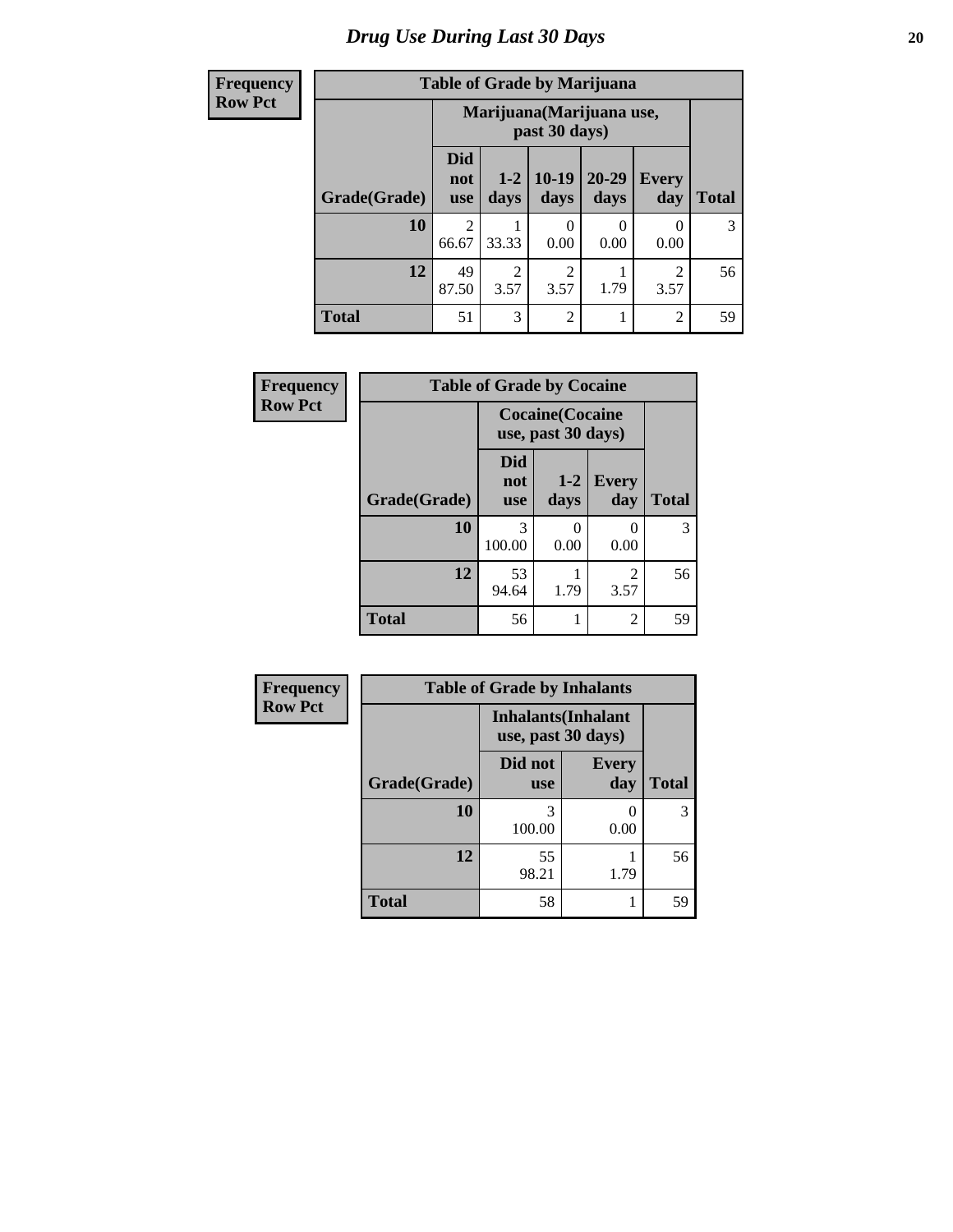# Drug Use During Last 30 Days

**Frequency**
**Row Pct**

| Table of Grade by Marijuana | | | | | | |
|---|---|---|---|---|---|---|
| | Marijuana(Marijuana use, past 30 days) | | | | | |
| Grade(Grade) | Did not use | 1-2 days | 10-19 days | 20-29 days | Every day | Total |
| 10 | 2<br>66.67 | 1<br>33.33 | 0<br>0.00 | 0<br>0.00 | 0<br>0.00 | 3 |
| 12 | 49<br>87.50 | 2<br>3.57 | 2<br>3.57 | 1<br>1.79 | 2<br>3.57 | 56 |
| Total | 51 | 3 | 2 | 1 | 2 | 59 |

**Frequency**
**Row Pct**

| Table of Grade by Cocaine | | | | |
|---|---|---|---|---|
| | Cocaine(Cocaine use, past 30 days) | | | |
| Grade(Grade) | Did not use | 1-2 days | Every day | Total |
| 10 | 3<br>100.00 | 0<br>0.00 | 0<br>0.00 | 3 |
| 12 | 53<br>94.64 | 1<br>1.79 | 2<br>3.57 | 56 |
| Total | 56 | 1 | 2 | 59 |

**Frequency**
**Row Pct**

| Table of Grade by Inhalants | | | |
|---|---|---|---|
| | Inhalants(Inhalant use, past 30 days) | | |
| Grade(Grade) | Did not use | Every day | Total |
| 10 | 3<br>100.00 | 0<br>0.00 | 3 |
| 12 | 55<br>98.21 | 1<br>1.79 | 56 |
| Total | 58 | 1 | 59 |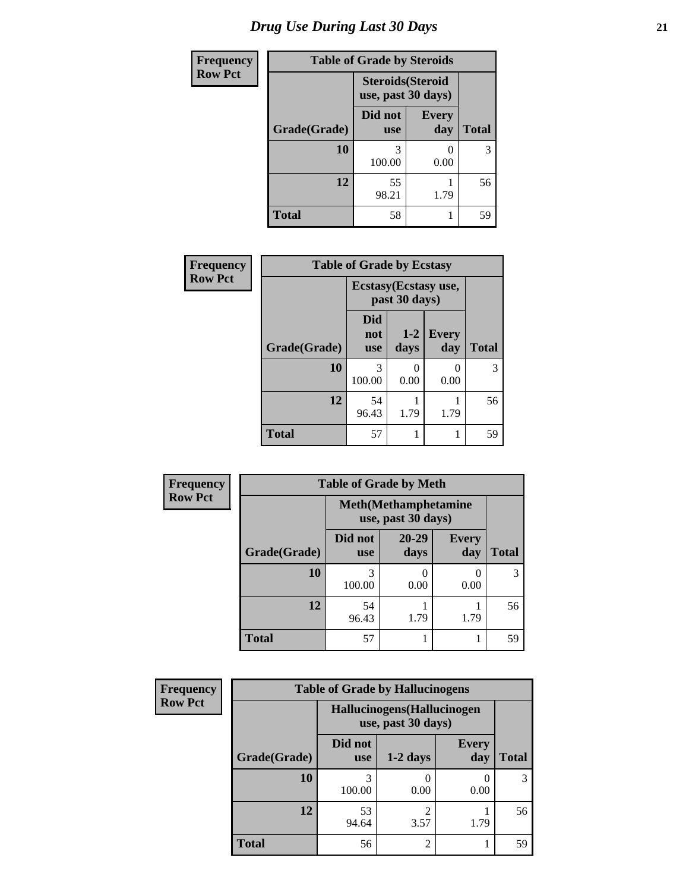# Drug Use During Last 30 Days

| Frequency Row Pct |
|---|

**Table of Grade by Steroids**

| Grade(Grade) | Steroids(Steroid use, past 30 days) | | Total |
|---|---|---|---|
| | Did not use | Every day | |
| 10 | 3<br>100.00 | 0<br>0.00 | 3 |
| 12 | 55<br>98.21 | 1<br>1.79 | 56 |
| Total | 58 | 1 | 59 |

| Frequency Row Pct |
|---|

**Table of Grade by Ecstasy**

| Grade(Grade) | Ecstasy(Ecstasy use, past 30 days) | | | Total |
|---|---|---|---|---|
| | Did not use | 1-2 days | Every day | |
| 10 | 3<br>100.00 | 0<br>0.00 | 0<br>0.00 | 3 |
| 12 | 54<br>96.43 | 1<br>1.79 | 1<br>1.79 | 56 |
| Total | 57 | 1 | 1 | 59 |

| Frequency Row Pct |
|---|

**Table of Grade by Meth**

| Grade(Grade) | Meth(Methamphetamine use, past 30 days) | | | Total |
|---|---|---|---|---|
| | Did not use | 20-29 days | Every day | |
| 10 | 3<br>100.00 | 0<br>0.00 | 0<br>0.00 | 3 |
| 12 | 54<br>96.43 | 1<br>1.79 | 1<br>1.79 | 56 |
| Total | 57 | 1 | 1 | 59 |

| Frequency Row Pct |
|---|

**Table of Grade by Hallucinogens**

| Grade(Grade) | Hallucinogens(Hallucinogen use, past 30 days) | | | Total |
|---|---|---|---|---|
| | Did not use | 1-2 days | Every day | |
| 10 | 3<br>100.00 | 0<br>0.00 | 0<br>0.00 | 3 |
| 12 | 53<br>94.64 | 2<br>3.57 | 1<br>1.79 | 56 |
| Total | 56 | 2 | 1 | 59 |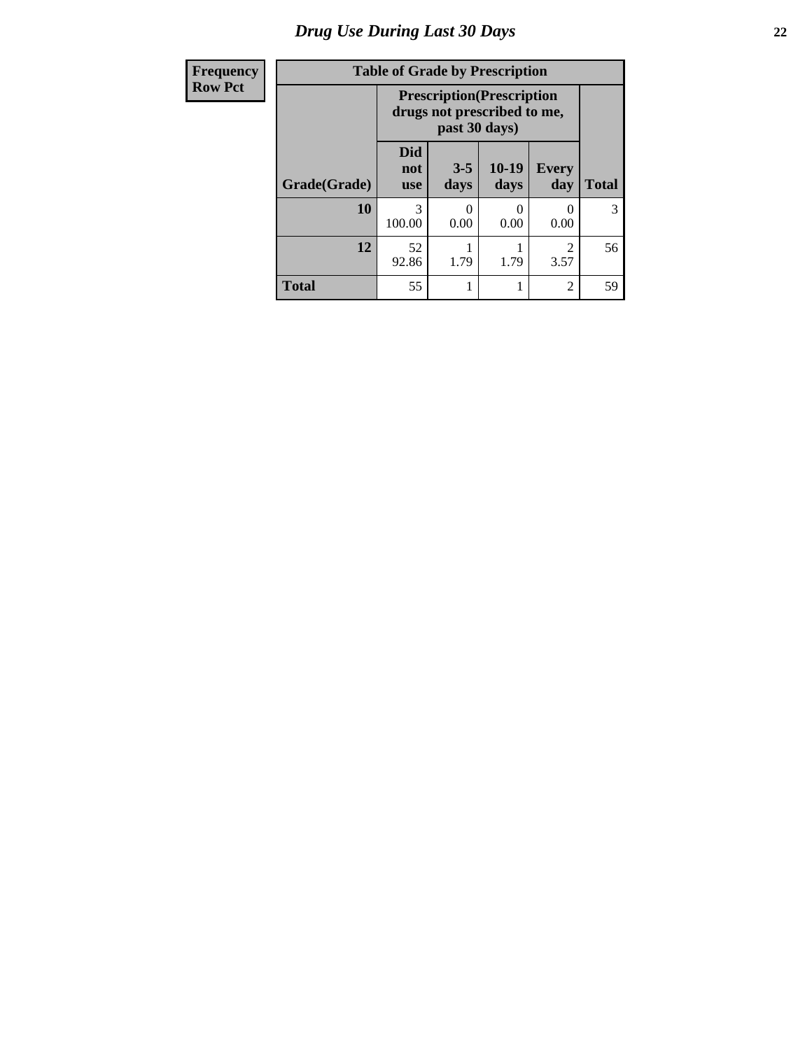## Drug Use During Last 30 Days

| Frequency<br>Row Pct |
|---|

**Table of Grade by Prescription**

| Grade(Grade) | Prescription(Prescription drugs not prescribed to me, past 30 days) | | | | Total |
|---|---|---|---|---|---|
| | Did not use | 3-5 days | 10-19 days | Every day | |
| **10** | 3<br>100.00 | 0<br>0.00 | 0<br>0.00 | 0<br>0.00 | 3 |
| **12** | 52<br>92.86 | 1<br>1.79 | 1<br>1.79 | 2<br>3.57 | 56 |
| **Total** | 55 | 1 | 1 | 2 | 59 |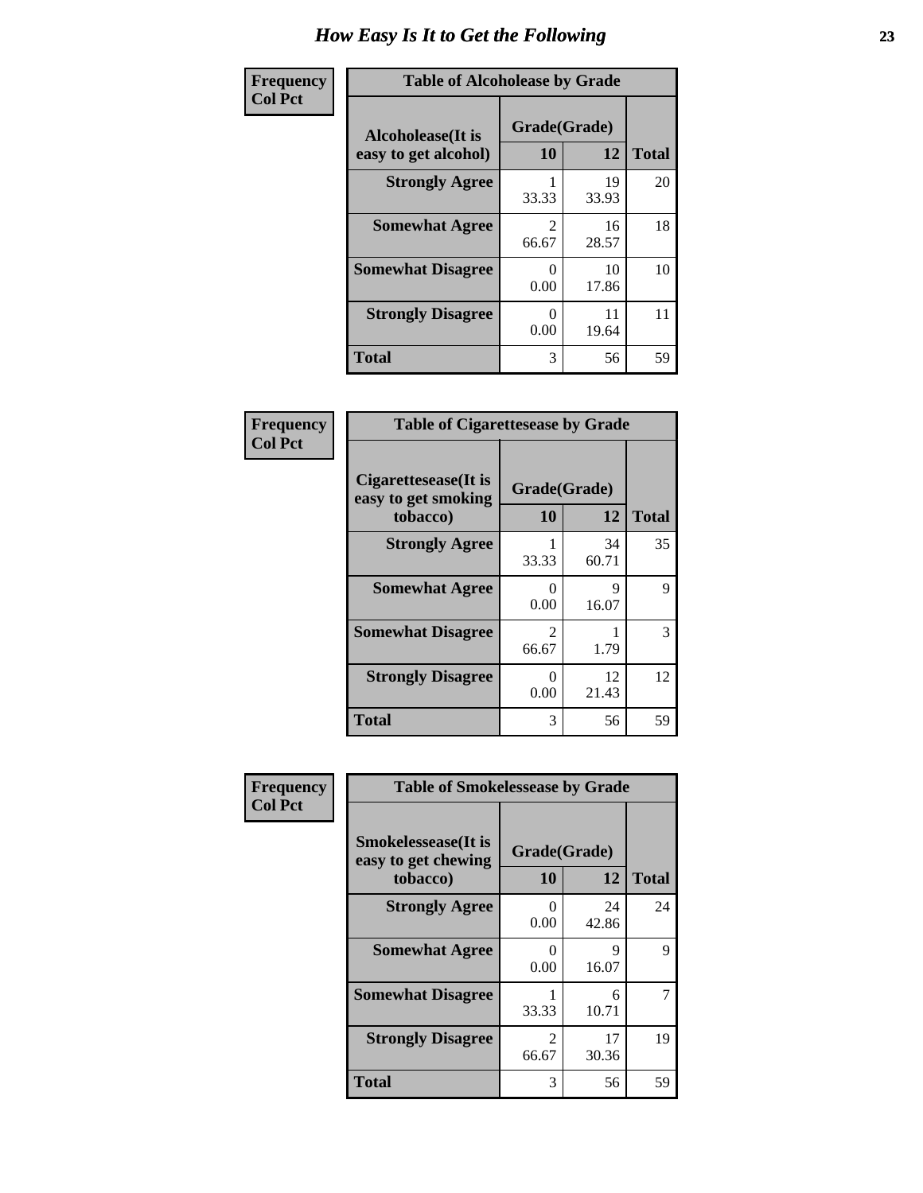# How Easy Is It to Get the Following

**Frequency / Col Pct**

| Table of Alcoholease by Grade | | | |
|---|---|---|---|
| **Alcoholease(It is easy to get alcohol)** | **Grade(Grade)** | | **Total** |
| | **10** | **12** | |
| **Strongly Agree** | 1<br>33.33 | 19<br>33.93 | 20 |
| **Somewhat Agree** | 2<br>66.67 | 16<br>28.57 | 18 |
| **Somewhat Disagree** | 0<br>0.00 | 10<br>17.86 | 10 |
| **Strongly Disagree** | 0<br>0.00 | 11<br>19.64 | 11 |
| **Total** | 3 | 56 | 59 |

**Frequency / Col Pct**

| Table of Cigarettesease by Grade | | | |
|---|---|---|---|
| **Cigarettesease(It is easy to get smoking tobacco)** | **Grade(Grade)** | | **Total** |
| | **10** | **12** | |
| **Strongly Agree** | 1<br>33.33 | 34<br>60.71 | 35 |
| **Somewhat Agree** | 0<br>0.00 | 9<br>16.07 | 9 |
| **Somewhat Disagree** | 2<br>66.67 | 1<br>1.79 | 3 |
| **Strongly Disagree** | 0<br>0.00 | 12<br>21.43 | 12 |
| **Total** | 3 | 56 | 59 |

**Frequency / Col Pct**

| Table of Smokelessease by Grade | | | |
|---|---|---|---|
| **Smokelessease(It is easy to get chewing tobacco)** | **Grade(Grade)** | | **Total** |
| | **10** | **12** | |
| **Strongly Agree** | 0<br>0.00 | 24<br>42.86 | 24 |
| **Somewhat Agree** | 0<br>0.00 | 9<br>16.07 | 9 |
| **Somewhat Disagree** | 1<br>33.33 | 6<br>10.71 | 7 |
| **Strongly Disagree** | 2<br>66.67 | 17<br>30.36 | 19 |
| **Total** | 3 | 56 | 59 |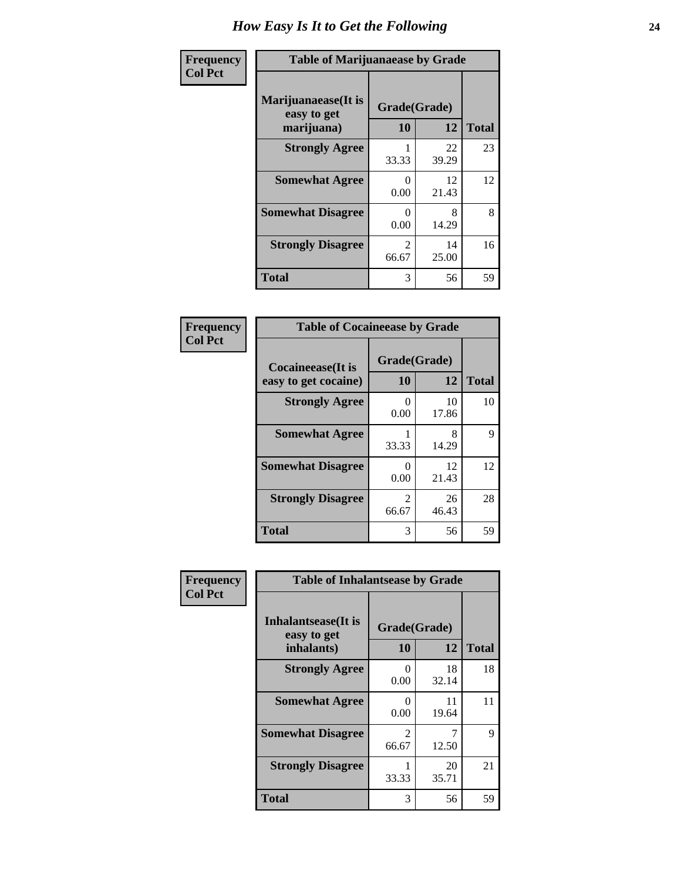# How Easy Is It to Get the Following

**Frequency**
**Col Pct**

| Table of Marijuanaease by Grade | | | |
|---|---|---|---|
| **Marijuanaease(It is easy to get marijuana)** | **Grade(Grade)** | | **Total** |
| | **10** | **12** | |
| **Strongly Agree** | 1<br>33.33 | 22<br>39.29 | 23 |
| **Somewhat Agree** | 0<br>0.00 | 12<br>21.43 | 12 |
| **Somewhat Disagree** | 0<br>0.00 | 8<br>14.29 | 8 |
| **Strongly Disagree** | 2<br>66.67 | 14<br>25.00 | 16 |
| **Total** | 3 | 56 | 59 |

**Frequency**
**Col Pct**

| Table of Cocaineease by Grade | | | |
|---|---|---|---|
| **Cocaineease(It is easy to get cocaine)** | **Grade(Grade)** | | **Total** |
| | **10** | **12** | |
| **Strongly Agree** | 0<br>0.00 | 10<br>17.86 | 10 |
| **Somewhat Agree** | 1<br>33.33 | 8<br>14.29 | 9 |
| **Somewhat Disagree** | 0<br>0.00 | 12<br>21.43 | 12 |
| **Strongly Disagree** | 2<br>66.67 | 26<br>46.43 | 28 |
| **Total** | 3 | 56 | 59 |

**Frequency**
**Col Pct**

| Table of Inhalantsease by Grade | | | |
|---|---|---|---|
| **Inhalantsease(It is easy to get inhalants)** | **Grade(Grade)** | | **Total** |
| | **10** | **12** | |
| **Strongly Agree** | 0<br>0.00 | 18<br>32.14 | 18 |
| **Somewhat Agree** | 0<br>0.00 | 11<br>19.64 | 11 |
| **Somewhat Disagree** | 2<br>66.67 | 7<br>12.50 | 9 |
| **Strongly Disagree** | 1<br>33.33 | 20<br>35.71 | 21 |
| **Total** | 3 | 56 | 59 |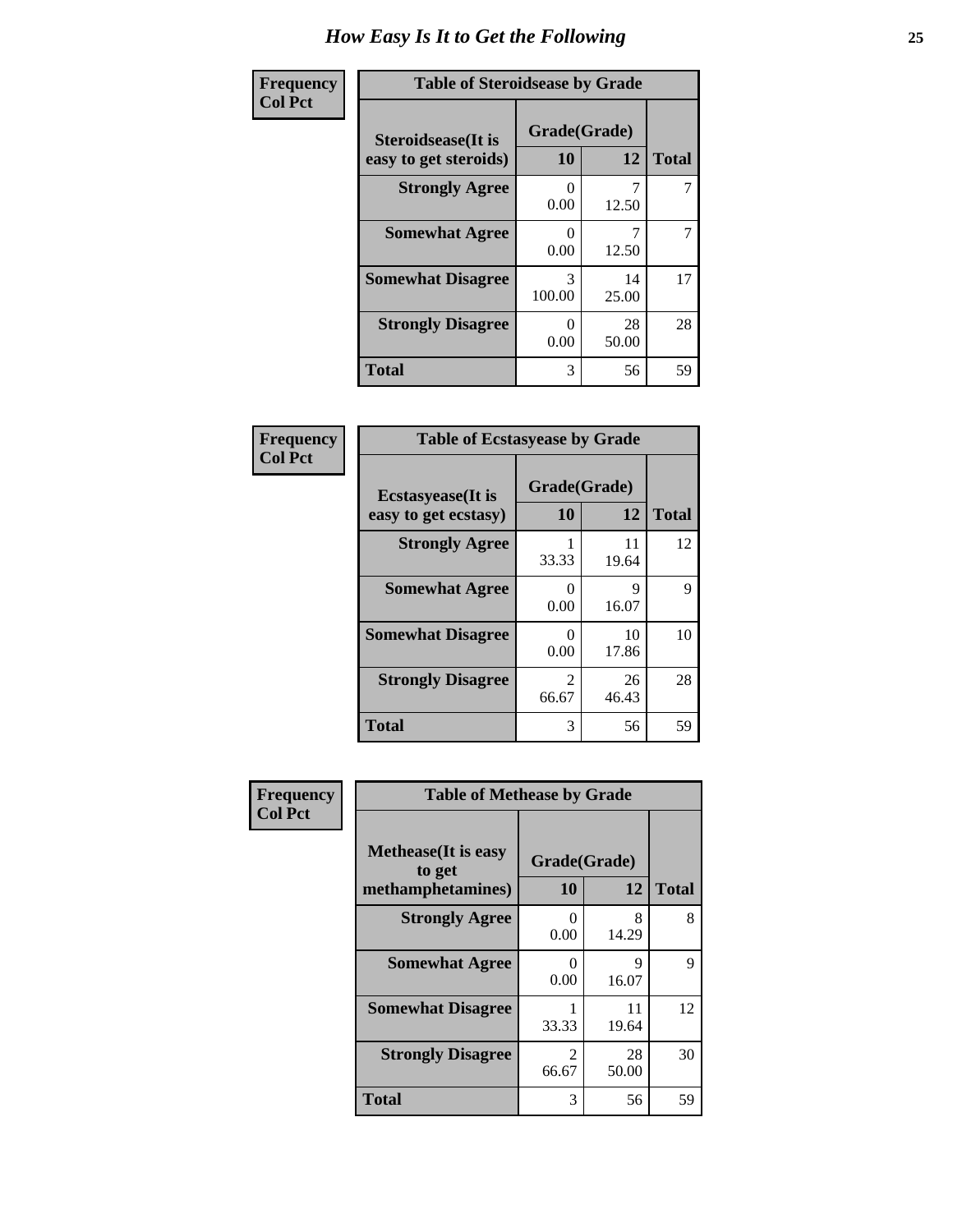# How Easy Is It to Get the Following

**Frequency**
**Col Pct**

**Table of Steroidsease by Grade**

| Steroidsease(It is easy to get steroids) | Grade(Grade) | | Total |
|---|---|---|---|
| | 10 | 12 | |
| **Strongly Agree** | 0<br>0.00 | 7<br>12.50 | 7 |
| **Somewhat Agree** | 0<br>0.00 | 7<br>12.50 | 7 |
| **Somewhat Disagree** | 3<br>100.00 | 14<br>25.00 | 17 |
| **Strongly Disagree** | 0<br>0.00 | 28<br>50.00 | 28 |
| **Total** | 3 | 56 | 59 |

**Frequency**
**Col Pct**

**Table of Ecstasyease by Grade**

| Ecstasyease(It is easy to get ecstasy) | Grade(Grade) | | Total |
|---|---|---|---|
| | 10 | 12 | |
| **Strongly Agree** | 1<br>33.33 | 11<br>19.64 | 12 |
| **Somewhat Agree** | 0<br>0.00 | 9<br>16.07 | 9 |
| **Somewhat Disagree** | 0<br>0.00 | 10<br>17.86 | 10 |
| **Strongly Disagree** | 2<br>66.67 | 26<br>46.43 | 28 |
| **Total** | 3 | 56 | 59 |

**Frequency**
**Col Pct**

**Table of Methease by Grade**

| Methease(It is easy to get methamphetamines) | Grade(Grade) | | Total |
|---|---|---|---|
| | 10 | 12 | |
| **Strongly Agree** | 0<br>0.00 | 8<br>14.29 | 8 |
| **Somewhat Agree** | 0<br>0.00 | 9<br>16.07 | 9 |
| **Somewhat Disagree** | 1<br>33.33 | 11<br>19.64 | 12 |
| **Strongly Disagree** | 2<br>66.67 | 28<br>50.00 | 30 |
| **Total** | 3 | 56 | 59 |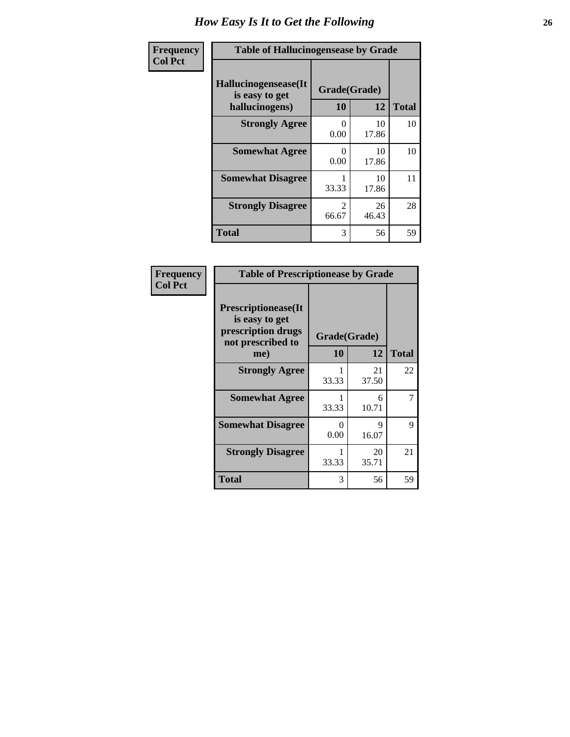# How Easy Is It to Get the Following

**Frequency**
**Col Pct**

**Table of Hallucinogensease by Grade**

| Hallucinogensease(It is easy to get hallucinogens) | Grade(Grade) 10 | 12 | Total |
|---|---|---|---|
| **Strongly Agree** | 0<br>0.00 | 10<br>17.86 | 10 |
| **Somewhat Agree** | 0<br>0.00 | 10<br>17.86 | 10 |
| **Somewhat Disagree** | 1<br>33.33 | 10<br>17.86 | 11 |
| **Strongly Disagree** | 2<br>66.67 | 26<br>46.43 | 28 |
| **Total** | 3 | 56 | 59 |

**Frequency**
**Col Pct**

**Table of Prescriptionease by Grade**

| Prescriptionease(It is easy to get prescription drugs not prescribed to me) | Grade(Grade) 10 | 12 | Total |
|---|---|---|---|
| **Strongly Agree** | 1<br>33.33 | 21<br>37.50 | 22 |
| **Somewhat Agree** | 1<br>33.33 | 6<br>10.71 | 7 |
| **Somewhat Disagree** | 0<br>0.00 | 9<br>16.07 | 9 |
| **Strongly Disagree** | 1<br>33.33 | 20<br>35.71 | 21 |
| **Total** | 3 | 56 | 59 |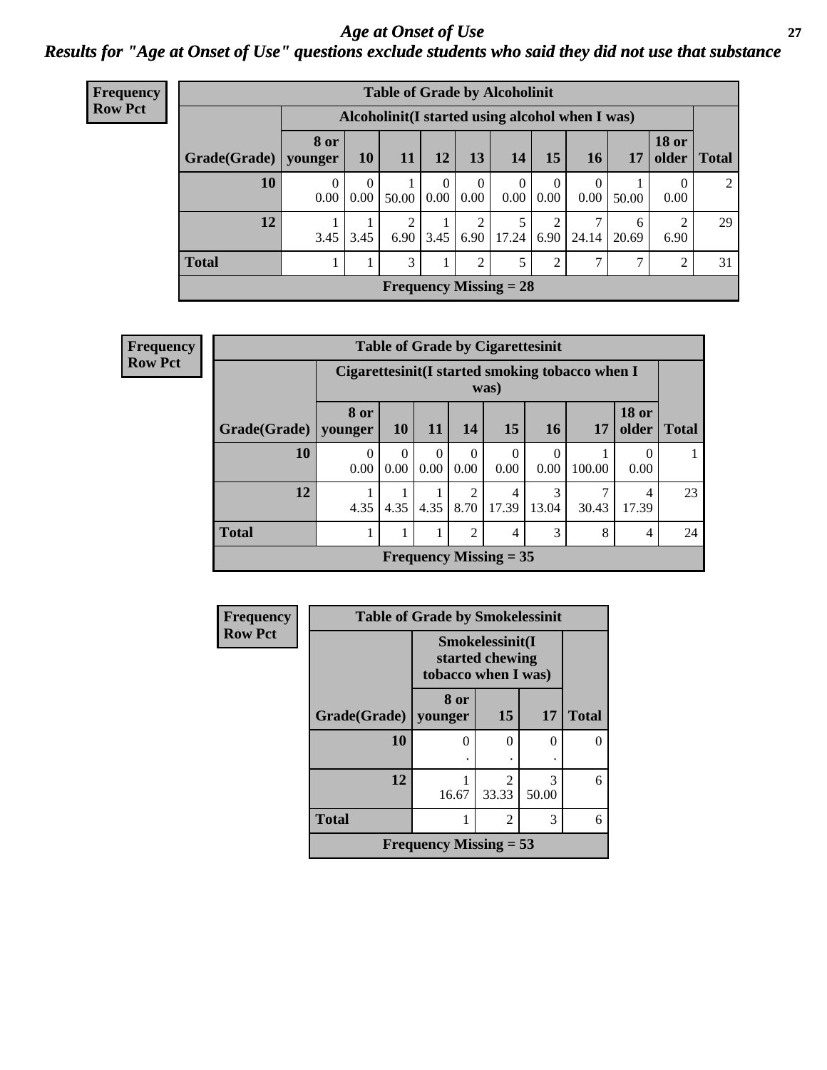# Age at Onset of Use

## Results for "Age at Onset of Use" questions exclude students who said they did not use that substance

**Frequency**
**Row Pct**

| Table of Grade by Alcoholinit | | | | | | | | | | | |
|---|---|---|---|---|---|---|---|---|---|---|---|
| | Alcoholinit(I started using alcohol when I was) | | | | | | | | | | |
| Grade(Grade) | 8 or younger | 10 | 11 | 12 | 13 | 14 | 15 | 16 | 17 | 18 or older | Total |
| 10 | 0<br>0.00 | 0<br>0.00 | 1<br>50.00 | 0<br>0.00 | 0<br>0.00 | 0<br>0.00 | 0<br>0.00 | 0<br>0.00 | 1<br>50.00 | 0<br>0.00 | 2 |
| 12 | 1<br>3.45 | 1<br>3.45 | 2<br>6.90 | 1<br>3.45 | 2<br>6.90 | 5<br>17.24 | 2<br>6.90 | 7<br>24.14 | 6<br>20.69 | 2<br>6.90 | 29 |
| Total | 1 | 1 | 3 | 1 | 2 | 5 | 2 | 7 | 7 | 2 | 31 |
| Frequency Missing = 28 | | | | | | | | | | | |

**Frequency**
**Row Pct**

| Table of Grade by Cigarettesinit | | | | | | | | | |
|---|---|---|---|---|---|---|---|---|---|
| | Cigarettesinit(I started smoking tobacco when I was) | | | | | | | | |
| Grade(Grade) | 8 or younger | 10 | 11 | 14 | 15 | 16 | 17 | 18 or older | Total |
| 10 | 0<br>0.00 | 0<br>0.00 | 0<br>0.00 | 0<br>0.00 | 0<br>0.00 | 0<br>0.00 | 1<br>100.00 | 0<br>0.00 | 1 |
| 12 | 1<br>4.35 | 1<br>4.35 | 1<br>4.35 | 2<br>8.70 | 4<br>17.39 | 3<br>13.04 | 7<br>30.43 | 4<br>17.39 | 23 |
| Total | 1 | 1 | 1 | 2 | 4 | 3 | 8 | 4 | 24 |
| Frequency Missing = 35 | | | | | | | | | |

**Frequency**
**Row Pct**

| Table of Grade by Smokelessinit | | | | |
|---|---|---|---|---|
| | Smokelessinit(I started chewing tobacco when I was) | | | |
| Grade(Grade) | 8 or younger | 15 | 17 | Total |
| 10 | 0<br>. | 0<br>. | 0<br>. | 0 |
| 12 | 1<br>16.67 | 2<br>33.33 | 3<br>50.00 | 6 |
| Total | 1 | 2 | 3 | 6 |
| Frequency Missing = 53 | | | | |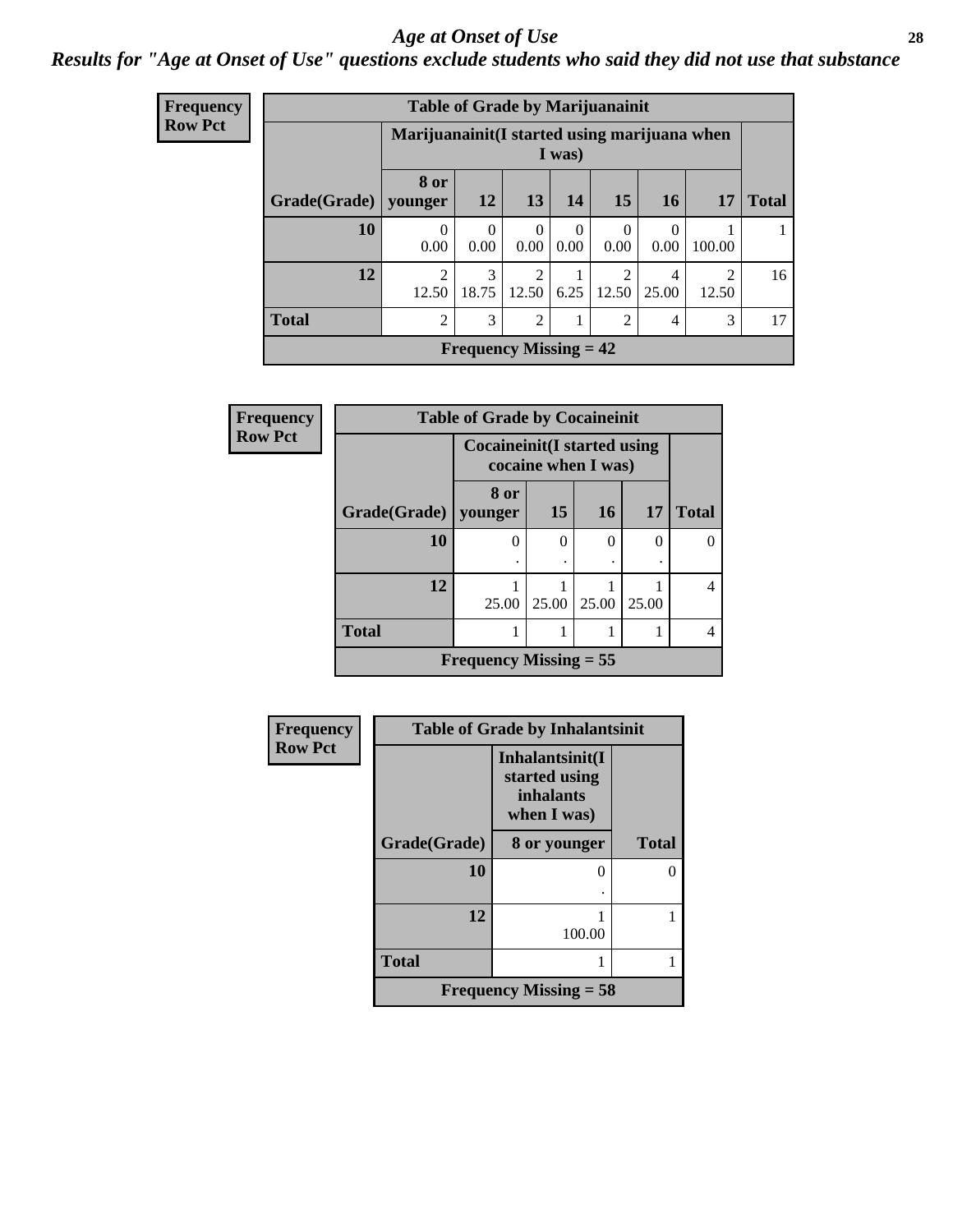# *Age at Onset of Use*

## *Results for "Age at Onset of Use" questions exclude students who said they did not use that substance*

**Frequency**
**Row Pct**

| Table of Grade by Marijuanainit | | | | | | | | |
|---|---|---|---|---|---|---|---|---|
| | Marijuanainit(I started using marijuana when I was) | | | | | | | |
| Grade(Grade) | 8 or younger | 12 | 13 | 14 | 15 | 16 | 17 | Total |
| 10 | 0<br>0.00 | 0<br>0.00 | 0<br>0.00 | 0<br>0.00 | 0<br>0.00 | 0<br>0.00 | 1<br>100.00 | 1 |
| 12 | 2<br>12.50 | 3<br>18.75 | 2<br>12.50 | 1<br>6.25 | 2<br>12.50 | 4<br>25.00 | 2<br>12.50 | 16 |
| Total | 2 | 3 | 2 | 1 | 2 | 4 | 3 | 17 |
| Frequency Missing = 42 | | | | | | | | |

**Frequency**
**Row Pct**

| Table of Grade by Cocaineinit | | | | | |
|---|---|---|---|---|---|
| | Cocaineinit(I started using cocaine when I was) | | | | |
| Grade(Grade) | 8 or younger | 15 | 16 | 17 | Total |
| 10 | 0<br>. | 0<br>. | 0<br>. | 0<br>. | 0 |
| 12 | 1<br>25.00 | 1<br>25.00 | 1<br>25.00 | 1<br>25.00 | 4 |
| Total | 1 | 1 | 1 | 1 | 4 |
| Frequency Missing = 55 | | | | | |

**Frequency**
**Row Pct**

| Table of Grade by Inhalantsinit | | |
|---|---|---|
| | Inhalantsinit(I started using inhalants when I was) | |
| Grade(Grade) | 8 or younger | Total |
| 10 | 0<br>. | 0 |
| 12 | 1<br>100.00 | 1 |
| Total | 1 | 1 |
| Frequency Missing = 58 | | |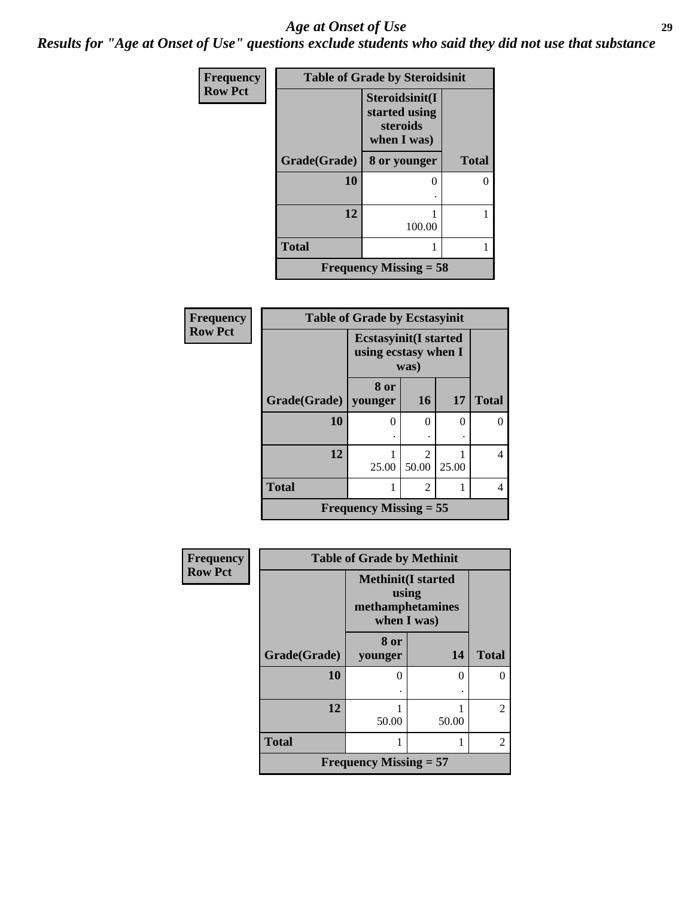# Age at Onset of Use

***Results for "Age at Onset of Use" questions exclude students who said they did not use that substance***

**Frequency**
**Row Pct**

| Table of Grade by Steroidsinit | | |
|---|---|---|
| | **Steroidsinit(I started using steroids when I was)** | |
| **Grade(Grade)** | **8 or younger** | **Total** |
| **10** | 0<br>. | 0 |
| **12** | 1<br>100.00 | 1 |
| **Total** | 1 | 1 |
| **Frequency Missing = 58** | | |

**Frequency**
**Row Pct**

| Table of Grade by Ecstasyinit | | | | |
|---|---|---|---|---|
| | **Ecstasyinit(I started using ecstasy when I was)** | | | |
| **Grade(Grade)** | **8 or younger** | **16** | **17** | **Total** |
| **10** | 0<br>. | 0<br>. | 0<br>. | 0 |
| **12** | 1<br>25.00 | 2<br>50.00 | 1<br>25.00 | 4 |
| **Total** | 1 | 2 | 1 | 4 |
| **Frequency Missing = 55** | | | | |

**Frequency**
**Row Pct**

| Table of Grade by Methinit | | | |
|---|---|---|---|
| | **Methinit(I started using methamphetamines when I was)** | | |
| **Grade(Grade)** | **8 or younger** | **14** | **Total** |
| **10** | 0<br>. | 0<br>. | 0 |
| **12** | 1<br>50.00 | 1<br>50.00 | 2 |
| **Total** | 1 | 1 | 2 |
| **Frequency Missing = 57** | | | |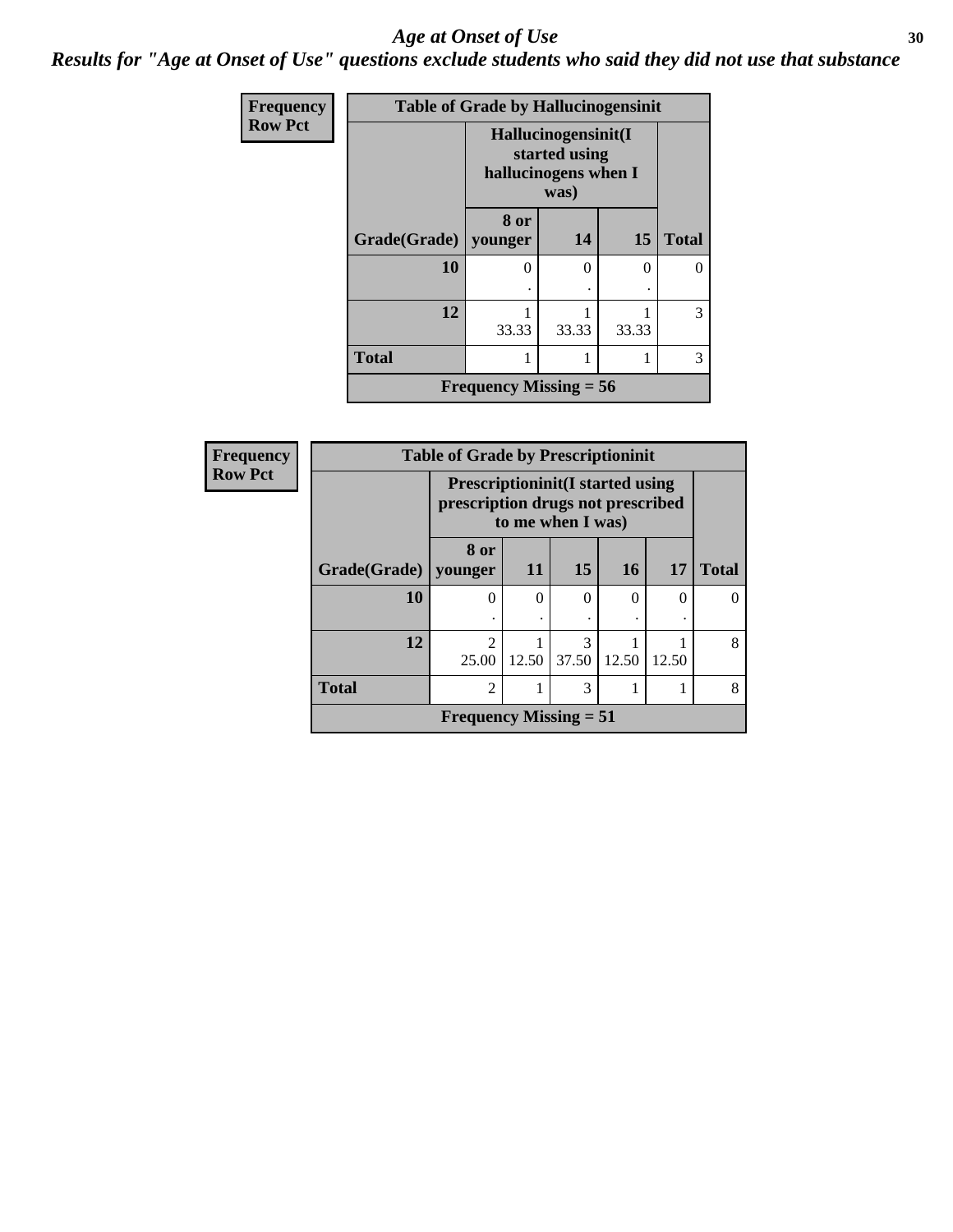# *Age at Onset of Use*

***Results for "Age at Onset of Use" questions exclude students who said they did not use that substance***

**Frequency**
**Row Pct**

**Table of Grade by Hallucinogensinit**

| Grade(Grade) | Hallucinogensinit(I started using hallucinogens when I was) | | | Total |
|---|---|---|---|---|
| | 8 or younger | 14 | 15 | |
| **10** | 0<br>. | 0<br>. | 0<br>. | 0 |
| **12** | 1<br>33.33 | 1<br>33.33 | 1<br>33.33 | 3 |
| **Total** | 1 | 1 | 1 | 3 |

**Frequency Missing = 56**

**Frequency**
**Row Pct**

**Table of Grade by Prescriptioninit**

| Grade(Grade) | Prescriptioninit(I started using prescription drugs not prescribed to me when I was) | | | | | Total |
|---|---|---|---|---|---|---|
| | 8 or younger | 11 | 15 | 16 | 17 | |
| **10** | 0<br>. | 0<br>. | 0<br>. | 0<br>. | 0<br>. | 0 |
| **12** | 2<br>25.00 | 1<br>12.50 | 3<br>37.50 | 1<br>12.50 | 1<br>12.50 | 8 |
| **Total** | 2 | 1 | 3 | 1 | 1 | 8 |

**Frequency Missing = 51**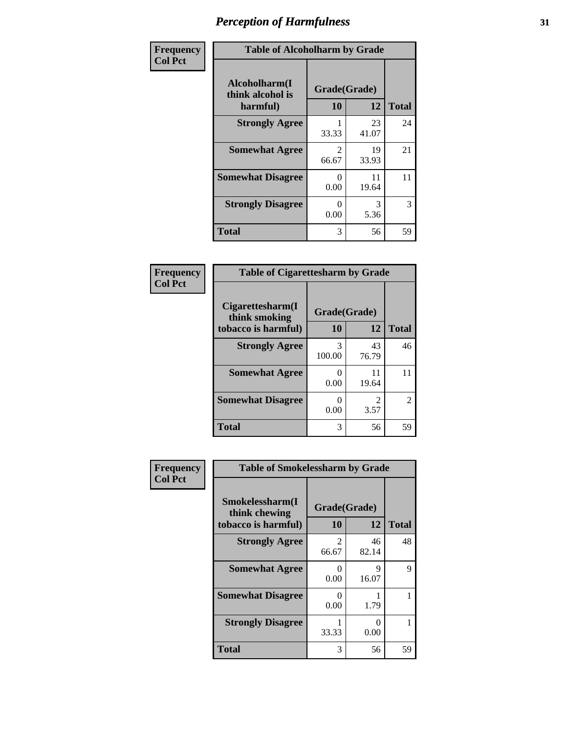# Perception of Harmfulness

**Frequency**
**Col Pct**

| Table of Alcoholharm by Grade | | | |
|---|---|---|---|
| **Alcoholharm(I think alcohol is harmful)** | **Grade(Grade)** | | **Total** |
| | **10** | **12** | |
| **Strongly Agree** | 1<br>33.33 | 23<br>41.07 | 24 |
| **Somewhat Agree** | 2<br>66.67 | 19<br>33.93 | 21 |
| **Somewhat Disagree** | 0<br>0.00 | 11<br>19.64 | 11 |
| **Strongly Disagree** | 0<br>0.00 | 3<br>5.36 | 3 |
| **Total** | 3 | 56 | 59 |

**Frequency**
**Col Pct**

| Table of Cigarettesharm by Grade | | | |
|---|---|---|---|
| **Cigarettesharm(I think smoking tobacco is harmful)** | **Grade(Grade)** | | **Total** |
| | **10** | **12** | |
| **Strongly Agree** | 3<br>100.00 | 43<br>76.79 | 46 |
| **Somewhat Agree** | 0<br>0.00 | 11<br>19.64 | 11 |
| **Somewhat Disagree** | 0<br>0.00 | 2<br>3.57 | 2 |
| **Total** | 3 | 56 | 59 |

**Frequency**
**Col Pct**

| Table of Smokelessharm by Grade | | | |
|---|---|---|---|
| **Smokelessharm(I think chewing tobacco is harmful)** | **Grade(Grade)** | | **Total** |
| | **10** | **12** | |
| **Strongly Agree** | 2<br>66.67 | 46<br>82.14 | 48 |
| **Somewhat Agree** | 0<br>0.00 | 9<br>16.07 | 9 |
| **Somewhat Disagree** | 0<br>0.00 | 1<br>1.79 | 1 |
| **Strongly Disagree** | 1<br>33.33 | 0<br>0.00 | 1 |
| **Total** | 3 | 56 | 59 |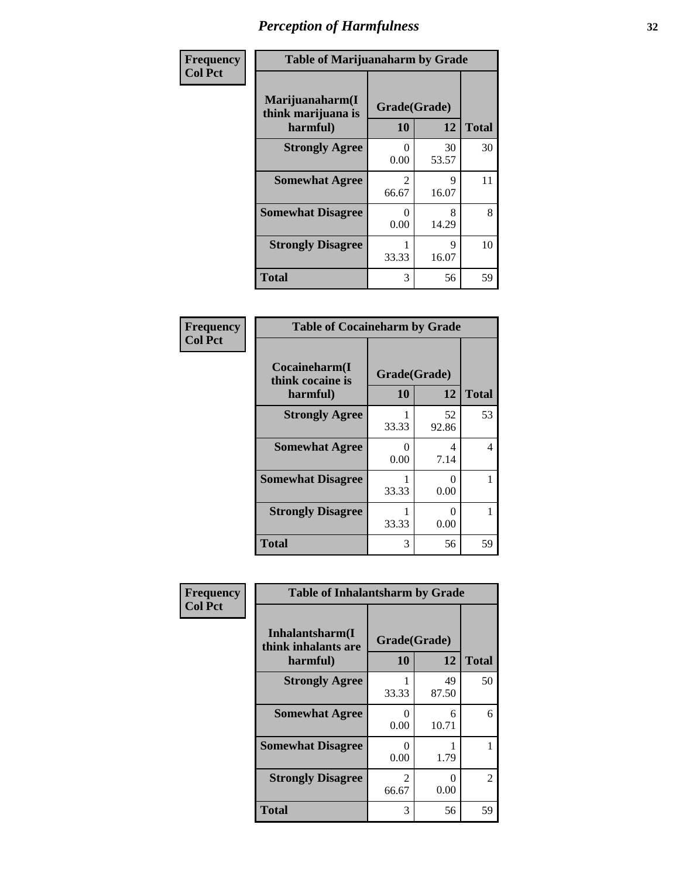# Perception of Harmfulness

**Frequency**
**Col Pct**

| Table of Marijuanaharm by Grade | | | |
|---|---|---|---|
| Marijuanaharm(I think marijuana is harmful) | Grade(Grade) | | Total |
| | 10 | 12 | |
| **Strongly Agree** | 0<br>0.00 | 30<br>53.57 | 30 |
| **Somewhat Agree** | 2<br>66.67 | 9<br>16.07 | 11 |
| **Somewhat Disagree** | 0<br>0.00 | 8<br>14.29 | 8 |
| **Strongly Disagree** | 1<br>33.33 | 9<br>16.07 | 10 |
| **Total** | 3 | 56 | 59 |

**Frequency**
**Col Pct**

| Table of Cocaineharm by Grade | | | |
|---|---|---|---|
| Cocaineharm(I think cocaine is harmful) | Grade(Grade) | | Total |
| | 10 | 12 | |
| **Strongly Agree** | 1<br>33.33 | 52<br>92.86 | 53 |
| **Somewhat Agree** | 0<br>0.00 | 4<br>7.14 | 4 |
| **Somewhat Disagree** | 1<br>33.33 | 0<br>0.00 | 1 |
| **Strongly Disagree** | 1<br>33.33 | 0<br>0.00 | 1 |
| **Total** | 3 | 56 | 59 |

**Frequency**
**Col Pct**

| Table of Inhalantsharm by Grade | | | |
|---|---|---|---|
| Inhalantsharm(I think inhalants are harmful) | Grade(Grade) | | Total |
| | 10 | 12 | |
| **Strongly Agree** | 1<br>33.33 | 49<br>87.50 | 50 |
| **Somewhat Agree** | 0<br>0.00 | 6<br>10.71 | 6 |
| **Somewhat Disagree** | 0<br>0.00 | 1<br>1.79 | 1 |
| **Strongly Disagree** | 2<br>66.67 | 0<br>0.00 | 2 |
| **Total** | 3 | 56 | 59 |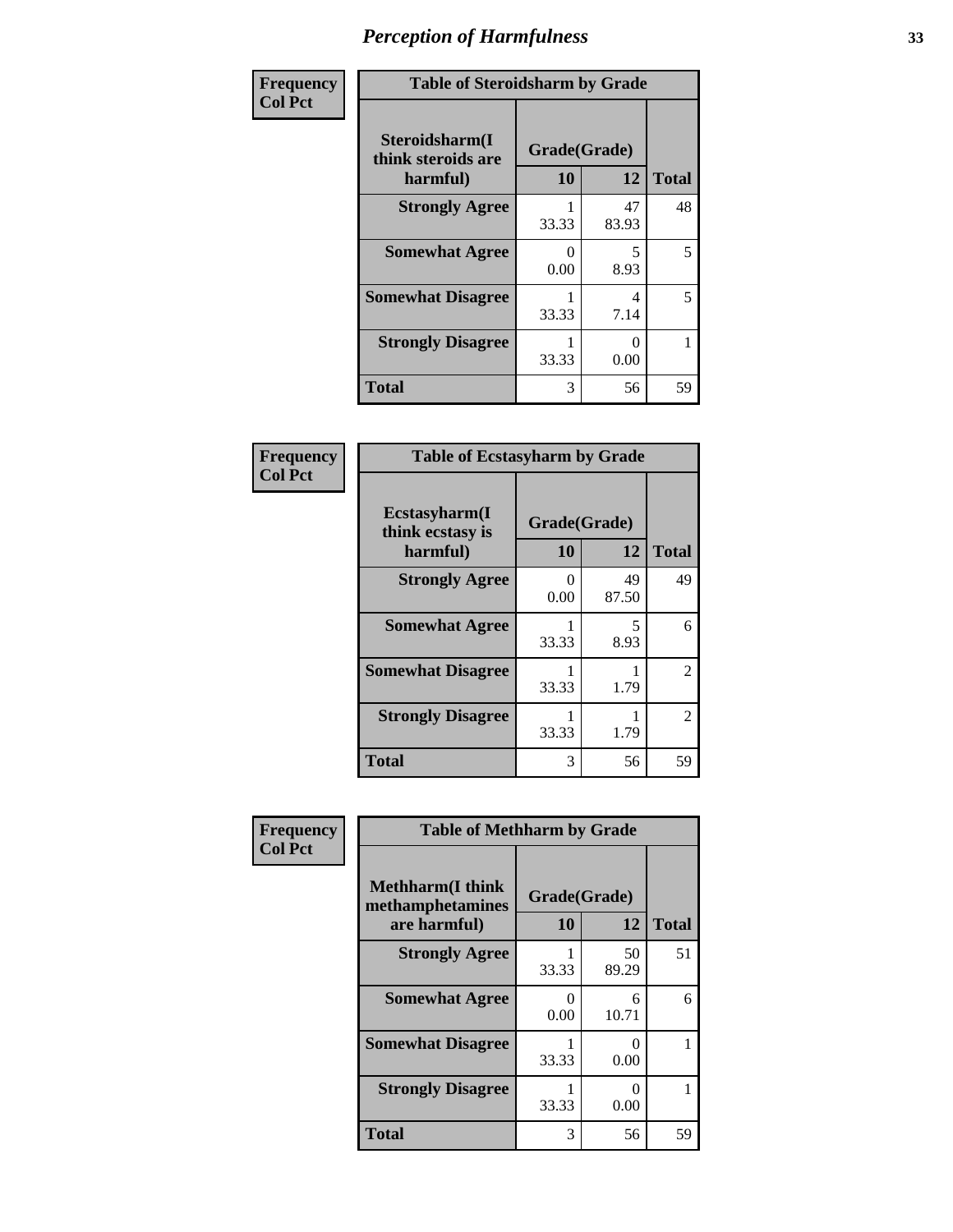# Perception of Harmfulness

| Frequency Col Pct | | | |
|---|---|---|---|

**Table of Steroidsharm by Grade**

| Steroidsharm(I think steroids are harmful) | Grade(Grade) 10 | 12 | Total |
|---|---|---|---|
| **Strongly Agree** | 1<br>33.33 | 47<br>83.93 | 48 |
| **Somewhat Agree** | 0<br>0.00 | 5<br>8.93 | 5 |
| **Somewhat Disagree** | 1<br>33.33 | 4<br>7.14 | 5 |
| **Strongly Disagree** | 1<br>33.33 | 0<br>0.00 | 1 |
| **Total** | 3 | 56 | 59 |

| Frequency Col Pct | | | |
|---|---|---|---|

**Table of Ecstasyharm by Grade**

| Ecstasyharm(I think ecstasy is harmful) | Grade(Grade) 10 | 12 | Total |
|---|---|---|---|
| **Strongly Agree** | 0<br>0.00 | 49<br>87.50 | 49 |
| **Somewhat Agree** | 1<br>33.33 | 5<br>8.93 | 6 |
| **Somewhat Disagree** | 1<br>33.33 | 1<br>1.79 | 2 |
| **Strongly Disagree** | 1<br>33.33 | 1<br>1.79 | 2 |
| **Total** | 3 | 56 | 59 |

| Frequency Col Pct | | | |
|---|---|---|---|

**Table of Methharm by Grade**

| Methharm(I think methamphetamines are harmful) | Grade(Grade) 10 | 12 | Total |
|---|---|---|---|
| **Strongly Agree** | 1<br>33.33 | 50<br>89.29 | 51 |
| **Somewhat Agree** | 0<br>0.00 | 6<br>10.71 | 6 |
| **Somewhat Disagree** | 1<br>33.33 | 0<br>0.00 | 1 |
| **Strongly Disagree** | 1<br>33.33 | 0<br>0.00 | 1 |
| **Total** | 3 | 56 | 59 |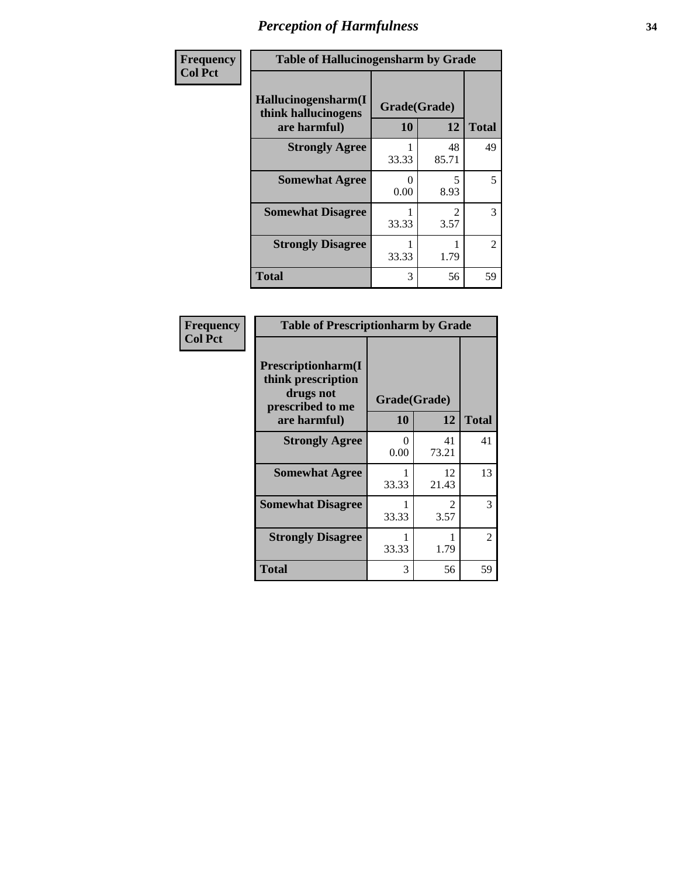# Perception of Harmfulness

**Frequency**
**Col Pct**

| Table of Hallucinogensharm by Grade | | | |
|---|---|---|---|
| Hallucinogensharm(I think hallucinogens are harmful) | Grade(Grade) | | Total |
| | 10 | 12 | |
| **Strongly Agree** | 1<br>33.33 | 48<br>85.71 | 49 |
| **Somewhat Agree** | 0<br>0.00 | 5<br>8.93 | 5 |
| **Somewhat Disagree** | 1<br>33.33 | 2<br>3.57 | 3 |
| **Strongly Disagree** | 1<br>33.33 | 1<br>1.79 | 2 |
| **Total** | 3 | 56 | 59 |

**Frequency**
**Col Pct**

| Table of Prescriptionharm by Grade | | | |
|---|---|---|---|
| Prescriptionharm(I think prescription drugs not prescribed to me are harmful) | Grade(Grade) | | Total |
| | 10 | 12 | |
| **Strongly Agree** | 0<br>0.00 | 41<br>73.21 | 41 |
| **Somewhat Agree** | 1<br>33.33 | 12<br>21.43 | 13 |
| **Somewhat Disagree** | 1<br>33.33 | 2<br>3.57 | 3 |
| **Strongly Disagree** | 1<br>33.33 | 1<br>1.79 | 2 |
| **Total** | 3 | 56 | 59 |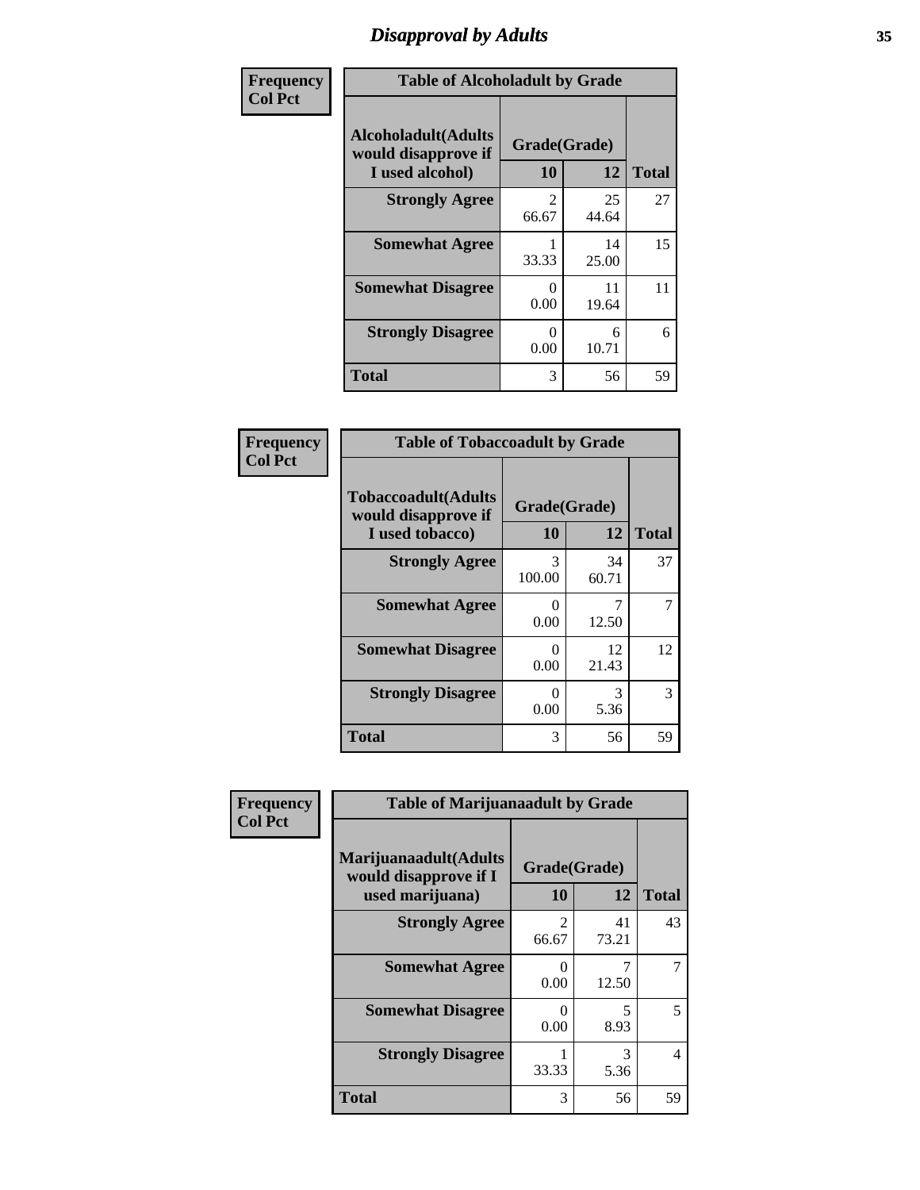# Disapproval by Adults

| Frequency Col Pct | | | |
|---|---|---|---|
| **Table of Alcoholadult by Grade** | | | |
| **Alcoholadult(Adults would disapprove if I used alcohol)** | **Grade(Grade)** | | |
| | **10** | **12** | **Total** |
| **Strongly Agree** | 2<br>66.67 | 25<br>44.64 | 27 |
| **Somewhat Agree** | 1<br>33.33 | 14<br>25.00 | 15 |
| **Somewhat Disagree** | 0<br>0.00 | 11<br>19.64 | 11 |
| **Strongly Disagree** | 0<br>0.00 | 6<br>10.71 | 6 |
| **Total** | 3 | 56 | 59 |

| Frequency Col Pct | | | |
|---|---|---|---|
| **Table of Tobaccoadult by Grade** | | | |
| **Tobaccoadult(Adults would disapprove if I used tobacco)** | **Grade(Grade)** | | |
| | **10** | **12** | **Total** |
| **Strongly Agree** | 3<br>100.00 | 34<br>60.71 | 37 |
| **Somewhat Agree** | 0<br>0.00 | 7<br>12.50 | 7 |
| **Somewhat Disagree** | 0<br>0.00 | 12<br>21.43 | 12 |
| **Strongly Disagree** | 0<br>0.00 | 3<br>5.36 | 3 |
| **Total** | 3 | 56 | 59 |

| Frequency Col Pct | | | |
|---|---|---|---|
| **Table of Marijuanaadult by Grade** | | | |
| **Marijuanaadult(Adults would disapprove if I used marijuana)** | **Grade(Grade)** | | |
| | **10** | **12** | **Total** |
| **Strongly Agree** | 2<br>66.67 | 41<br>73.21 | 43 |
| **Somewhat Agree** | 0<br>0.00 | 7<br>12.50 | 7 |
| **Somewhat Disagree** | 0<br>0.00 | 5<br>8.93 | 5 |
| **Strongly Disagree** | 1<br>33.33 | 3<br>5.36 | 4 |
| **Total** | 3 | 56 | 59 |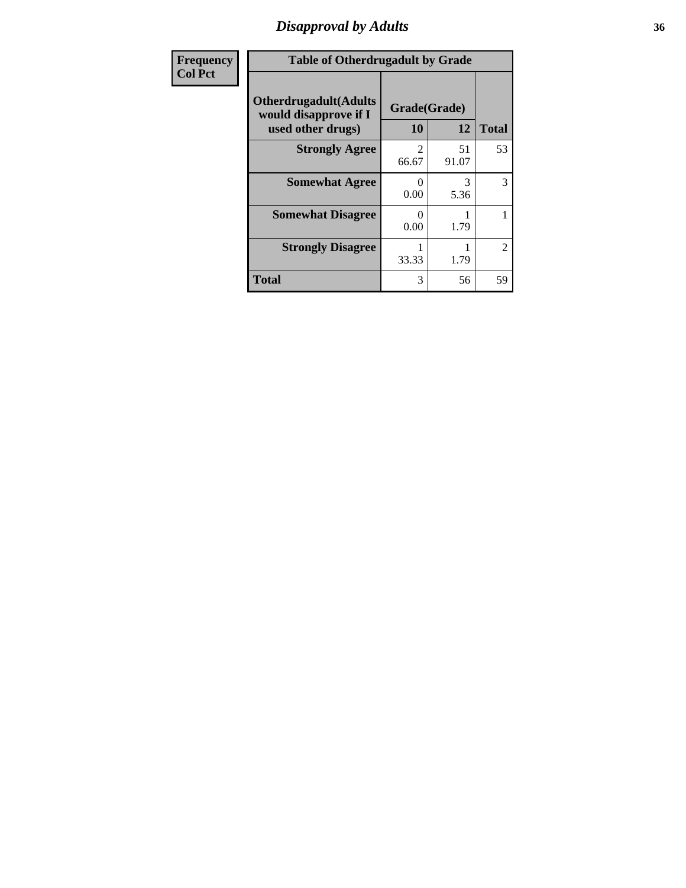# Disapproval by Adults

| Frequency<br>Col Pct | | | |
|---|---|---|---|
| **Table of Otherdrugadult by Grade** | | | |
| **Otherdrugadult(Adults would disapprove if I used other drugs)** | **Grade(Grade)** | | |
| | **10** | **12** | **Total** |
| **Strongly Agree** | 2<br>66.67 | 51<br>91.07 | 53 |
| **Somewhat Agree** | 0<br>0.00 | 3<br>5.36 | 3 |
| **Somewhat Disagree** | 0<br>0.00 | 1<br>1.79 | 1 |
| **Strongly Disagree** | 1<br>33.33 | 1<br>1.79 | 2 |
| **Total** | 3 | 56 | 59 |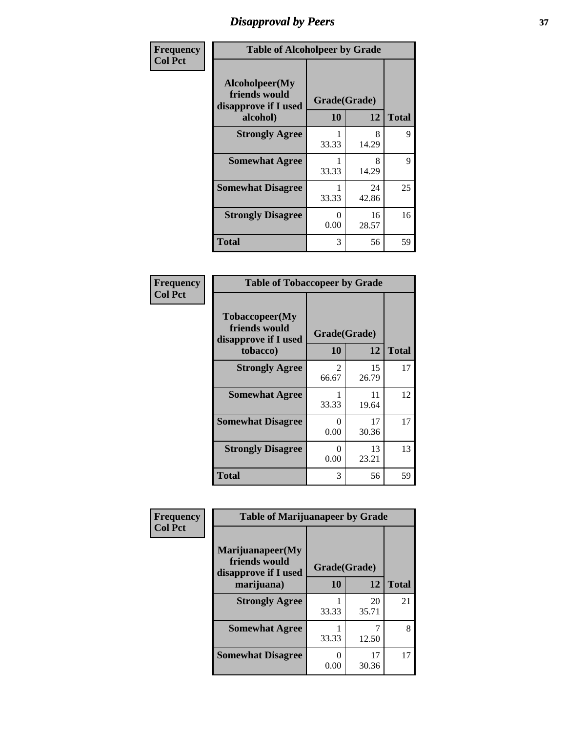# Disapproval by Peers

| Frequency Col Pct | Table of Alcoholpeer by Grade | | |
|---|---|---|---|
| Alcoholpeer(My friends would disapprove if I used alcohol) | Grade(Grade) | | |
| | 10 | 12 | Total |
| Strongly Agree | 1<br>33.33 | 8<br>14.29 | 9 |
| Somewhat Agree | 1<br>33.33 | 8<br>14.29 | 9 |
| Somewhat Disagree | 1<br>33.33 | 24<br>42.86 | 25 |
| Strongly Disagree | 0<br>0.00 | 16<br>28.57 | 16 |
| Total | 3 | 56 | 59 |

| Frequency Col Pct | Table of Tobaccopeer by Grade | | |
|---|---|---|---|
| Tobaccopeer(My friends would disapprove if I used tobacco) | Grade(Grade) | | |
| | 10 | 12 | Total |
| Strongly Agree | 2<br>66.67 | 15<br>26.79 | 17 |
| Somewhat Agree | 1<br>33.33 | 11<br>19.64 | 12 |
| Somewhat Disagree | 0<br>0.00 | 17<br>30.36 | 17 |
| Strongly Disagree | 0<br>0.00 | 13<br>23.21 | 13 |
| Total | 3 | 56 | 59 |

| Frequency Col Pct | Table of Marijuanapeer by Grade | | |
|---|---|---|---|
| Marijuanapeer(My friends would disapprove if I used marijuana) | Grade(Grade) | | |
| | 10 | 12 | Total |
| Strongly Agree | 1<br>33.33 | 20<br>35.71 | 21 |
| Somewhat Agree | 1<br>33.33 | 7<br>12.50 | 8 |
| Somewhat Disagree | 0<br>0.00 | 17<br>30.36 | 17 |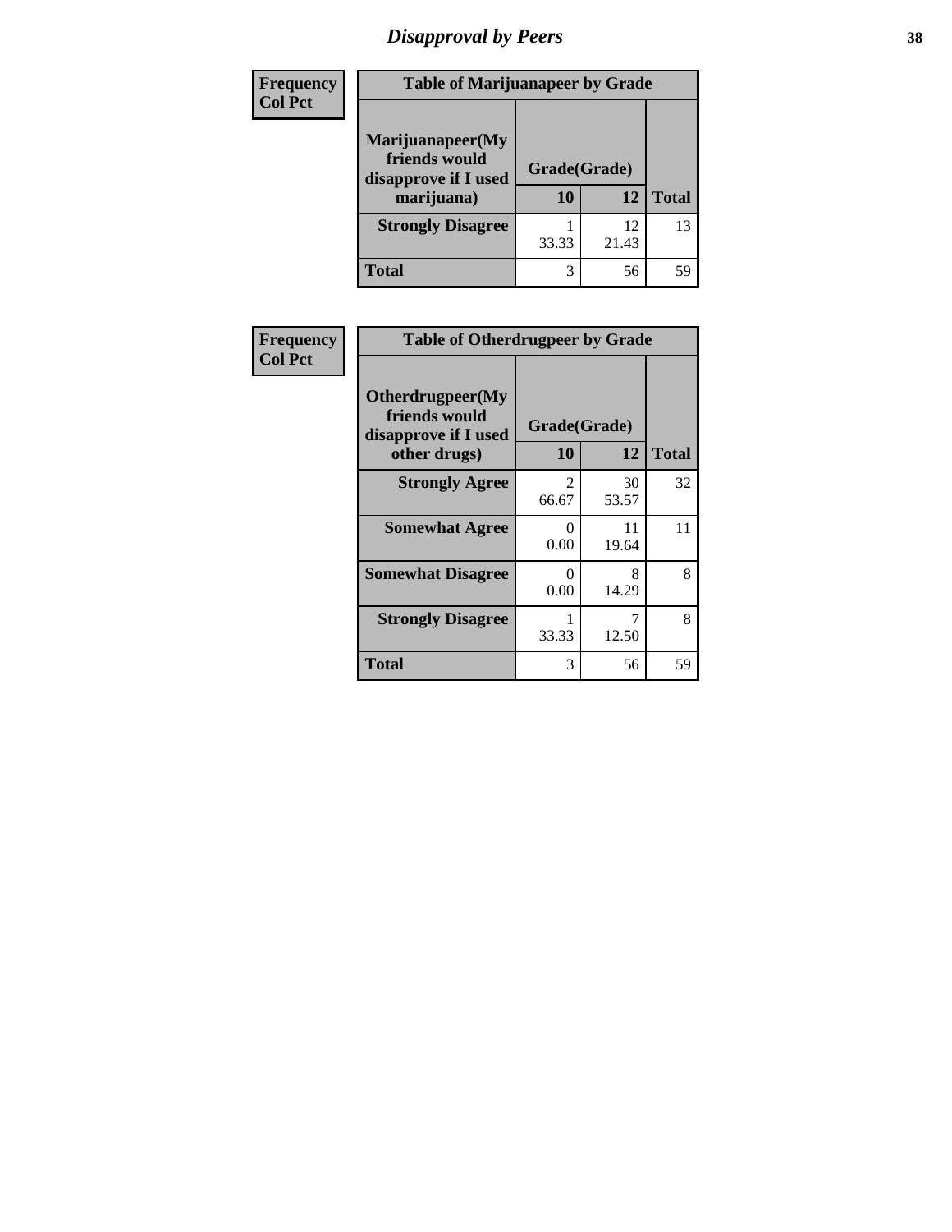# Disapproval by Peers

| Frequency Col Pct | Table of Marijuanapeer by Grade | | |
|---|---|---|---|
| Marijuanapeer(My friends would disapprove if I used marijuana) | Grade(Grade) | | |
| | 10 | 12 | Total |
| Strongly Disagree | 1<br>33.33 | 12<br>21.43 | 13 |
| Total | 3 | 56 | 59 |

| Frequency Col Pct | Table of Otherdrugpeer by Grade | | |
|---|---|---|---|
| Otherdrugpeer(My friends would disapprove if I used other drugs) | Grade(Grade) | | |
| | 10 | 12 | Total |
| Strongly Agree | 2<br>66.67 | 30<br>53.57 | 32 |
| Somewhat Agree | 0<br>0.00 | 11<br>19.64 | 11 |
| Somewhat Disagree | 0<br>0.00 | 8<br>14.29 | 8 |
| Strongly Disagree | 1<br>33.33 | 7<br>12.50 | 8 |
| Total | 3 | 56 | 59 |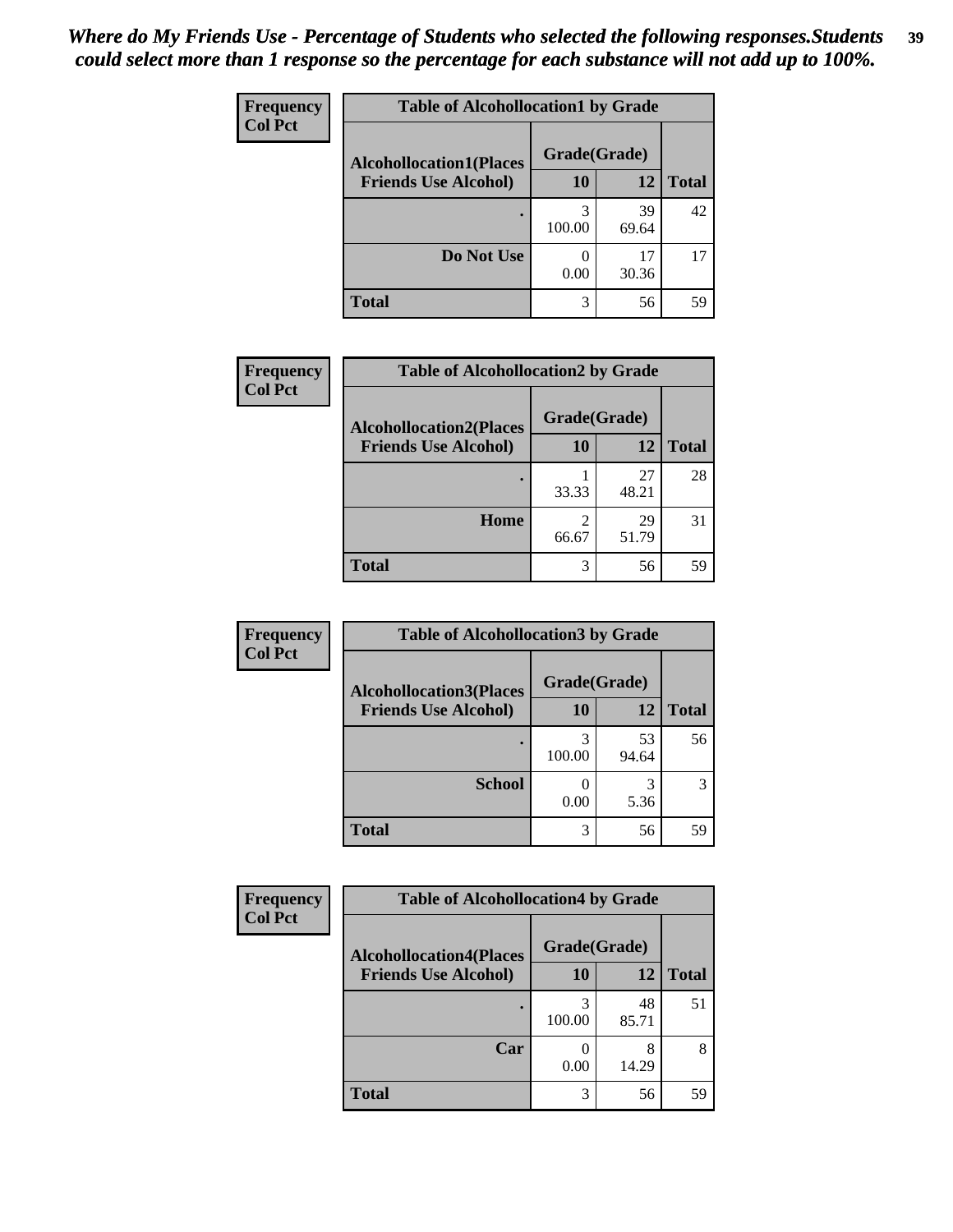*Where do My Friends Use - Percentage of Students who selected the following responses.Students could select more than 1 response so the percentage for each substance will not add up to 100%.*

**Frequency**
**Col Pct**

| Table of Alcohollocation1 by Grade | | | |
|---|---|---|---|
| **Alcohollocation1(Places Friends Use Alcohol)** | **Grade(Grade)** | | **Total** |
| | **10** | **12** | |
| **.** | 3<br>100.00 | 39<br>69.64 | 42 |
| **Do Not Use** | 0<br>0.00 | 17<br>30.36 | 17 |
| **Total** | 3 | 56 | 59 |

**Frequency**
**Col Pct**

| Table of Alcohollocation2 by Grade | | | |
|---|---|---|---|
| **Alcohollocation2(Places Friends Use Alcohol)** | **Grade(Grade)** | | **Total** |
| | **10** | **12** | |
| **.** | 1<br>33.33 | 27<br>48.21 | 28 |
| **Home** | 2<br>66.67 | 29<br>51.79 | 31 |
| **Total** | 3 | 56 | 59 |

**Frequency**
**Col Pct**

| Table of Alcohollocation3 by Grade | | | |
|---|---|---|---|
| **Alcohollocation3(Places Friends Use Alcohol)** | **Grade(Grade)** | | **Total** |
| | **10** | **12** | |
| **.** | 3<br>100.00 | 53<br>94.64 | 56 |
| **School** | 0<br>0.00 | 3<br>5.36 | 3 |
| **Total** | 3 | 56 | 59 |

**Frequency**
**Col Pct**

| Table of Alcohollocation4 by Grade | | | |
|---|---|---|---|
| **Alcohollocation4(Places Friends Use Alcohol)** | **Grade(Grade)** | | **Total** |
| | **10** | **12** | |
| **.** | 3<br>100.00 | 48<br>85.71 | 51 |
| **Car** | 0<br>0.00 | 8<br>14.29 | 8 |
| **Total** | 3 | 56 | 59 |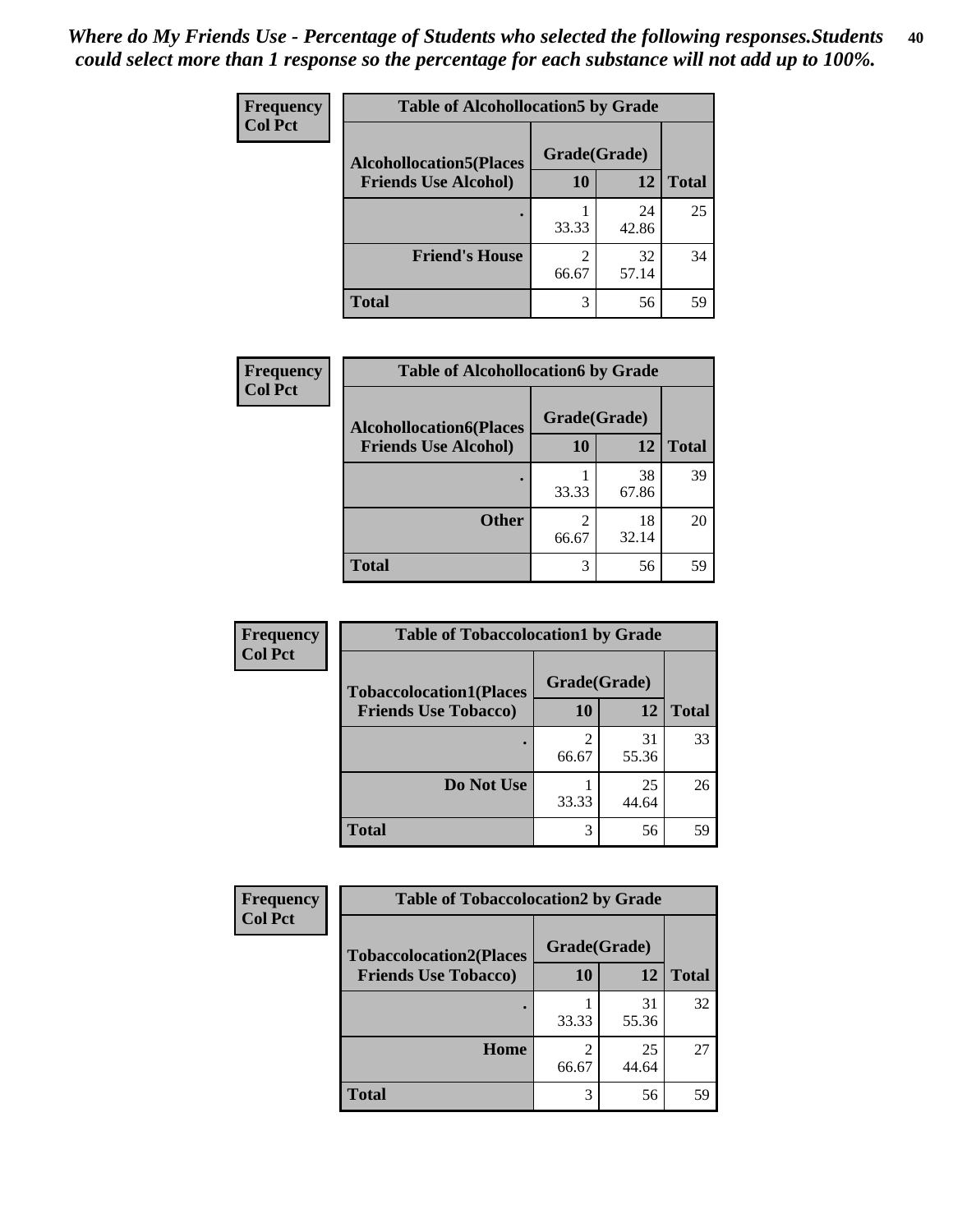*Where do My Friends Use - Percentage of Students who selected the following responses.Students could select more than 1 response so the percentage for each substance will not add up to 100%.*

**Frequency**
**Col Pct**

**Table of Alcohollocation5 by Grade**

| Alcohollocation5(Places Friends Use Alcohol) | Grade(Grade) | | |
|---|---|---|---|
| | 10 | 12 | Total |
| . | 1<br>33.33 | 24<br>42.86 | 25 |
| Friend's House | 2<br>66.67 | 32<br>57.14 | 34 |
| Total | 3 | 56 | 59 |

**Frequency**
**Col Pct**

**Table of Alcohollocation6 by Grade**

| Alcohollocation6(Places Friends Use Alcohol) | Grade(Grade) | | |
|---|---|---|---|
| | 10 | 12 | Total |
| . | 1<br>33.33 | 38<br>67.86 | 39 |
| Other | 2<br>66.67 | 18<br>32.14 | 20 |
| Total | 3 | 56 | 59 |

**Frequency**
**Col Pct**

**Table of Tobaccolocation1 by Grade**

| Tobaccolocation1(Places Friends Use Tobacco) | Grade(Grade) | | |
|---|---|---|---|
| | 10 | 12 | Total |
| . | 2<br>66.67 | 31<br>55.36 | 33 |
| Do Not Use | 1<br>33.33 | 25<br>44.64 | 26 |
| Total | 3 | 56 | 59 |

**Frequency**
**Col Pct**

**Table of Tobaccolocation2 by Grade**

| Tobaccolocation2(Places Friends Use Tobacco) | Grade(Grade) | | |
|---|---|---|---|
| | 10 | 12 | Total |
| . | 1<br>33.33 | 31<br>55.36 | 32 |
| Home | 2<br>66.67 | 25<br>44.64 | 27 |
| Total | 3 | 56 | 59 |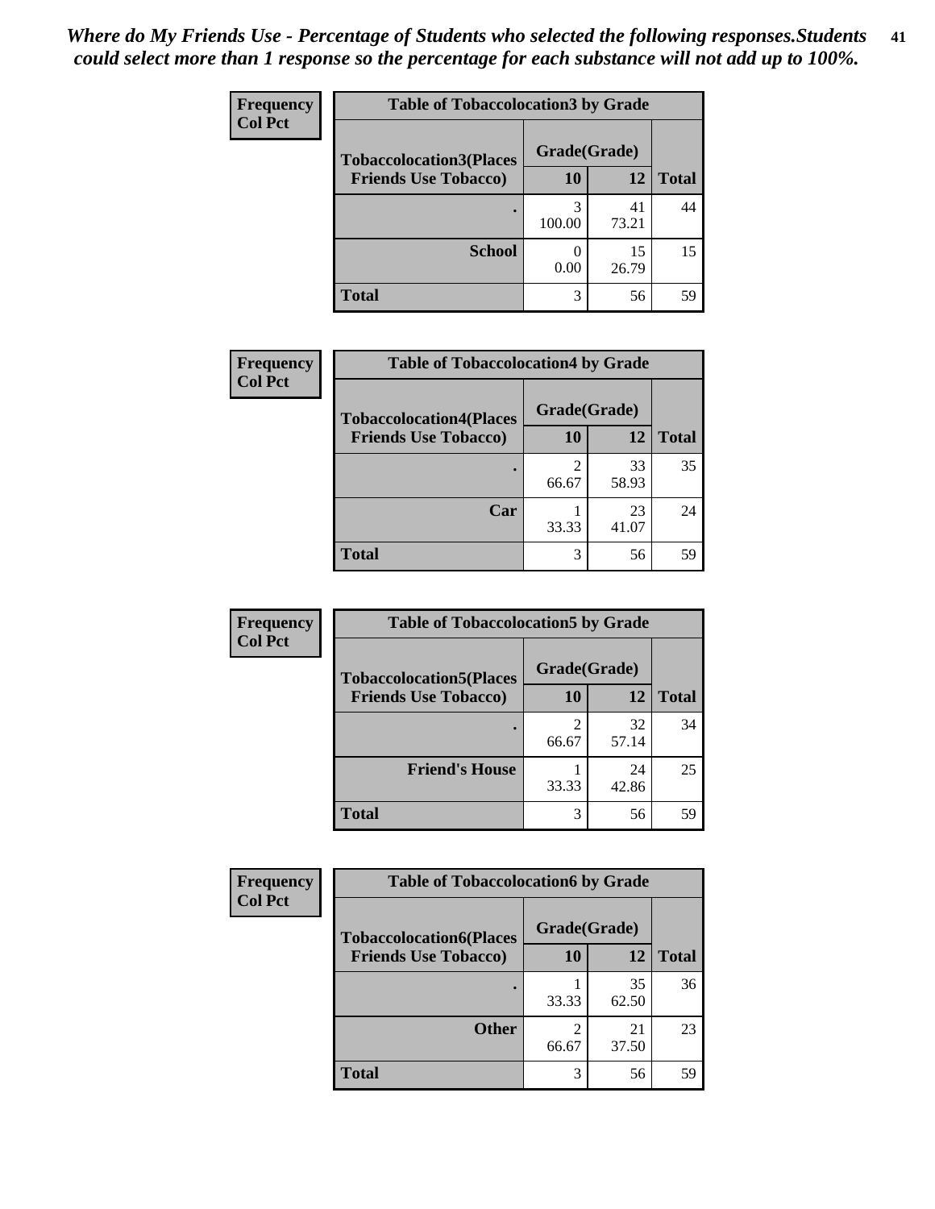*Where do My Friends Use - Percentage of Students who selected the following responses.Students could select more than 1 response so the percentage for each substance will not add up to 100%.*

**Frequency**
**Col Pct**

| Table of Tobaccolocation3 by Grade | | | |
|---|---|---|---|
| **Tobaccolocation3(Places Friends Use Tobacco)** | **Grade(Grade)** | | **Total** |
| | **10** | **12** | |
| **.** | 3<br>100.00 | 41<br>73.21 | 44 |
| **School** | 0<br>0.00 | 15<br>26.79 | 15 |
| **Total** | 3 | 56 | 59 |

**Frequency**
**Col Pct**

| Table of Tobaccolocation4 by Grade | | | |
|---|---|---|---|
| **Tobaccolocation4(Places Friends Use Tobacco)** | **Grade(Grade)** | | **Total** |
| | **10** | **12** | |
| **.** | 2<br>66.67 | 33<br>58.93 | 35 |
| **Car** | 1<br>33.33 | 23<br>41.07 | 24 |
| **Total** | 3 | 56 | 59 |

**Frequency**
**Col Pct**

| Table of Tobaccolocation5 by Grade | | | |
|---|---|---|---|
| **Tobaccolocation5(Places Friends Use Tobacco)** | **Grade(Grade)** | | **Total** |
| | **10** | **12** | |
| **.** | 2<br>66.67 | 32<br>57.14 | 34 |
| **Friend's House** | 1<br>33.33 | 24<br>42.86 | 25 |
| **Total** | 3 | 56 | 59 |

**Frequency**
**Col Pct**

| Table of Tobaccolocation6 by Grade | | | |
|---|---|---|---|
| **Tobaccolocation6(Places Friends Use Tobacco)** | **Grade(Grade)** | | **Total** |
| | **10** | **12** | |
| **.** | 1<br>33.33 | 35<br>62.50 | 36 |
| **Other** | 2<br>66.67 | 21<br>37.50 | 23 |
| **Total** | 3 | 56 | 59 |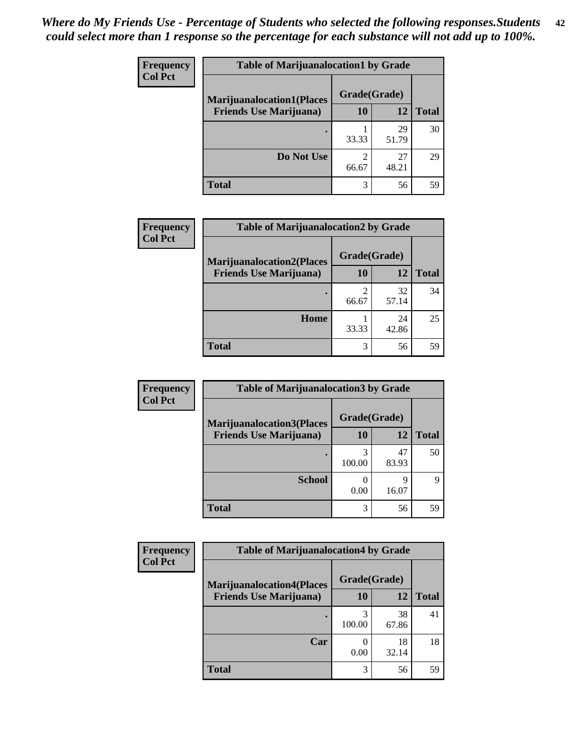*Where do My Friends Use - Percentage of Students who selected the following responses.Students could select more than 1 response so the percentage for each substance will not add up to 100%.*

**Frequency**
**Col Pct**

| Table of Marijuanalocation1 by Grade | | | |
|---|---|---|---|
| **Marijuanalocation1(Places Friends Use Marijuana)** | **Grade(Grade)** | | |
| | **10** | **12** | **Total** |
| **.** | 1<br>33.33 | 29<br>51.79 | 30 |
| **Do Not Use** | 2<br>66.67 | 27<br>48.21 | 29 |
| **Total** | 3 | 56 | 59 |

**Frequency**
**Col Pct**

| Table of Marijuanalocation2 by Grade | | | |
|---|---|---|---|
| **Marijuanalocation2(Places Friends Use Marijuana)** | **Grade(Grade)** | | |
| | **10** | **12** | **Total** |
| **.** | 2<br>66.67 | 32<br>57.14 | 34 |
| **Home** | 1<br>33.33 | 24<br>42.86 | 25 |
| **Total** | 3 | 56 | 59 |

**Frequency**
**Col Pct**

| Table of Marijuanalocation3 by Grade | | | |
|---|---|---|---|
| **Marijuanalocation3(Places Friends Use Marijuana)** | **Grade(Grade)** | | |
| | **10** | **12** | **Total** |
| **.** | 3<br>100.00 | 47<br>83.93 | 50 |
| **School** | 0<br>0.00 | 9<br>16.07 | 9 |
| **Total** | 3 | 56 | 59 |

**Frequency**
**Col Pct**

| Table of Marijuanalocation4 by Grade | | | |
|---|---|---|---|
| **Marijuanalocation4(Places Friends Use Marijuana)** | **Grade(Grade)** | | |
| | **10** | **12** | **Total** |
| **.** | 3<br>100.00 | 38<br>67.86 | 41 |
| **Car** | 0<br>0.00 | 18<br>32.14 | 18 |
| **Total** | 3 | 56 | 59 |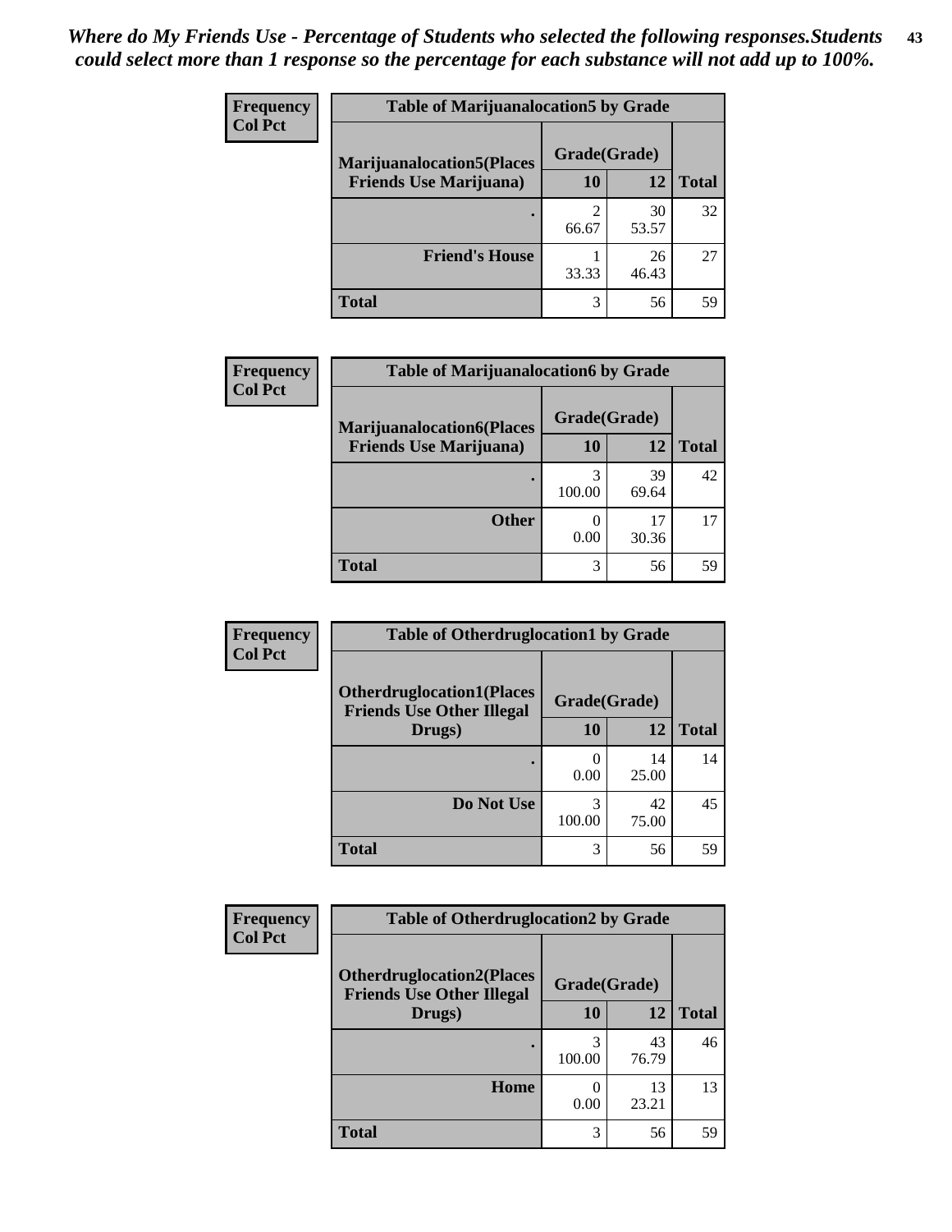*Where do My Friends Use - Percentage of Students who selected the following responses.Students could select more than 1 response so the percentage for each substance will not add up to 100%.*

**Frequency**
**Col Pct**

**Table of Marijuanalocation5 by Grade**

| Marijuanalocation5(Places Friends Use Marijuana) | Grade(Grade) 10 | 12 | Total |
|---|---|---|---|
| . | 2<br>66.67 | 30<br>53.57 | 32 |
| Friend's House | 1<br>33.33 | 26<br>46.43 | 27 |
| Total | 3 | 56 | 59 |

**Frequency**
**Col Pct**

**Table of Marijuanalocation6 by Grade**

| Marijuanalocation6(Places Friends Use Marijuana) | Grade(Grade) 10 | 12 | Total |
|---|---|---|---|
| . | 3<br>100.00 | 39<br>69.64 | 42 |
| Other | 0<br>0.00 | 17<br>30.36 | 17 |
| Total | 3 | 56 | 59 |

**Frequency**
**Col Pct**

**Table of Otherdruglocation1 by Grade**

| Otherdruglocation1(Places Friends Use Other Illegal Drugs) | Grade(Grade) 10 | 12 | Total |
|---|---|---|---|
| . | 0<br>0.00 | 14<br>25.00 | 14 |
| Do Not Use | 3<br>100.00 | 42<br>75.00 | 45 |
| Total | 3 | 56 | 59 |

**Frequency**
**Col Pct**

**Table of Otherdruglocation2 by Grade**

| Otherdruglocation2(Places Friends Use Other Illegal Drugs) | Grade(Grade) 10 | 12 | Total |
|---|---|---|---|
| . | 3<br>100.00 | 43<br>76.79 | 46 |
| Home | 0<br>0.00 | 13<br>23.21 | 13 |
| Total | 3 | 56 | 59 |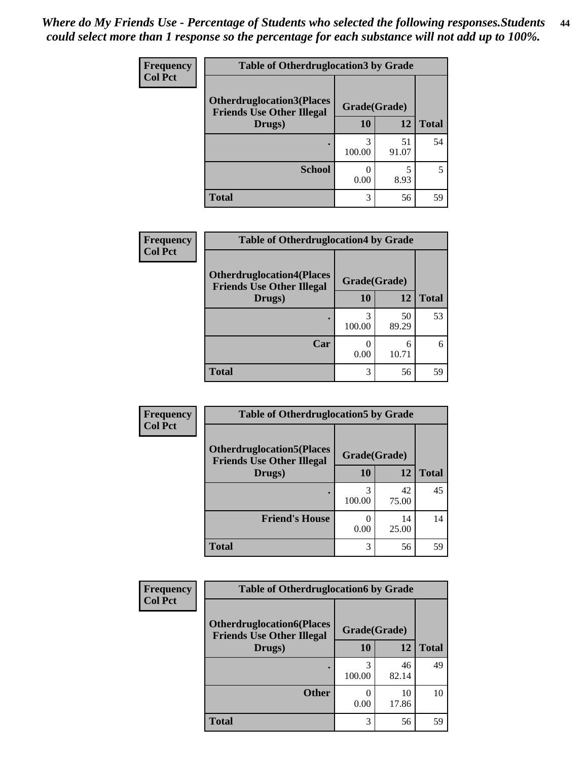*Where do My Friends Use - Percentage of Students who selected the following responses.Students could select more than 1 response so the percentage for each substance will not add up to 100%.*

**Frequency**
**Col Pct**

| Table of Otherdruglocation3 by Grade | | | |
|---|---|---|---|
| Otherdruglocation3(Places Friends Use Other Illegal Drugs) | Grade(Grade) | | Total |
| | 10 | 12 | |
| . | 3<br>100.00 | 51<br>91.07 | 54 |
| School | 0<br>0.00 | 5<br>8.93 | 5 |
| Total | 3 | 56 | 59 |

**Frequency**
**Col Pct**

| Table of Otherdruglocation4 by Grade | | | |
|---|---|---|---|
| Otherdruglocation4(Places Friends Use Other Illegal Drugs) | Grade(Grade) | | Total |
| | 10 | 12 | |
| . | 3<br>100.00 | 50<br>89.29 | 53 |
| Car | 0<br>0.00 | 6<br>10.71 | 6 |
| Total | 3 | 56 | 59 |

**Frequency**
**Col Pct**

| Table of Otherdruglocation5 by Grade | | | |
|---|---|---|---|
| Otherdruglocation5(Places Friends Use Other Illegal Drugs) | Grade(Grade) | | Total |
| | 10 | 12 | |
| . | 3<br>100.00 | 42<br>75.00 | 45 |
| Friend's House | 0<br>0.00 | 14<br>25.00 | 14 |
| Total | 3 | 56 | 59 |

**Frequency**
**Col Pct**

| Table of Otherdruglocation6 by Grade | | | |
|---|---|---|---|
| Otherdruglocation6(Places Friends Use Other Illegal Drugs) | Grade(Grade) | | Total |
| | 10 | 12 | |
| . | 3<br>100.00 | 46<br>82.14 | 49 |
| Other | 0<br>0.00 | 10<br>17.86 | 10 |
| Total | 3 | 56 | 59 |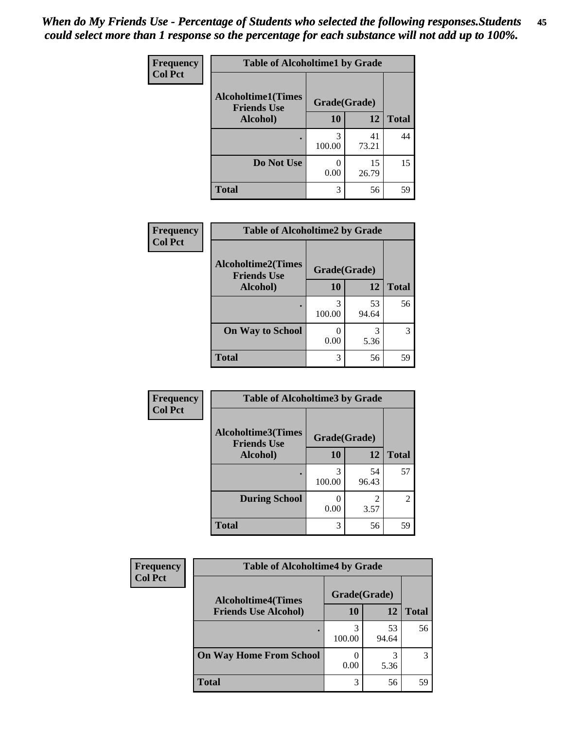*When do My Friends Use - Percentage of Students who selected the following responses.Students could select more than 1 response so the percentage for each substance will not add up to 100%.*

**Frequency**
**Col Pct**

| Table of Alcoholtime1 by Grade | | | |
|---|---|---|---|
| Alcoholtime1(Times Friends Use Alcohol) | Grade(Grade) | | |
| | 10 | 12 | Total |
| . | 3<br>100.00 | 41<br>73.21 | 44 |
| Do Not Use | 0<br>0.00 | 15<br>26.79 | 15 |
| Total | 3 | 56 | 59 |

**Frequency**
**Col Pct**

| Table of Alcoholtime2 by Grade | | | |
|---|---|---|---|
| Alcoholtime2(Times Friends Use Alcohol) | Grade(Grade) | | |
| | 10 | 12 | Total |
| . | 3<br>100.00 | 53<br>94.64 | 56 |
| On Way to School | 0<br>0.00 | 3<br>5.36 | 3 |
| Total | 3 | 56 | 59 |

**Frequency**
**Col Pct**

| Table of Alcoholtime3 by Grade | | | |
|---|---|---|---|
| Alcoholtime3(Times Friends Use Alcohol) | Grade(Grade) | | |
| | 10 | 12 | Total |
| . | 3<br>100.00 | 54<br>96.43 | 57 |
| During School | 0<br>0.00 | 2<br>3.57 | 2 |
| Total | 3 | 56 | 59 |

**Frequency**
**Col Pct**

| Table of Alcoholtime4 by Grade | | | |
|---|---|---|---|
| Alcoholtime4(Times Friends Use Alcohol) | Grade(Grade) | | |
| | 10 | 12 | Total |
| . | 3<br>100.00 | 53<br>94.64 | 56 |
| On Way Home From School | 0<br>0.00 | 3<br>5.36 | 3 |
| Total | 3 | 56 | 59 |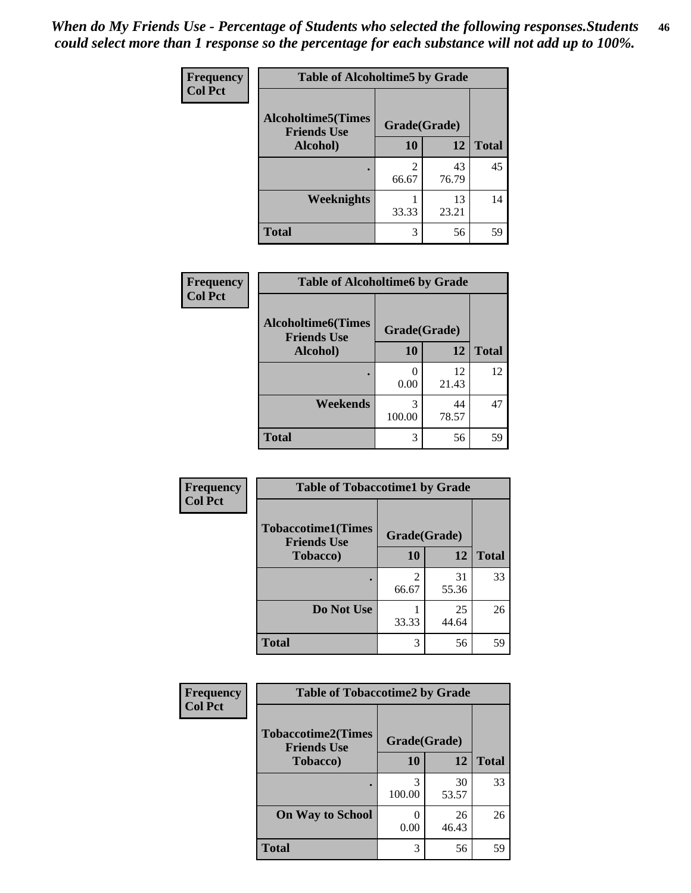*When do My Friends Use - Percentage of Students who selected the following responses.Students could select more than 1 response so the percentage for each substance will not add up to 100%.*

**Frequency**
**Col Pct**

| Table of Alcoholtime5 by Grade | | | |
|---|---|---|---|
| Alcoholtime5(Times Friends Use Alcohol) | Grade(Grade) | | Total |
| | 10 | 12 | |
| . | 2<br>66.67 | 43<br>76.79 | 45 |
| Weeknights | 1<br>33.33 | 13<br>23.21 | 14 |
| Total | 3 | 56 | 59 |

**Frequency**
**Col Pct**

| Table of Alcoholtime6 by Grade | | | |
|---|---|---|---|
| Alcoholtime6(Times Friends Use Alcohol) | Grade(Grade) | | Total |
| | 10 | 12 | |
| . | 0<br>0.00 | 12<br>21.43 | 12 |
| Weekends | 3<br>100.00 | 44<br>78.57 | 47 |
| Total | 3 | 56 | 59 |

**Frequency**
**Col Pct**

| Table of Tobaccotime1 by Grade | | | |
|---|---|---|---|
| Tobaccotime1(Times Friends Use Tobacco) | Grade(Grade) | | Total |
| | 10 | 12 | |
| . | 2<br>66.67 | 31<br>55.36 | 33 |
| Do Not Use | 1<br>33.33 | 25<br>44.64 | 26 |
| Total | 3 | 56 | 59 |

**Frequency**
**Col Pct**

| Table of Tobaccotime2 by Grade | | | |
|---|---|---|---|
| Tobaccotime2(Times Friends Use Tobacco) | Grade(Grade) | | Total |
| | 10 | 12 | |
| . | 3<br>100.00 | 30<br>53.57 | 33 |
| On Way to School | 0<br>0.00 | 26<br>46.43 | 26 |
| Total | 3 | 56 | 59 |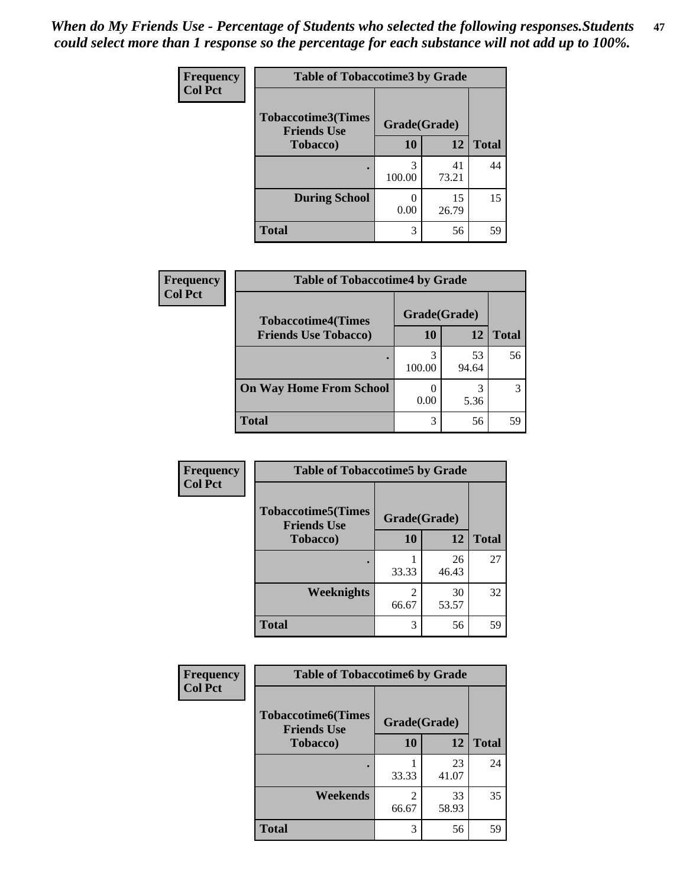*When do My Friends Use - Percentage of Students who selected the following responses.Students could select more than 1 response so the percentage for each substance will not add up to 100%.*

**Frequency**
**Col Pct**

| Table of Tobaccotime3 by Grade | | | |
|---|---|---|---|
| **Tobaccotime3(Times Friends Use Tobacco)** | **Grade(Grade)** | | **Total** |
| | **10** | **12** | |
| **.** | 3<br>100.00 | 41<br>73.21 | 44 |
| **During School** | 0<br>0.00 | 15<br>26.79 | 15 |
| **Total** | 3 | 56 | 59 |

**Frequency**
**Col Pct**

| Table of Tobaccotime4 by Grade | | | |
|---|---|---|---|
| **Tobaccotime4(Times Friends Use Tobacco)** | **Grade(Grade)** | | **Total** |
| | **10** | **12** | |
| **.** | 3<br>100.00 | 53<br>94.64 | 56 |
| **On Way Home From School** | 0<br>0.00 | 3<br>5.36 | 3 |
| **Total** | 3 | 56 | 59 |

**Frequency**
**Col Pct**

| Table of Tobaccotime5 by Grade | | | |
|---|---|---|---|
| **Tobaccotime5(Times Friends Use Tobacco)** | **Grade(Grade)** | | **Total** |
| | **10** | **12** | |
| **.** | 1<br>33.33 | 26<br>46.43 | 27 |
| **Weeknights** | 2<br>66.67 | 30<br>53.57 | 32 |
| **Total** | 3 | 56 | 59 |

**Frequency**
**Col Pct**

| Table of Tobaccotime6 by Grade | | | |
|---|---|---|---|
| **Tobaccotime6(Times Friends Use Tobacco)** | **Grade(Grade)** | | **Total** |
| | **10** | **12** | |
| **.** | 1<br>33.33 | 23<br>41.07 | 24 |
| **Weekends** | 2<br>66.67 | 33<br>58.93 | 35 |
| **Total** | 3 | 56 | 59 |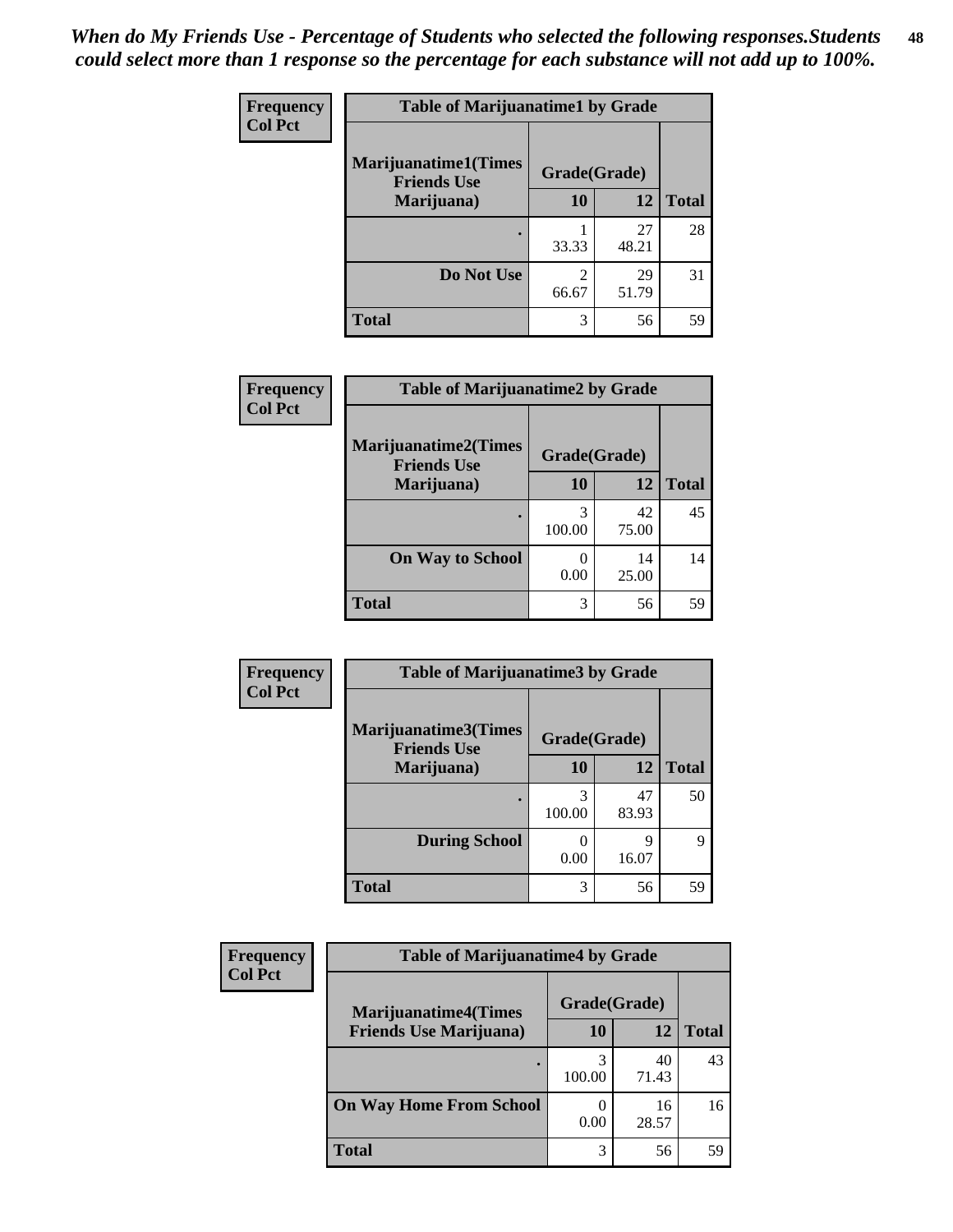*When do My Friends Use - Percentage of Students who selected the following responses.Students could select more than 1 response so the percentage for each substance will not add up to 100%.*

**Frequency**
**Col Pct**

| Table of Marijuanatime1 by Grade | | | |
|---|---|---|---|
| **Marijuanatime1(Times Friends Use Marijuana)** | **Grade(Grade)** | | |
| | **10** | **12** | **Total** |
| **.** | 1<br>33.33 | 27<br>48.21 | 28 |
| **Do Not Use** | 2<br>66.67 | 29<br>51.79 | 31 |
| **Total** | 3 | 56 | 59 |

**Frequency**
**Col Pct**

| Table of Marijuanatime2 by Grade | | | |
|---|---|---|---|
| **Marijuanatime2(Times Friends Use Marijuana)** | **Grade(Grade)** | | |
| | **10** | **12** | **Total** |
| **.** | 3<br>100.00 | 42<br>75.00 | 45 |
| **On Way to School** | 0<br>0.00 | 14<br>25.00 | 14 |
| **Total** | 3 | 56 | 59 |

**Frequency**
**Col Pct**

| Table of Marijuanatime3 by Grade | | | |
|---|---|---|---|
| **Marijuanatime3(Times Friends Use Marijuana)** | **Grade(Grade)** | | |
| | **10** | **12** | **Total** |
| **.** | 3<br>100.00 | 47<br>83.93 | 50 |
| **During School** | 0<br>0.00 | 9<br>16.07 | 9 |
| **Total** | 3 | 56 | 59 |

**Frequency**
**Col Pct**

| Table of Marijuanatime4 by Grade | | | |
|---|---|---|---|
| **Marijuanatime4(Times Friends Use Marijuana)** | **Grade(Grade)** | | |
| | **10** | **12** | **Total** |
| **.** | 3<br>100.00 | 40<br>71.43 | 43 |
| **On Way Home From School** | 0<br>0.00 | 16<br>28.57 | 16 |
| **Total** | 3 | 56 | 59 |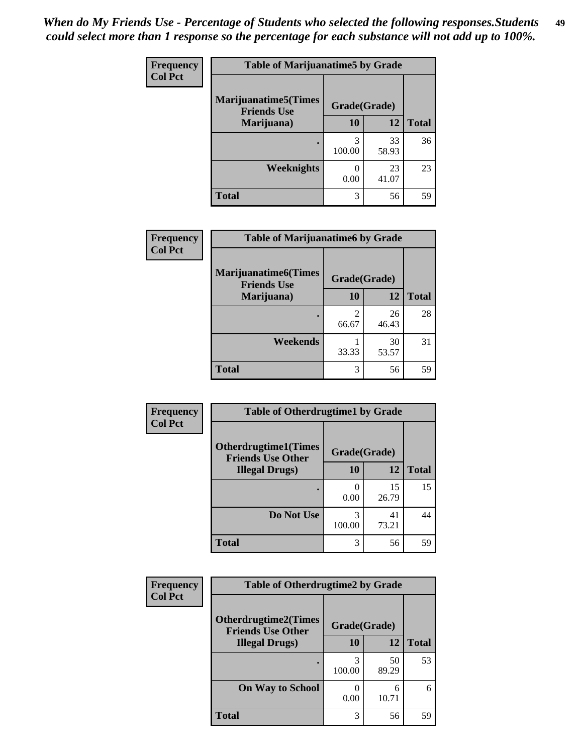*When do My Friends Use - Percentage of Students who selected the following responses.Students could select more than 1 response so the percentage for each substance will not add up to 100%.*

**Frequency / Col Pct**

| Table of Marijuanatime5 by Grade | | | |
|---|---|---|---|
| **Marijuanatime5(Times Friends Use Marijuana)** | **Grade(Grade)** | | |
| | **10** | **12** | **Total** |
| **.** | 3<br>100.00 | 33<br>58.93 | 36 |
| **Weeknights** | 0<br>0.00 | 23<br>41.07 | 23 |
| **Total** | 3 | 56 | 59 |

**Frequency / Col Pct**

| Table of Marijuanatime6 by Grade | | | |
|---|---|---|---|
| **Marijuanatime6(Times Friends Use Marijuana)** | **Grade(Grade)** | | |
| | **10** | **12** | **Total** |
| **.** | 2<br>66.67 | 26<br>46.43 | 28 |
| **Weekends** | 1<br>33.33 | 30<br>53.57 | 31 |
| **Total** | 3 | 56 | 59 |

**Frequency / Col Pct**

| Table of Otherdrugtime1 by Grade | | | |
|---|---|---|---|
| **Otherdrugtime1(Times Friends Use Other Illegal Drugs)** | **Grade(Grade)** | | |
| | **10** | **12** | **Total** |
| **.** | 0<br>0.00 | 15<br>26.79 | 15 |
| **Do Not Use** | 3<br>100.00 | 41<br>73.21 | 44 |
| **Total** | 3 | 56 | 59 |

**Frequency / Col Pct**

| Table of Otherdrugtime2 by Grade | | | |
|---|---|---|---|
| **Otherdrugtime2(Times Friends Use Other Illegal Drugs)** | **Grade(Grade)** | | |
| | **10** | **12** | **Total** |
| **.** | 3<br>100.00 | 50<br>89.29 | 53 |
| **On Way to School** | 0<br>0.00 | 6<br>10.71 | 6 |
| **Total** | 3 | 56 | 59 |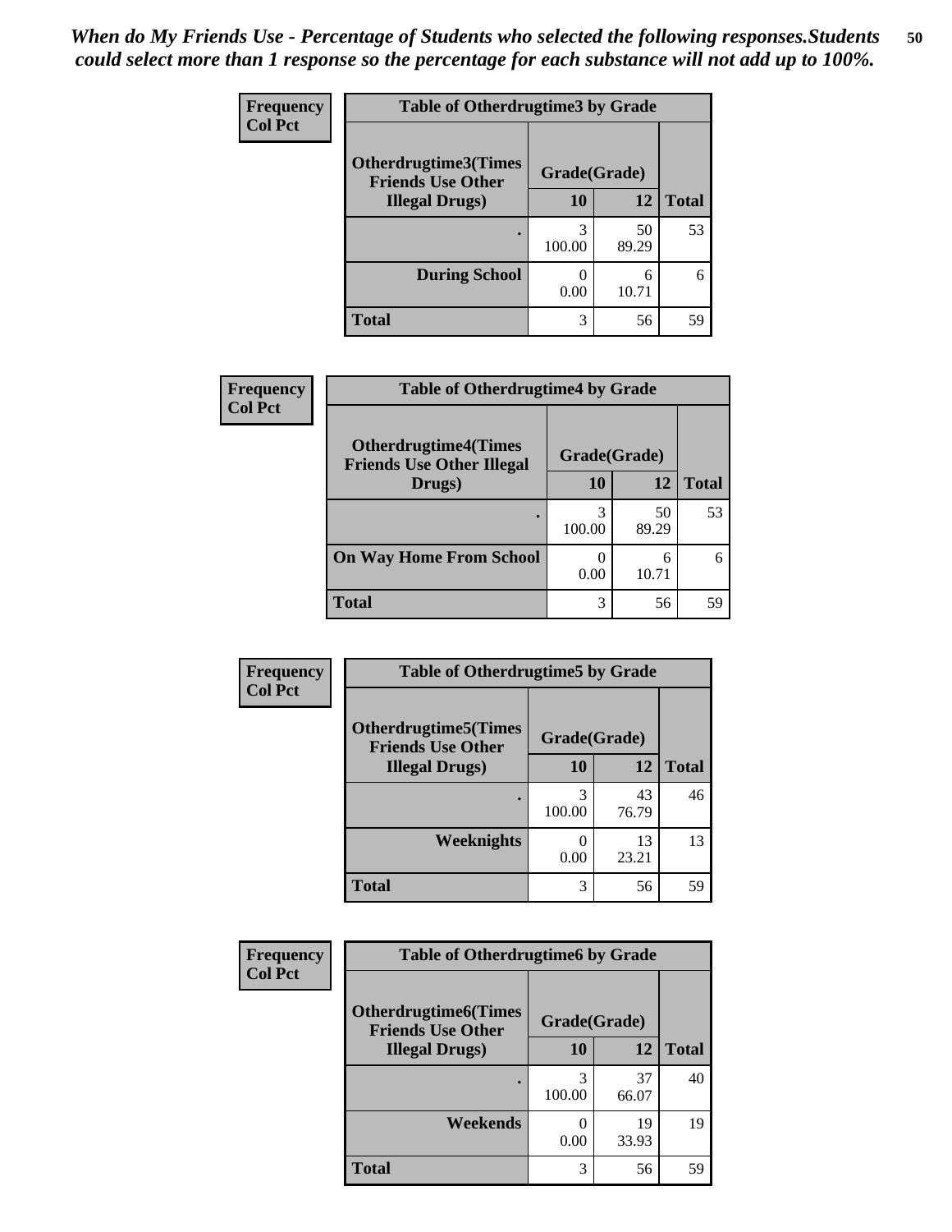*When do My Friends Use - Percentage of Students who selected the following responses.Students could select more than 1 response so the percentage for each substance will not add up to 100%.*

**Frequency**
**Col Pct**

| Table of Otherdrugtime3 by Grade | | | |
|---|---|---|---|
| **Otherdrugtime3(Times Friends Use Other Illegal Drugs)** | **Grade(Grade)** | | |
| | **10** | **12** | **Total** |
| **.** | 3<br>100.00 | 50<br>89.29 | 53 |
| **During School** | 0<br>0.00 | 6<br>10.71 | 6 |
| **Total** | 3 | 56 | 59 |

**Frequency**
**Col Pct**

| Table of Otherdrugtime4 by Grade | | | |
|---|---|---|---|
| **Otherdrugtime4(Times Friends Use Other Illegal Drugs)** | **Grade(Grade)** | | |
| | **10** | **12** | **Total** |
| **.** | 3<br>100.00 | 50<br>89.29 | 53 |
| **On Way Home From School** | 0<br>0.00 | 6<br>10.71 | 6 |
| **Total** | 3 | 56 | 59 |

**Frequency**
**Col Pct**

| Table of Otherdrugtime5 by Grade | | | |
|---|---|---|---|
| **Otherdrugtime5(Times Friends Use Other Illegal Drugs)** | **Grade(Grade)** | | |
| | **10** | **12** | **Total** |
| **.** | 3<br>100.00 | 43<br>76.79 | 46 |
| **Weeknights** | 0<br>0.00 | 13<br>23.21 | 13 |
| **Total** | 3 | 56 | 59 |

**Frequency**
**Col Pct**

| Table of Otherdrugtime6 by Grade | | | |
|---|---|---|---|
| **Otherdrugtime6(Times Friends Use Other Illegal Drugs)** | **Grade(Grade)** | | |
| | **10** | **12** | **Total** |
| **.** | 3<br>100.00 | 37<br>66.07 | 40 |
| **Weekends** | 0<br>0.00 | 19<br>33.93 | 19 |
| **Total** | 3 | 56 | 59 |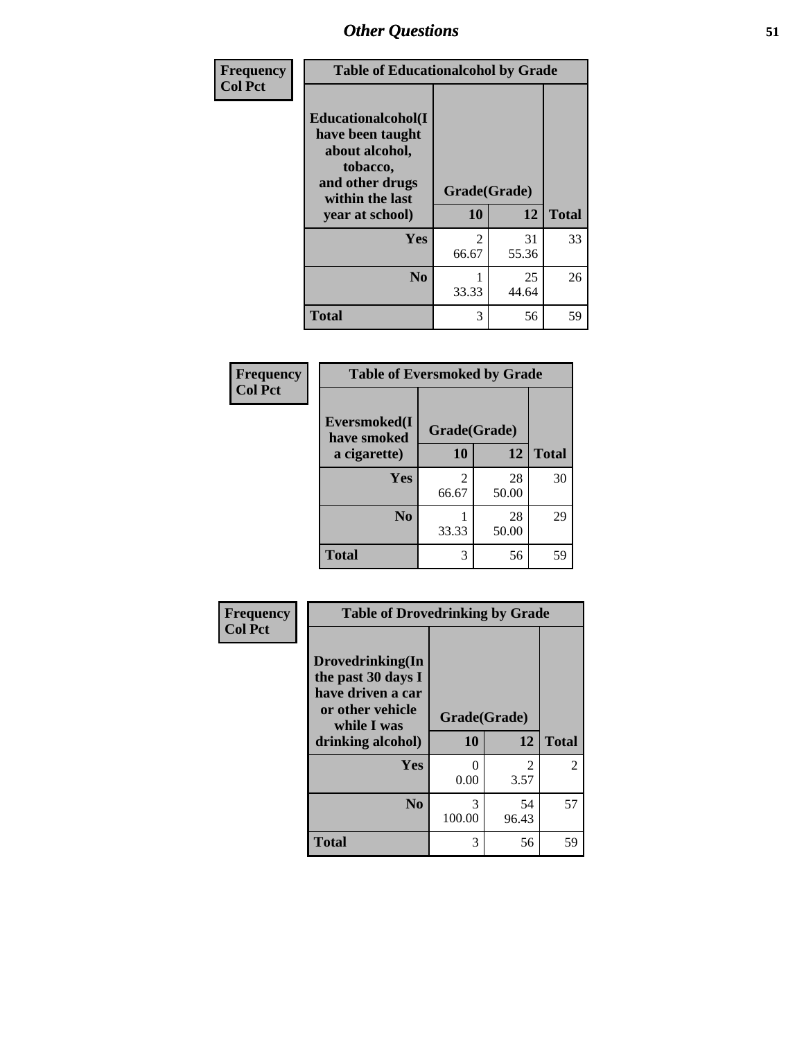| Frequency<br>Col Pct | Table of Educationalcohol by Grade | | |
|---|---|---|---|
| Educationalcohol(I have been taught about alcohol, tobacco, and other drugs within the last year at school) | Grade(Grade) | | |
| | 10 | 12 | Total |
| Yes | 2<br>66.67 | 31<br>55.36 | 33 |
| No | 1<br>33.33 | 25<br>44.64 | 26 |
| Total | 3 | 56 | 59 |

| Frequency<br>Col Pct | Table of Eversmoked by Grade | | |
|---|---|---|---|
| Eversmoked(I have smoked a cigarette) | Grade(Grade) | | |
| | 10 | 12 | Total |
| Yes | 2<br>66.67 | 28<br>50.00 | 30 |
| No | 1<br>33.33 | 28<br>50.00 | 29 |
| Total | 3 | 56 | 59 |

| Frequency<br>Col Pct | Table of Drovedrinking by Grade | | |
|---|---|---|---|
| Drovedrinking(In the past 30 days I have driven a car or other vehicle while I was drinking alcohol) | Grade(Grade) | | |
| | 10 | 12 | Total |
| Yes | 0<br>0.00 | 2<br>3.57 | 2 |
| No | 3<br>100.00 | 54<br>96.43 | 57 |
| Total | 3 | 56 | 59 |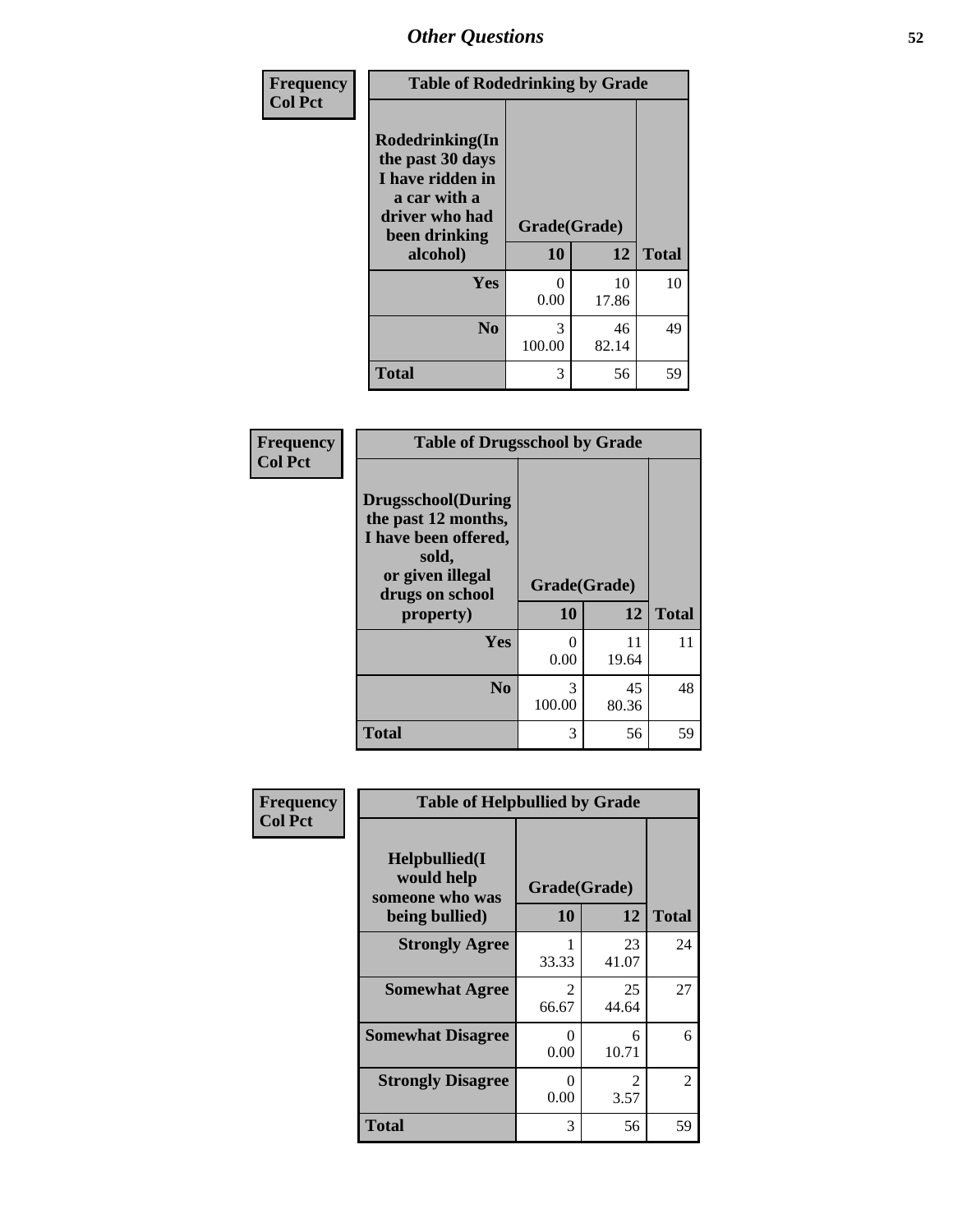| Frequency Col Pct | Table of Rodedrinking by Grade | | |
|---|---|---|---|
| Rodedrinking(In the past 30 days I have ridden in a car with a driver who had been drinking alcohol) | Grade(Grade) | | |
| | 10 | 12 | Total |
| Yes | 0<br>0.00 | 10<br>17.86 | 10 |
| No | 3<br>100.00 | 46<br>82.14 | 49 |
| Total | 3 | 56 | 59 |

| Frequency Col Pct | Table of Drugsschool by Grade | | |
|---|---|---|---|
| Drugsschool(During the past 12 months, I have been offered, sold, or given illegal drugs on school property) | Grade(Grade) | | |
| | 10 | 12 | Total |
| Yes | 0<br>0.00 | 11<br>19.64 | 11 |
| No | 3<br>100.00 | 45<br>80.36 | 48 |
| Total | 3 | 56 | 59 |

| Frequency Col Pct | Table of Helpbullied by Grade | | |
|---|---|---|---|
| Helpbullied(I would help someone who was being bullied) | Grade(Grade) | | |
| | 10 | 12 | Total |
| Strongly Agree | 1<br>33.33 | 23<br>41.07 | 24 |
| Somewhat Agree | 2<br>66.67 | 25<br>44.64 | 27 |
| Somewhat Disagree | 0<br>0.00 | 6<br>10.71 | 6 |
| Strongly Disagree | 0<br>0.00 | 2<br>3.57 | 2 |
| Total | 3 | 56 | 59 |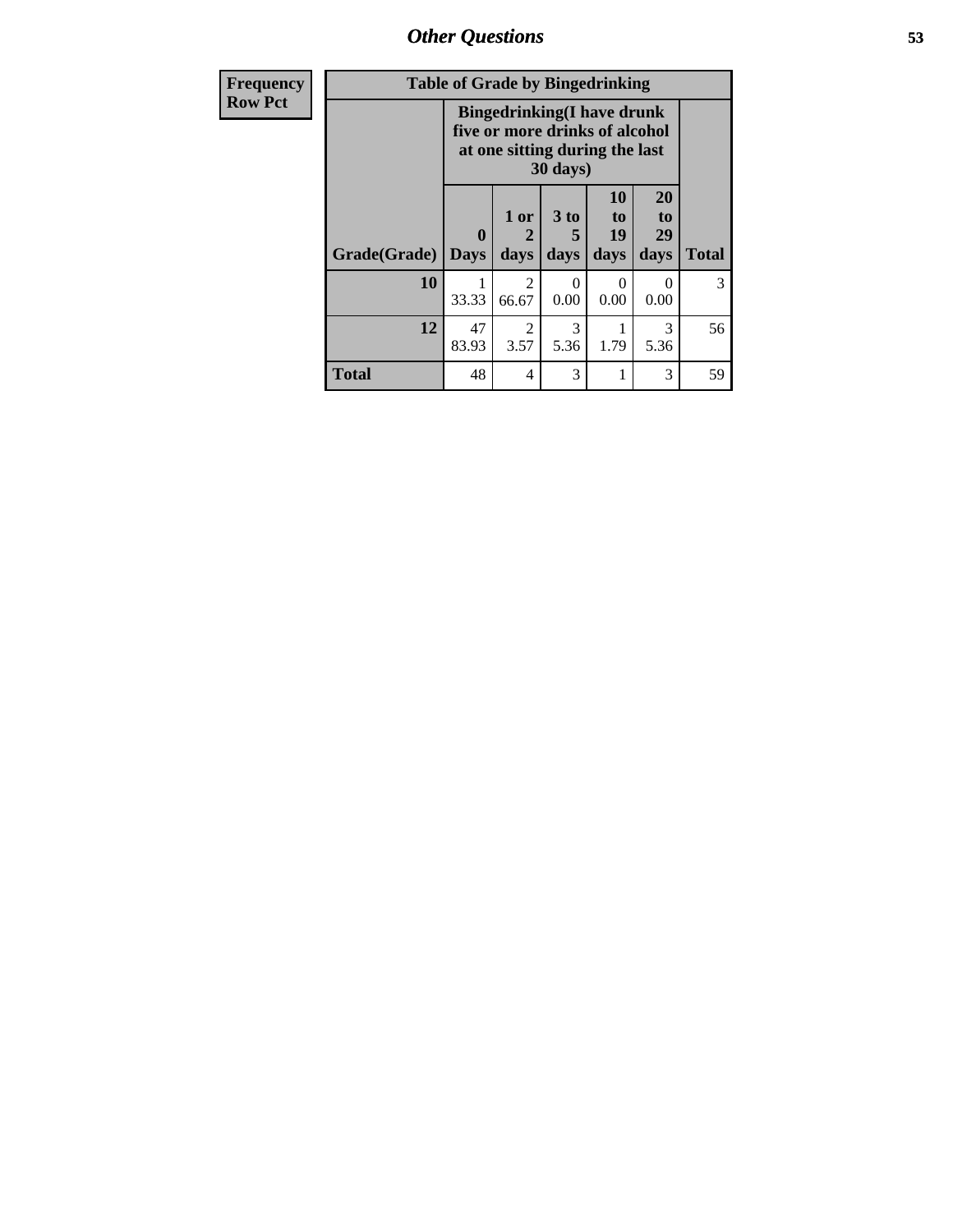## Other Questions

| Frequency<br>Row Pct | Table of Grade by Bingedrinking | | | | | |
|---|---|---|---|---|---|---|
| | Bingedrinking(I have drunk five or more drinks of alcohol at one sitting during the last 30 days) | | | | | |
| Grade(Grade) | 0 Days | 1 or 2 days | 3 to 5 days | 10 to 19 days | 20 to 29 days | Total |
| 10 | 1<br>33.33 | 2<br>66.67 | 0<br>0.00 | 0<br>0.00 | 0<br>0.00 | 3 |
| 12 | 47<br>83.93 | 2<br>3.57 | 3<br>5.36 | 1<br>1.79 | 3<br>5.36 | 56 |
| Total | 48 | 4 | 3 | 1 | 3 | 59 |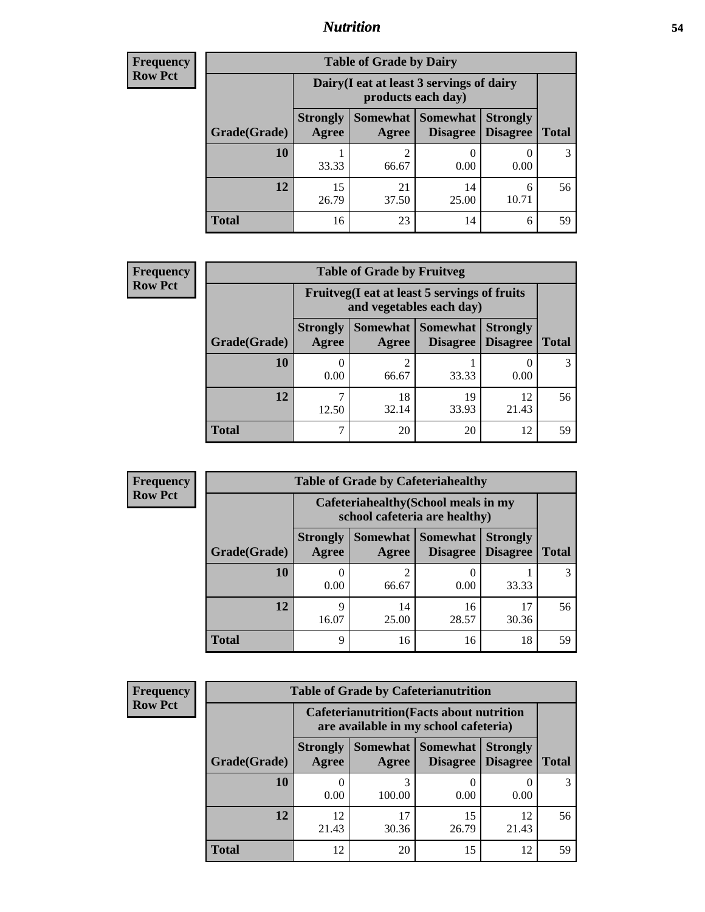# Nutrition

**Frequency**
**Row Pct**

| Table of Grade by Dairy | | | | | |
|---|---|---|---|---|---|
| | Dairy(I eat at least 3 servings of dairy products each day) | | | | |
| Grade(Grade) | Strongly Agree | Somewhat Agree | Somewhat Disagree | Strongly Disagree | Total |
| 10 | 1<br>33.33 | 2<br>66.67 | 0<br>0.00 | 0<br>0.00 | 3 |
| 12 | 15<br>26.79 | 21<br>37.50 | 14<br>25.00 | 6<br>10.71 | 56 |
| Total | 16 | 23 | 14 | 6 | 59 |

**Frequency**
**Row Pct**

| Table of Grade by Fruitveg | | | | | |
|---|---|---|---|---|---|
| | Fruitveg(I eat at least 5 servings of fruits and vegetables each day) | | | | |
| Grade(Grade) | Strongly Agree | Somewhat Agree | Somewhat Disagree | Strongly Disagree | Total |
| 10 | 0<br>0.00 | 2<br>66.67 | 1<br>33.33 | 0<br>0.00 | 3 |
| 12 | 7<br>12.50 | 18<br>32.14 | 19<br>33.93 | 12<br>21.43 | 56 |
| Total | 7 | 20 | 20 | 12 | 59 |

**Frequency**
**Row Pct**

| Table of Grade by Cafeteriahealthy | | | | | |
|---|---|---|---|---|---|
| | Cafeteriahealthy(School meals in my school cafeteria are healthy) | | | | |
| Grade(Grade) | Strongly Agree | Somewhat Agree | Somewhat Disagree | Strongly Disagree | Total |
| 10 | 0<br>0.00 | 2<br>66.67 | 0<br>0.00 | 1<br>33.33 | 3 |
| 12 | 9<br>16.07 | 14<br>25.00 | 16<br>28.57 | 17<br>30.36 | 56 |
| Total | 9 | 16 | 16 | 18 | 59 |

**Frequency**
**Row Pct**

| Table of Grade by Cafeterianutrition | | | | | |
|---|---|---|---|---|---|
| | Cafeterianutrition(Facts about nutrition are available in my school cafeteria) | | | | |
| Grade(Grade) | Strongly Agree | Somewhat Agree | Somewhat Disagree | Strongly Disagree | Total |
| 10 | 0<br>0.00 | 3<br>100.00 | 0<br>0.00 | 0<br>0.00 | 3 |
| 12 | 12<br>21.43 | 17<br>30.36 | 15<br>26.79 | 12<br>21.43 | 56 |
| Total | 12 | 20 | 15 | 12 | 59 |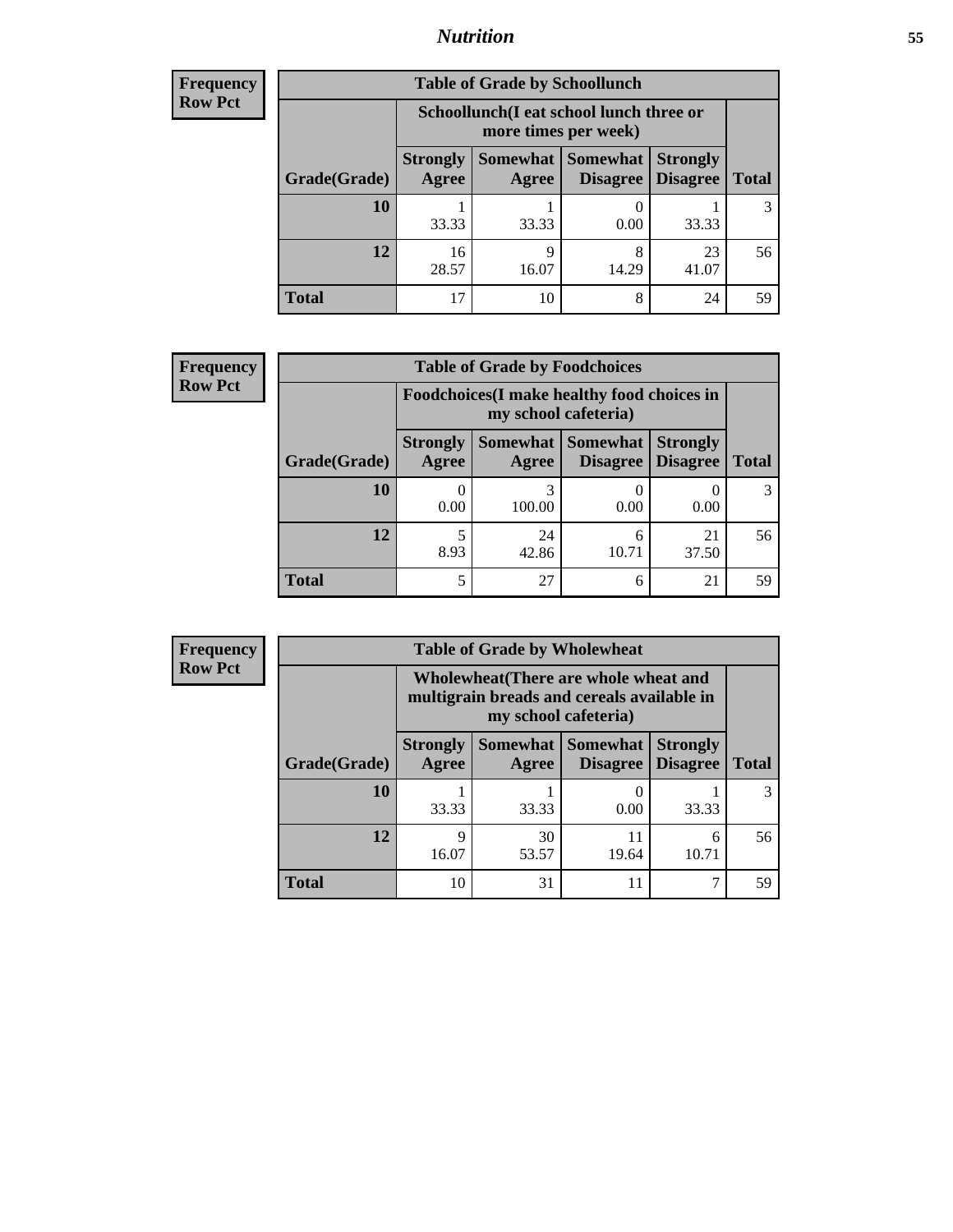| Frequency |
|---|
| Row Pct |

| Table of Grade by Schoollunch | | | | | |
|---|---|---|---|---|---|
| | Schoollunch(I eat school lunch three or more times per week) | | | | |
| Grade(Grade) | Strongly Agree | Somewhat Agree | Somewhat Disagree | Strongly Disagree | Total |
| 10 | 1<br>33.33 | 1<br>33.33 | 0<br>0.00 | 1<br>33.33 | 3 |
| 12 | 16<br>28.57 | 9<br>16.07 | 8<br>14.29 | 23<br>41.07 | 56 |
| Total | 17 | 10 | 8 | 24 | 59 |

| Frequency |
|---|
| Row Pct |

| Table of Grade by Foodchoices | | | | | |
|---|---|---|---|---|---|
| | Foodchoices(I make healthy food choices in my school cafeteria) | | | | |
| Grade(Grade) | Strongly Agree | Somewhat Agree | Somewhat Disagree | Strongly Disagree | Total |
| 10 | 0<br>0.00 | 3<br>100.00 | 0<br>0.00 | 0<br>0.00 | 3 |
| 12 | 5<br>8.93 | 24<br>42.86 | 6<br>10.71 | 21<br>37.50 | 56 |
| Total | 5 | 27 | 6 | 21 | 59 |

| Frequency |
|---|
| Row Pct |

| Table of Grade by Wholewheat | | | | | |
|---|---|---|---|---|---|
| | Wholewheat(There are whole wheat and multigrain breads and cereals available in my school cafeteria) | | | | |
| Grade(Grade) | Strongly Agree | Somewhat Agree | Somewhat Disagree | Strongly Disagree | Total |
| 10 | 1<br>33.33 | 1<br>33.33 | 0<br>0.00 | 1<br>33.33 | 3 |
| 12 | 9<br>16.07 | 30<br>53.57 | 11<br>19.64 | 6<br>10.71 | 56 |
| Total | 10 | 31 | 11 | 7 | 59 |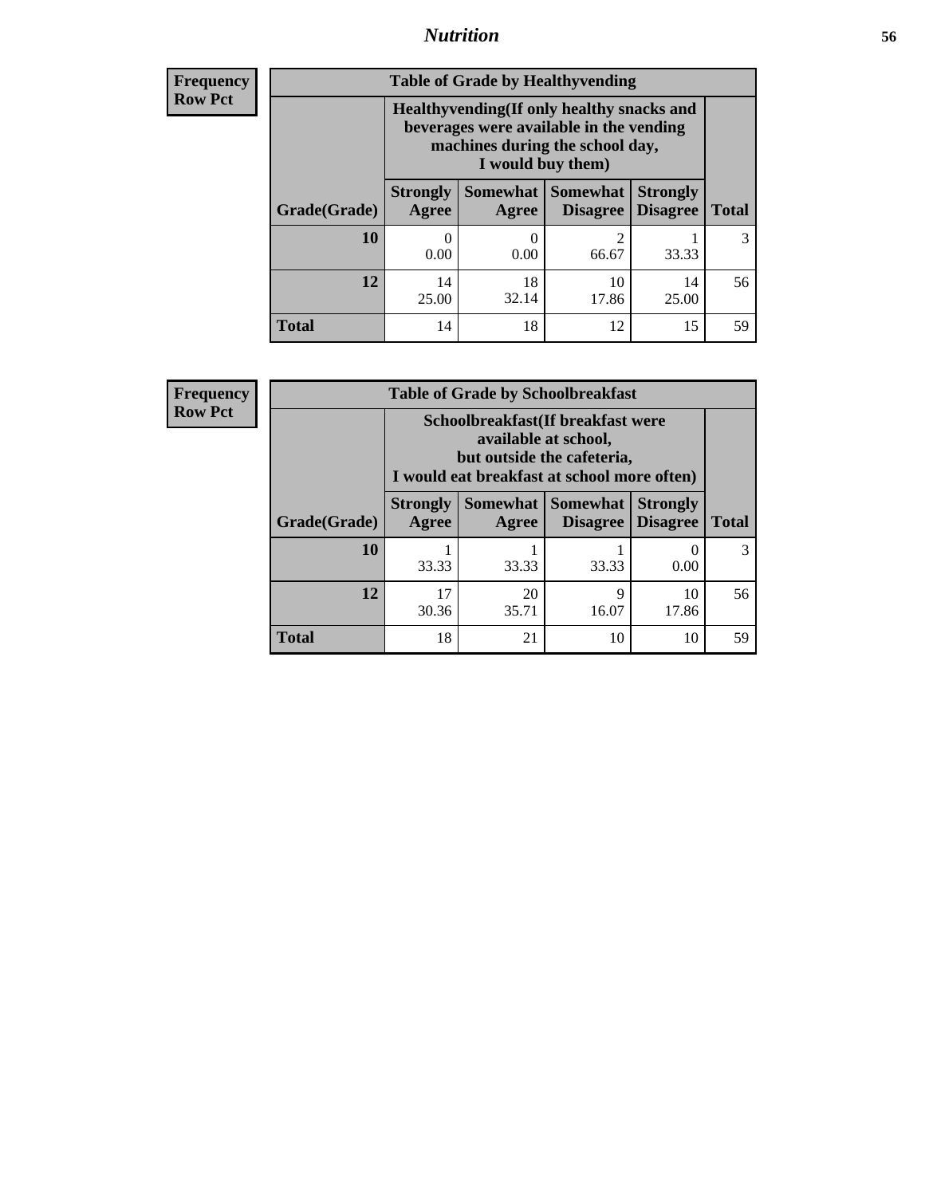**Frequency**
**Row Pct**

| Table of Grade by Healthyvending | | | | | |
|---|---|---|---|---|---|
| | Healthyvending(If only healthy snacks and beverages were available in the vending machines during the school day, I would buy them) | | | | |
| Grade(Grade) | Strongly Agree | Somewhat Agree | Somewhat Disagree | Strongly Disagree | Total |
| **10** | 0<br>0.00 | 0<br>0.00 | 2<br>66.67 | 1<br>33.33 | 3 |
| **12** | 14<br>25.00 | 18<br>32.14 | 10<br>17.86 | 14<br>25.00 | 56 |
| **Total** | 14 | 18 | 12 | 15 | 59 |

**Frequency**
**Row Pct**

| Table of Grade by Schoolbreakfast | | | | | |
|---|---|---|---|---|---|
| | Schoolbreakfast(If breakfast were available at school, but outside the cafeteria, I would eat breakfast at school more often) | | | | |
| Grade(Grade) | Strongly Agree | Somewhat Agree | Somewhat Disagree | Strongly Disagree | Total |
| **10** | 1<br>33.33 | 1<br>33.33 | 1<br>33.33 | 0<br>0.00 | 3 |
| **12** | 17<br>30.36 | 20<br>35.71 | 9<br>16.07 | 10<br>17.86 | 56 |
| **Total** | 18 | 21 | 10 | 10 | 59 |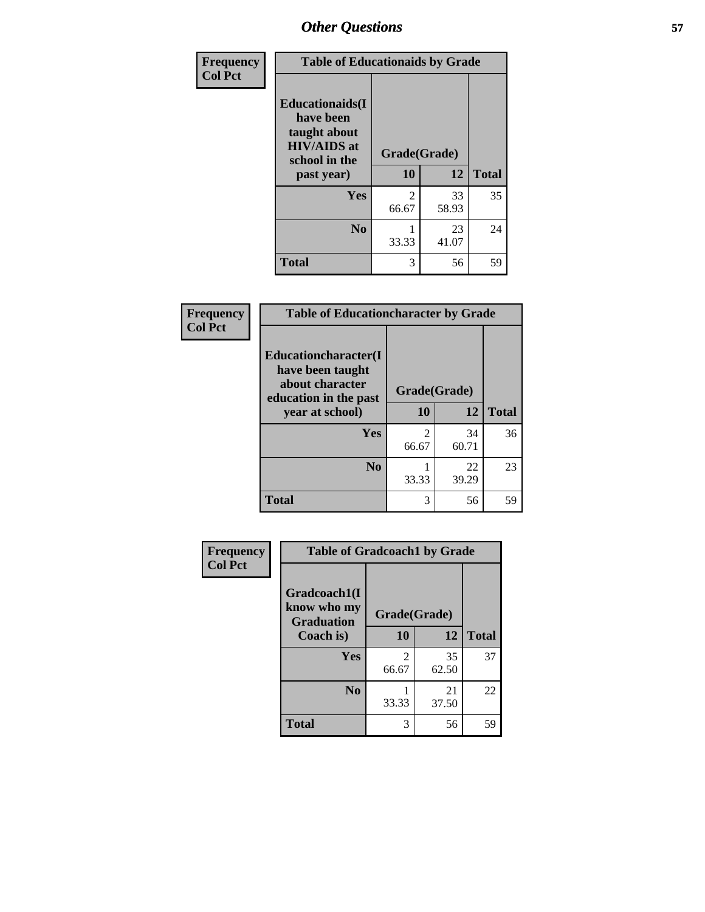| Frequency<br>Col Pct | Table of Educationaids by Grade | | |
|---|---|---|---|
| Educationaids(I have been taught about HIV/AIDS at school in the past year) | Grade(Grade) | | |
| | 10 | 12 | Total |
| Yes | 2<br>66.67 | 33<br>58.93 | 35 |
| No | 1<br>33.33 | 23<br>41.07 | 24 |
| Total | 3 | 56 | 59 |

| Frequency<br>Col Pct | Table of Educationcharacter by Grade | | |
|---|---|---|---|
| Educationcharacter(I have been taught about character education in the past year at school) | Grade(Grade) | | |
| | 10 | 12 | Total |
| Yes | 2<br>66.67 | 34<br>60.71 | 36 |
| No | 1<br>33.33 | 22<br>39.29 | 23 |
| Total | 3 | 56 | 59 |

| Frequency<br>Col Pct | Table of Gradcoach1 by Grade | | |
|---|---|---|---|
| Gradcoach1(I know who my Graduation Coach is) | Grade(Grade) | | |
| | 10 | 12 | Total |
| Yes | 2<br>66.67 | 35<br>62.50 | 37 |
| No | 1<br>33.33 | 21<br>37.50 | 22 |
| Total | 3 | 56 | 59 |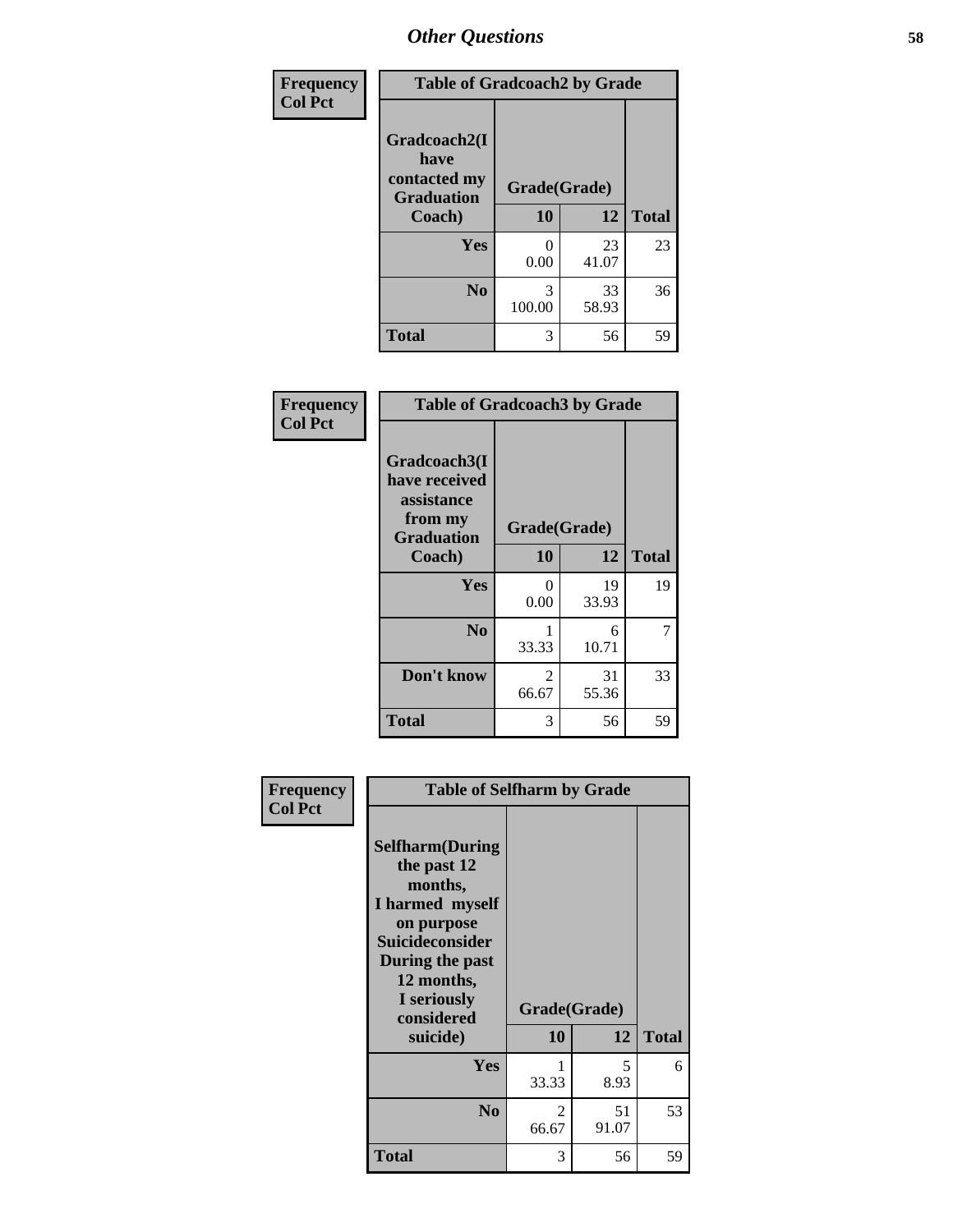# Other Questions

| Frequency<br>Col Pct | Table of Gradcoach2 by Grade | | |
|---|---|---|---|
| Gradcoach2(I have contacted my Graduation Coach) | Grade(Grade) | | |
| | 10 | 12 | Total |
| Yes | 0<br>0.00 | 23<br>41.07 | 23 |
| No | 3<br>100.00 | 33<br>58.93 | 36 |
| Total | 3 | 56 | 59 |

| Frequency<br>Col Pct | Table of Gradcoach3 by Grade | | |
|---|---|---|---|
| Gradcoach3(I have received assistance from my Graduation Coach) | Grade(Grade) | | |
| | 10 | 12 | Total |
| Yes | 0<br>0.00 | 19<br>33.93 | 19 |
| No | 1<br>33.33 | 6<br>10.71 | 7 |
| Don't know | 2<br>66.67 | 31<br>55.36 | 33 |
| Total | 3 | 56 | 59 |

| Frequency<br>Col Pct | Table of Selfharm by Grade | | |
|---|---|---|---|
| Selfharm(During the past 12 months, I harmed myself on purpose Suicideconsider During the past 12 months, I seriously considered suicide) | Grade(Grade) | | |
| | 10 | 12 | Total |
| Yes | 1<br>33.33 | 5<br>8.93 | 6 |
| No | 2<br>66.67 | 51<br>91.07 | 53 |
| Total | 3 | 56 | 59 |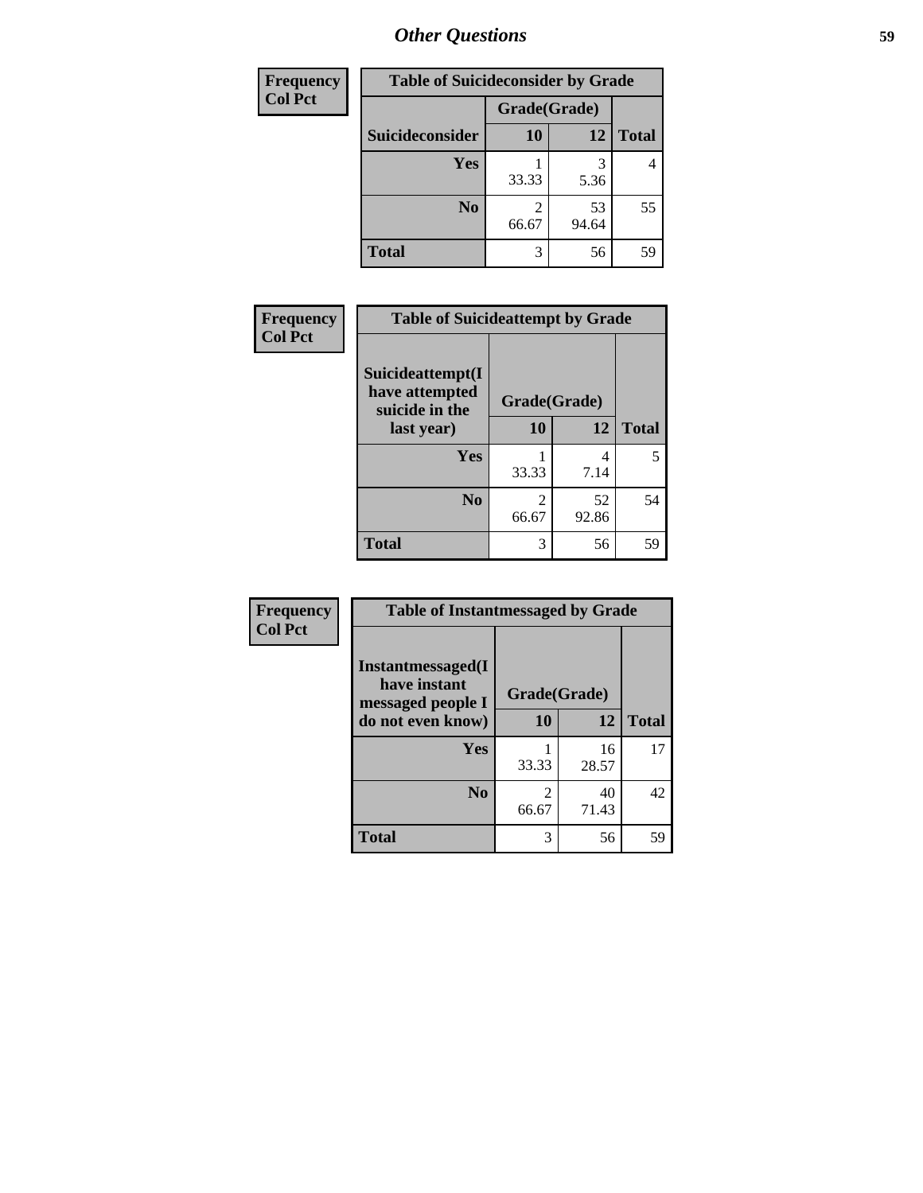# *Other Questions*

| Frequency<br>Col Pct |
|---|

**Table of Suicideconsider by Grade**

| Suicideconsider | Grade(Grade) 10 | 12 | Total |
|---|---|---|---|
| Yes | 1<br>33.33 | 3<br>5.36 | 4 |
| No | 2<br>66.67 | 53<br>94.64 | 55 |
| Total | 3 | 56 | 59 |

| Frequency<br>Col Pct |
|---|

**Table of Suicideattempt by Grade**

| Suicideattempt(I have attempted suicide in the last year) | Grade(Grade) 10 | 12 | Total |
|---|---|---|---|
| Yes | 1<br>33.33 | 4<br>7.14 | 5 |
| No | 2<br>66.67 | 52<br>92.86 | 54 |
| Total | 3 | 56 | 59 |

| Frequency<br>Col Pct |
|---|

**Table of Instantmessaged by Grade**

| Instantmessaged(I have instant messaged people I do not even know) | Grade(Grade) 10 | 12 | Total |
|---|---|---|---|
| Yes | 1<br>33.33 | 16<br>28.57 | 17 |
| No | 2<br>66.67 | 40<br>71.43 | 42 |
| Total | 3 | 56 | 59 |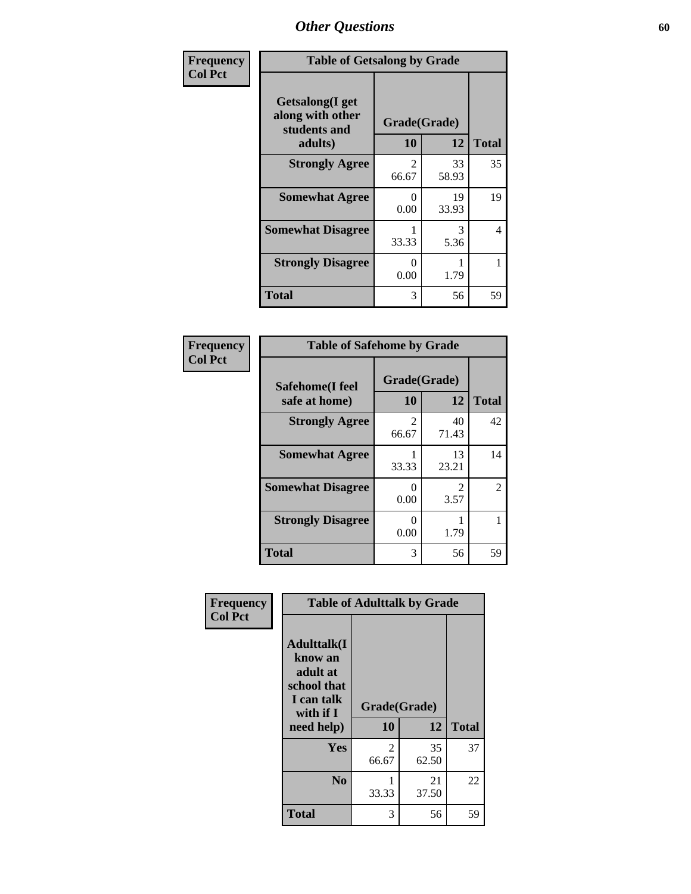# Other Questions

**Frequency**
**Col Pct**

| Table of Getsalong by Grade | | | |
|---|---|---|---|
| **Getsalong(I get along with other students and adults)** | **Grade(Grade)** | | |
| | **10** | **12** | **Total** |
| **Strongly Agree** | 2<br>66.67 | 33<br>58.93 | 35 |
| **Somewhat Agree** | 0<br>0.00 | 19<br>33.93 | 19 |
| **Somewhat Disagree** | 1<br>33.33 | 3<br>5.36 | 4 |
| **Strongly Disagree** | 0<br>0.00 | 1<br>1.79 | 1 |
| **Total** | 3 | 56 | 59 |

**Frequency**
**Col Pct**

| Table of Safehome by Grade | | | |
|---|---|---|---|
| **Safehome(I feel safe at home)** | **Grade(Grade)** | | |
| | **10** | **12** | **Total** |
| **Strongly Agree** | 2<br>66.67 | 40<br>71.43 | 42 |
| **Somewhat Agree** | 1<br>33.33 | 13<br>23.21 | 14 |
| **Somewhat Disagree** | 0<br>0.00 | 2<br>3.57 | 2 |
| **Strongly Disagree** | 0<br>0.00 | 1<br>1.79 | 1 |
| **Total** | 3 | 56 | 59 |

**Frequency**
**Col Pct**

| Table of Adulttalk by Grade | | | |
|---|---|---|---|
| **Adulttalk(I know an adult at school that I can talk with if I need help)** | **Grade(Grade)** | | |
| | **10** | **12** | **Total** |
| **Yes** | 2<br>66.67 | 35<br>62.50 | 37 |
| **No** | 1<br>33.33 | 21<br>37.50 | 22 |
| **Total** | 3 | 56 | 59 |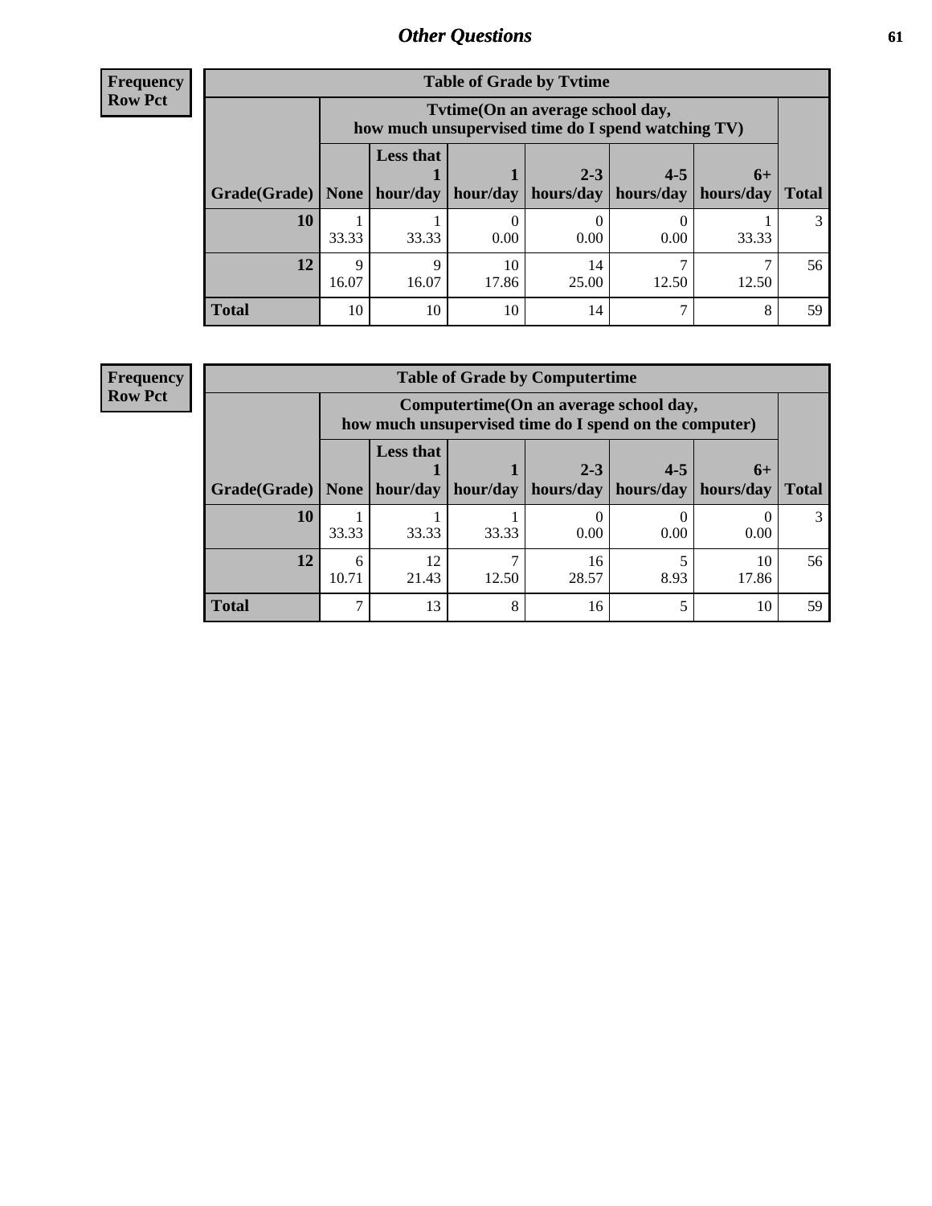## Other Questions

**Frequency**
**Row Pct**

| Table of Grade by Tvtime | | | | | | | |
|---|---|---|---|---|---|---|---|
| | Tvtime(On an average school day, how much unsupervised time do I spend watching TV) | | | | | | |
| Grade(Grade) | None | Less that 1 hour/day | 1 hour/day | 2-3 hours/day | 4-5 hours/day | 6+ hours/day | Total |
| **10** | 1<br>33.33 | 1<br>33.33 | 0<br>0.00 | 0<br>0.00 | 0<br>0.00 | 1<br>33.33 | 3 |
| **12** | 9<br>16.07 | 9<br>16.07 | 10<br>17.86 | 14<br>25.00 | 7<br>12.50 | 7<br>12.50 | 56 |
| **Total** | 10 | 10 | 10 | 14 | 7 | 8 | 59 |

**Frequency**
**Row Pct**

| Table of Grade by Computertime | | | | | | | |
|---|---|---|---|---|---|---|---|
| | Computertime(On an average school day, how much unsupervised time do I spend on the computer) | | | | | | |
| Grade(Grade) | None | Less that 1 hour/day | 1 hour/day | 2-3 hours/day | 4-5 hours/day | 6+ hours/day | Total |
| **10** | 1<br>33.33 | 1<br>33.33 | 1<br>33.33 | 0<br>0.00 | 0<br>0.00 | 0<br>0.00 | 3 |
| **12** | 6<br>10.71 | 12<br>21.43 | 7<br>12.50 | 16<br>28.57 | 5<br>8.93 | 10<br>17.86 | 56 |
| **Total** | 7 | 13 | 8 | 16 | 5 | 10 | 59 |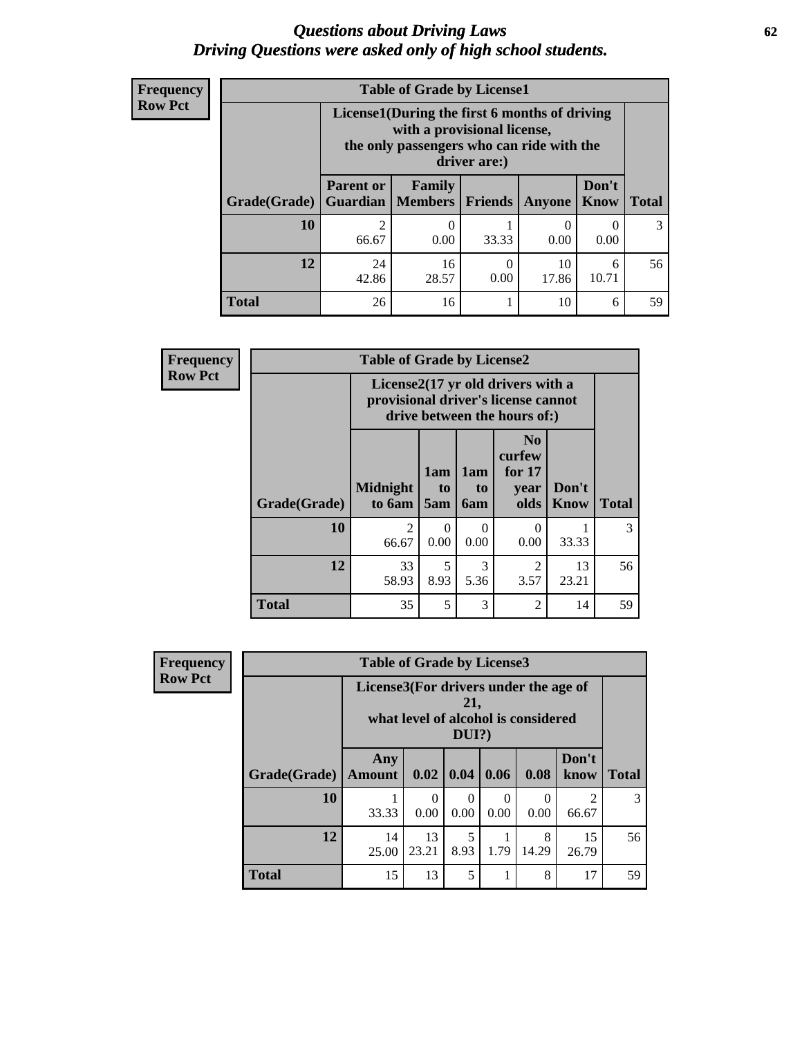# Questions about Driving Laws
## Driving Questions were asked only of high school students.

**Frequency**
**Row Pct**

| Table of Grade by License1 | | | | | | |
|---|---|---|---|---|---|---|
| | License1(During the first 6 months of driving with a provisional license, the only passengers who can ride with the driver are:) | | | | | |
| Grade(Grade) | Parent or Guardian | Family Members | Friends | Anyone | Don't Know | Total |
| 10 | 2<br>66.67 | 0<br>0.00 | 1<br>33.33 | 0<br>0.00 | 0<br>0.00 | 3 |
| 12 | 24<br>42.86 | 16<br>28.57 | 0<br>0.00 | 10<br>17.86 | 6<br>10.71 | 56 |
| Total | 26 | 16 | 1 | 10 | 6 | 59 |

**Frequency**
**Row Pct**

| Table of Grade by License2 | | | | | | |
|---|---|---|---|---|---|---|
| | License2(17 yr old drivers with a provisional driver's license cannot drive between the hours of:) | | | | | |
| Grade(Grade) | Midnight to 6am | 1am to 5am | 1am to 6am | No curfew for 17 year olds | Don't Know | Total |
| 10 | 2<br>66.67 | 0<br>0.00 | 0<br>0.00 | 0<br>0.00 | 1<br>33.33 | 3 |
| 12 | 33<br>58.93 | 5<br>8.93 | 3<br>5.36 | 2<br>3.57 | 13<br>23.21 | 56 |
| Total | 35 | 5 | 3 | 2 | 14 | 59 |

**Frequency**
**Row Pct**

| Table of Grade by License3 | | | | | | | |
|---|---|---|---|---|---|---|---|
| | License3(For drivers under the age of 21, what level of alcohol is considered DUI?) | | | | | | |
| Grade(Grade) | Any Amount | 0.02 | 0.04 | 0.06 | 0.08 | Don't know | Total |
| 10 | 1<br>33.33 | 0<br>0.00 | 0<br>0.00 | 0<br>0.00 | 0<br>0.00 | 2<br>66.67 | 3 |
| 12 | 14<br>25.00 | 13<br>23.21 | 5<br>8.93 | 1<br>1.79 | 8<br>14.29 | 15<br>26.79 | 56 |
| Total | 15 | 13 | 5 | 1 | 8 | 17 | 59 |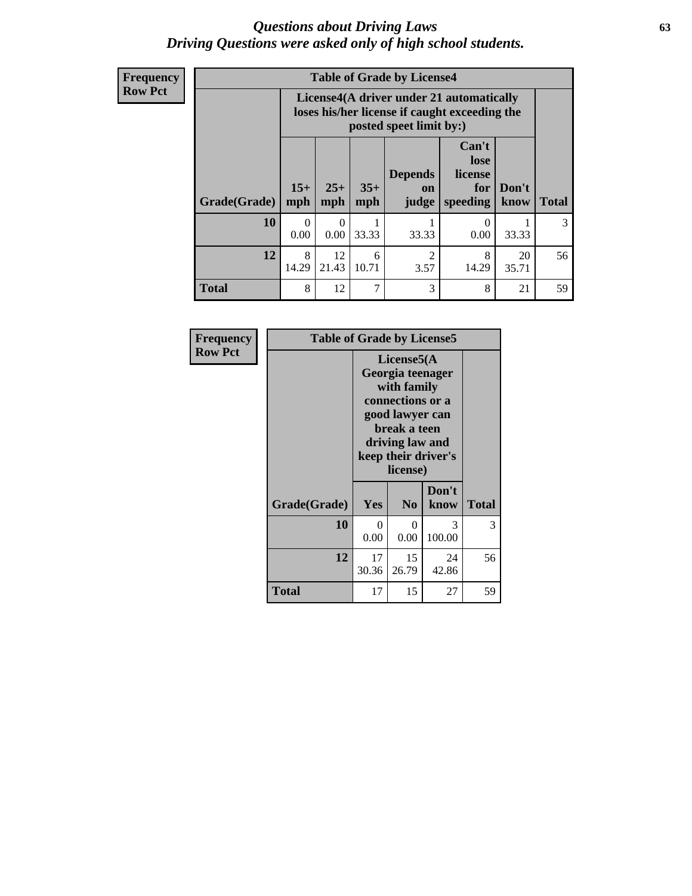# *Questions about Driving Laws*
## *Driving Questions were asked only of high school students.*

| Frequency Row Pct | Table of Grade by License4 | | | | | | |
|---|---|---|---|---|---|---|---|
| | License4(A driver under 21 automatically loses his/her license if caught exceeding the posted speet limit by:) | | | | | | |
| Grade(Grade) | 15+ mph | 25+ mph | 35+ mph | Depends on judge | Can't lose license for speeding | Don't know | Total |
| **10** | 0<br>0.00 | 0<br>0.00 | 1<br>33.33 | 1<br>33.33 | 0<br>0.00 | 1<br>33.33 | 3 |
| **12** | 8<br>14.29 | 12<br>21.43 | 6<br>10.71 | 2<br>3.57 | 8<br>14.29 | 20<br>35.71 | 56 |
| **Total** | 8 | 12 | 7 | 3 | 8 | 21 | 59 |

| Frequency Row Pct | Table of Grade by License5 | | | |
|---|---|---|---|---|
| | License5(A Georgia teenager with family connections or a good lawyer can break a teen driving law and keep their driver's license) | | | |
| Grade(Grade) | Yes | No | Don't know | Total |
| **10** | 0<br>0.00 | 0<br>0.00 | 3<br>100.00 | 3 |
| **12** | 17<br>30.36 | 15<br>26.79 | 24<br>42.86 | 56 |
| **Total** | 17 | 15 | 27 | 59 |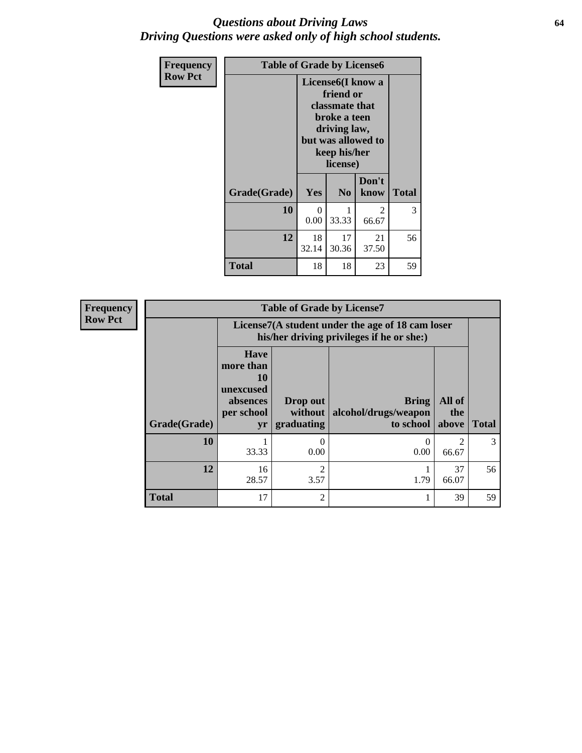# *Questions about Driving Laws*
# *Driving Questions were asked only of high school students.*

**Frequency**
**Row Pct**

**Table of Grade by License6**

| Grade(Grade) | License6(I know a friend or classmate that broke a teen driving law, but was allowed to keep his/her license) | | | Total |
|---|---|---|---|---|
| | Yes | No | Don't know | |
| **10** | 0<br>0.00 | 1<br>33.33 | 2<br>66.67 | 3 |
| **12** | 18<br>32.14 | 17<br>30.36 | 21<br>37.50 | 56 |
| **Total** | 18 | 18 | 23 | 59 |

**Frequency**
**Row Pct**

**Table of Grade by License7**

| Grade(Grade) | License7(A student under the age of 18 cam loser his/her driving privileges if he or she:) | | | | Total |
|---|---|---|---|---|---|
| | Have more than 10 unexcused absences per school yr | Drop out without graduating | Bring alcohol/drugs/weapon to school | All of the above | |
| **10** | 1<br>33.33 | 0<br>0.00 | 0<br>0.00 | 2<br>66.67 | 3 |
| **12** | 16<br>28.57 | 2<br>3.57 | 1<br>1.79 | 37<br>66.07 | 56 |
| **Total** | 17 | 2 | 1 | 39 | 59 |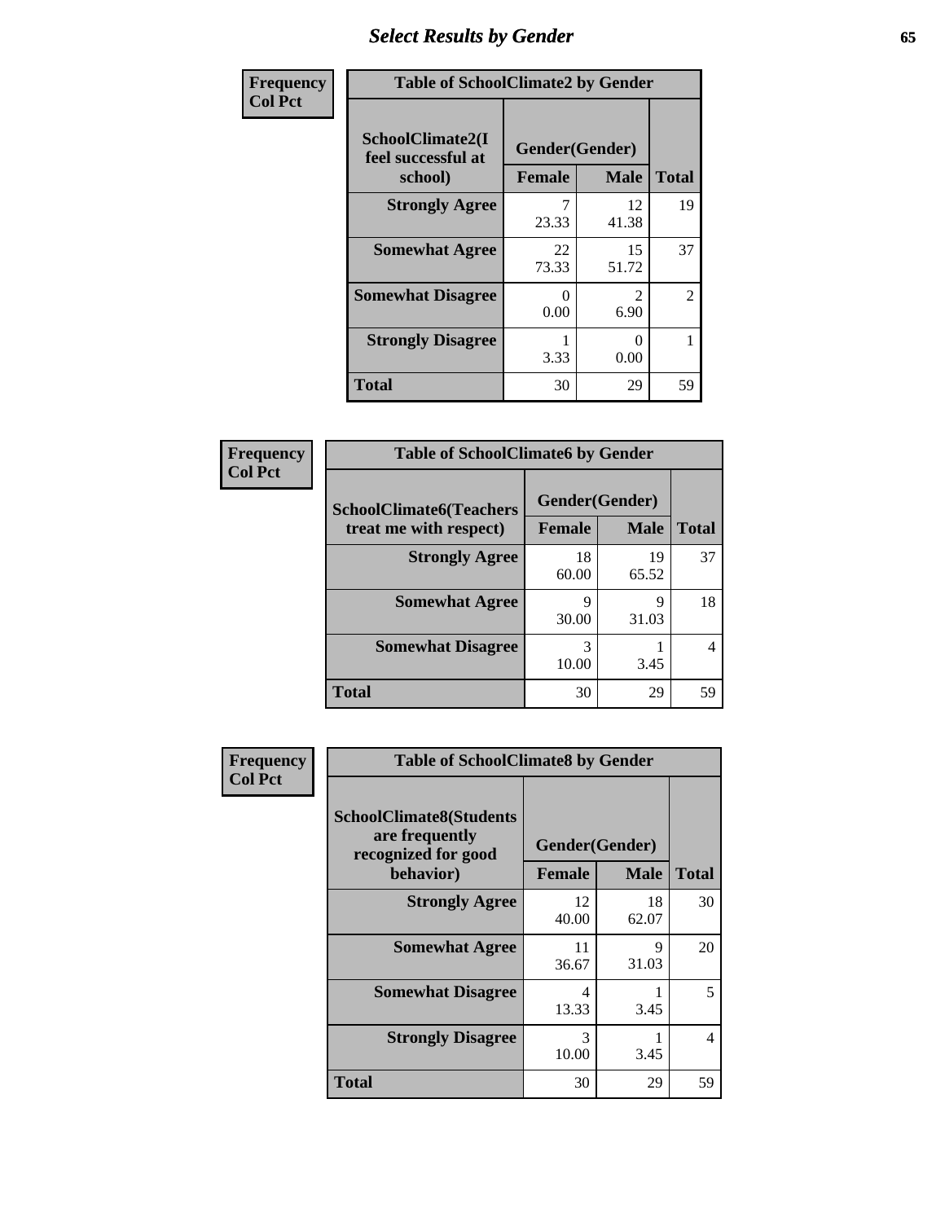## Select Results by Gender

| Frequency<br>Col Pct | Table of SchoolClimate2 by Gender | | |
|---|---|---|---|
| SchoolClimate2(I feel successful at school) | Gender(Gender) | | |
| | Female | Male | Total |
| Strongly Agree | 7<br>23.33 | 12<br>41.38 | 19 |
| Somewhat Agree | 22<br>73.33 | 15<br>51.72 | 37 |
| Somewhat Disagree | 0<br>0.00 | 2<br>6.90 | 2 |
| Strongly Disagree | 1<br>3.33 | 0<br>0.00 | 1 |
| Total | 30 | 29 | 59 |

| Frequency<br>Col Pct | Table of SchoolClimate6 by Gender | | |
|---|---|---|---|
| SchoolClimate6(Teachers treat me with respect) | Gender(Gender) | | |
| | Female | Male | Total |
| Strongly Agree | 18<br>60.00 | 19<br>65.52 | 37 |
| Somewhat Agree | 9<br>30.00 | 9<br>31.03 | 18 |
| Somewhat Disagree | 3<br>10.00 | 1<br>3.45 | 4 |
| Total | 30 | 29 | 59 |

| Frequency<br>Col Pct | Table of SchoolClimate8 by Gender | | |
|---|---|---|---|
| SchoolClimate8(Students are frequently recognized for good behavior) | Gender(Gender) | | |
| | Female | Male | Total |
| Strongly Agree | 12<br>40.00 | 18<br>62.07 | 30 |
| Somewhat Agree | 11<br>36.67 | 9<br>31.03 | 20 |
| Somewhat Disagree | 4<br>13.33 | 1<br>3.45 | 5 |
| Strongly Disagree | 3<br>10.00 | 1<br>3.45 | 4 |
| Total | 30 | 29 | 59 |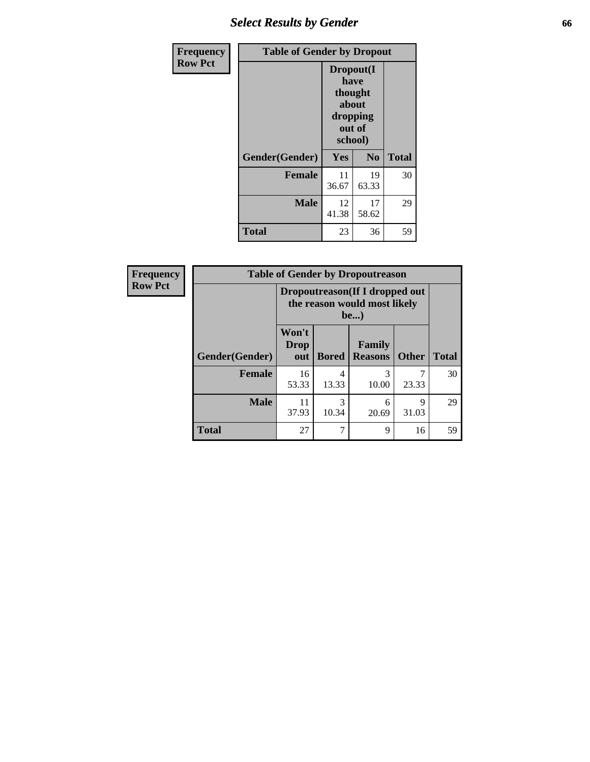| Frequency Row Pct | Table of Gender by Dropout | | |
|---|---|---|---|
| | Dropout(I have thought about dropping out of school) | | |
| Gender(Gender) | Yes | No | Total |
| Female | 11<br>36.67 | 19<br>63.33 | 30 |
| Male | 12<br>41.38 | 17<br>58.62 | 29 |
| Total | 23 | 36 | 59 |

| Frequency Row Pct | Table of Gender by Dropoutreason | | | | |
|---|---|---|---|---|---|
| | Dropoutreason(If I dropped out the reason would most likely be...) | | | | |
| Gender(Gender) | Won't Drop out | Bored | Family Reasons | Other | Total |
| Female | 16<br>53.33 | 4<br>13.33 | 3<br>10.00 | 7<br>23.33 | 30 |
| Male | 11<br>37.93 | 3<br>10.34 | 6<br>20.69 | 9<br>31.03 | 29 |
| Total | 27 | 7 | 9 | 16 | 59 |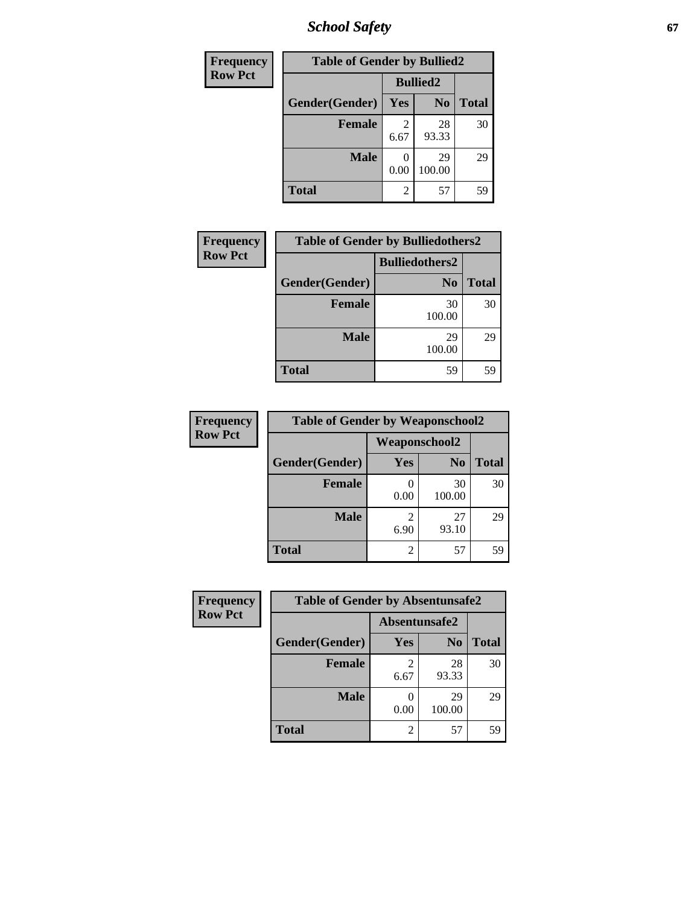| Frequency<br>Row Pct | | | |
|---|---|---|---|
| **Table of Gender by Bullied2** | | | |
| | **Bullied2** | | |
| **Gender(Gender)** | **Yes** | **No** | **Total** |
| **Female** | 2<br>6.67 | 28<br>93.33 | 30 |
| **Male** | 0<br>0.00 | 29<br>100.00 | 29 |
| **Total** | 2 | 57 | 59 |

| Frequency<br>Row Pct | | |
|---|---|---|
| **Table of Gender by Bulliedothers2** | | |
| | **Bulliedothers2** | |
| **Gender(Gender)** | **No** | **Total** |
| **Female** | 30<br>100.00 | 30 |
| **Male** | 29<br>100.00 | 29 |
| **Total** | 59 | 59 |

| Frequency<br>Row Pct | | | |
|---|---|---|---|
| **Table of Gender by Weaponschool2** | | | |
| | **Weaponschool2** | | |
| **Gender(Gender)** | **Yes** | **No** | **Total** |
| **Female** | 0<br>0.00 | 30<br>100.00 | 30 |
| **Male** | 2<br>6.90 | 27<br>93.10 | 29 |
| **Total** | 2 | 57 | 59 |

| Frequency<br>Row Pct | | | |
|---|---|---|---|
| **Table of Gender by Absentunsafe2** | | | |
| | **Absentunsafe2** | | |
| **Gender(Gender)** | **Yes** | **No** | **Total** |
| **Female** | 2<br>6.67 | 28<br>93.33 | 30 |
| **Male** | 0<br>0.00 | 29<br>100.00 | 29 |
| **Total** | 2 | 57 | 59 |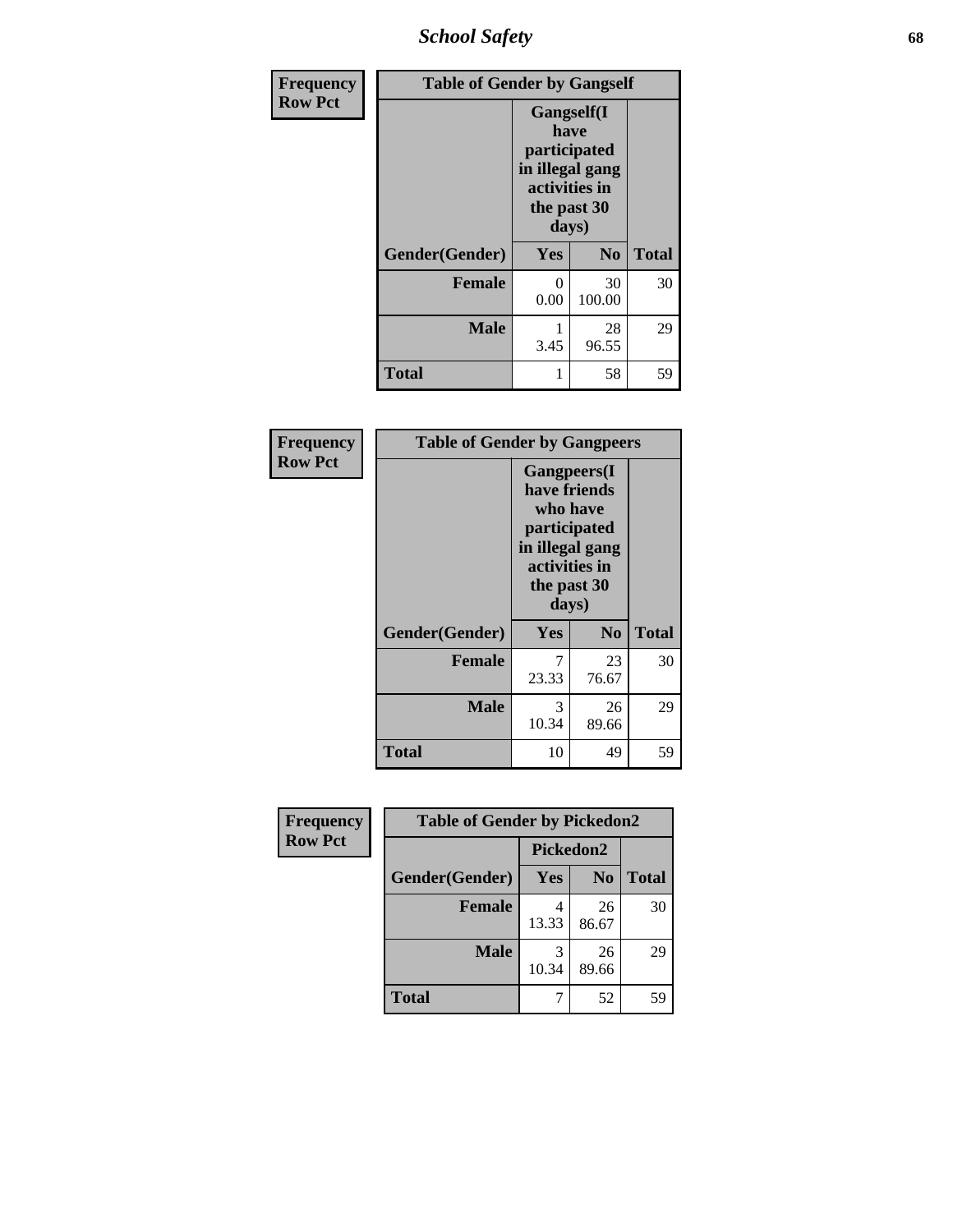## School Safety

**Frequency**
**Row Pct**

| Table of Gender by Gangself | | | |
|---|---|---|---|
| | Gangself(I have participated in illegal gang activities in the past 30 days) | | |
| Gender(Gender) | Yes | No | Total |
| Female | 0<br>0.00 | 30<br>100.00 | 30 |
| Male | 1<br>3.45 | 28<br>96.55 | 29 |
| Total | 1 | 58 | 59 |

**Frequency**
**Row Pct**

| Table of Gender by Gangpeers | | | |
|---|---|---|---|
| | Gangpeers(I have friends who have participated in illegal gang activities in the past 30 days) | | |
| Gender(Gender) | Yes | No | Total |
| Female | 7<br>23.33 | 23<br>76.67 | 30 |
| Male | 3<br>10.34 | 26<br>89.66 | 29 |
| Total | 10 | 49 | 59 |

**Frequency**
**Row Pct**

| Table of Gender by Pickedon2 | | | |
|---|---|---|---|
| | Pickedon2 | | |
| Gender(Gender) | Yes | No | Total |
| Female | 4<br>13.33 | 26<br>86.67 | 30 |
| Male | 3<br>10.34 | 26<br>89.66 | 29 |
| Total | 7 | 52 | 59 |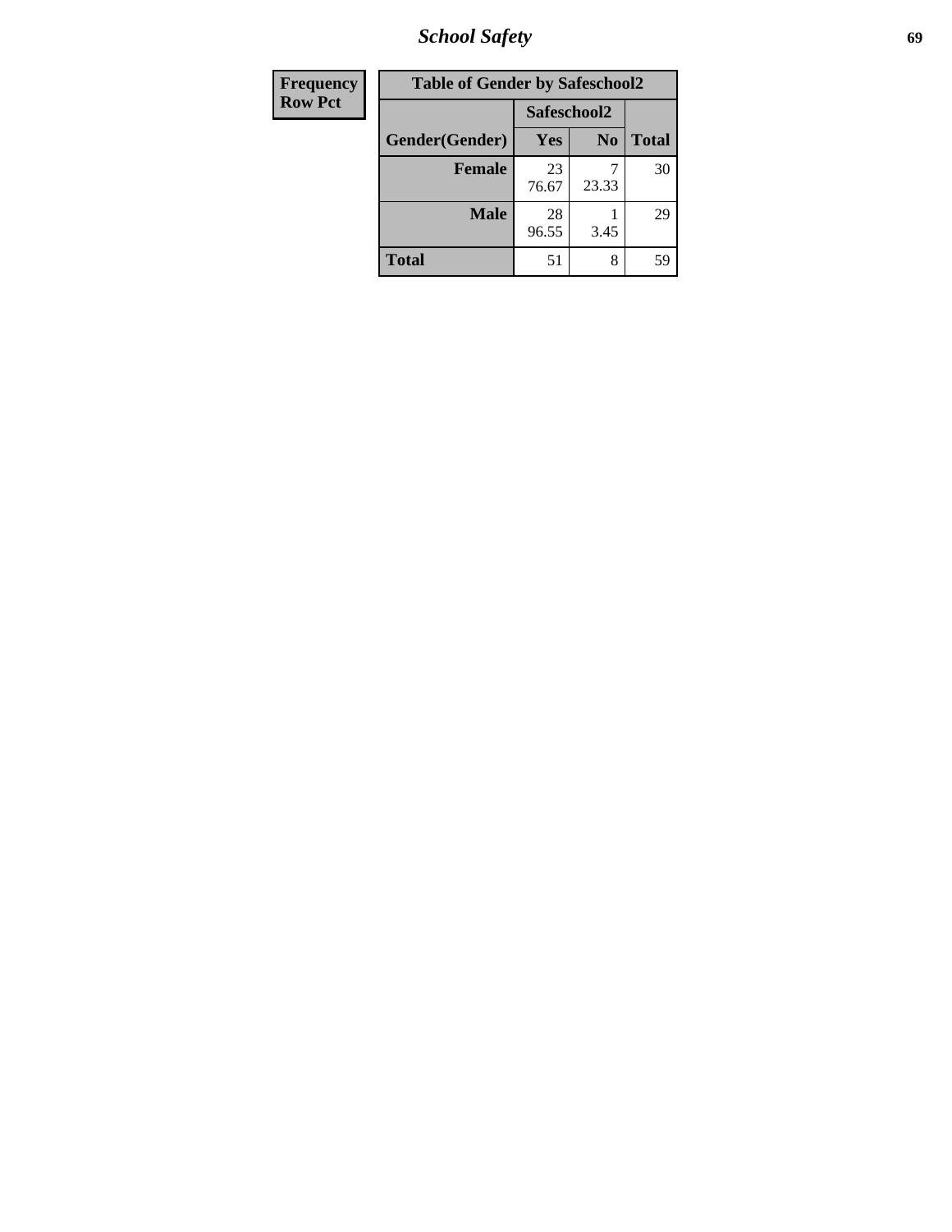| Frequency Row Pct |
|---|

**Table of Gender by Safeschool2**

| Gender(Gender) | Safeschool2 Yes | No | Total |
|---|---|---|---|
| Female | 23<br>76.67 | 7<br>23.33 | 30 |
| Male | 28<br>96.55 | 1<br>3.45 | 29 |
| Total | 51 | 8 | 59 |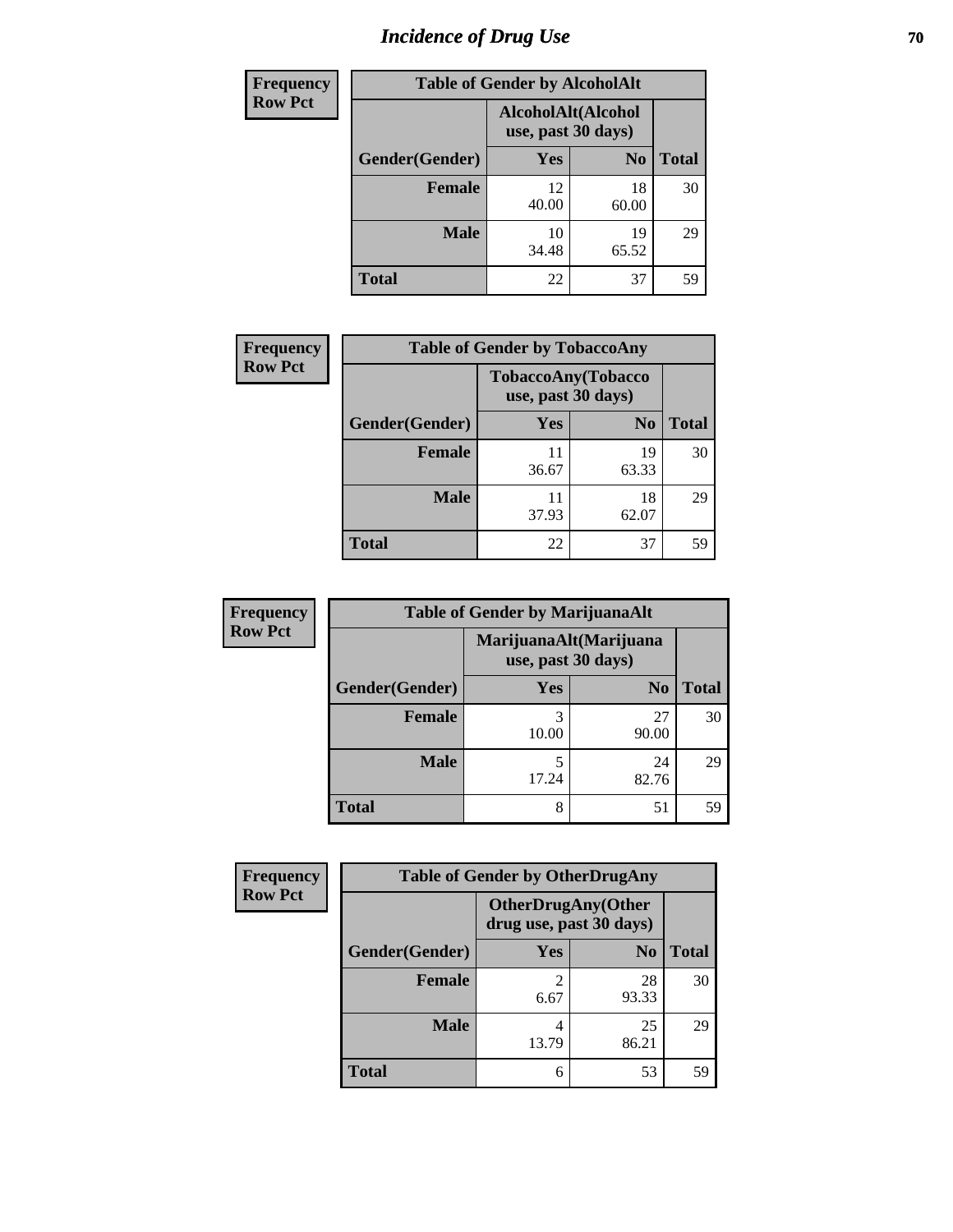# Incidence of Drug Use

| Frequency<br>Row Pct | | | |
|---|---|---|---|
| **Table of Gender by AlcoholAlt** | | | |
| | **AlcoholAlt(Alcohol use, past 30 days)** | | |
| **Gender(Gender)** | **Yes** | **No** | **Total** |
| **Female** | 12<br>40.00 | 18<br>60.00 | 30 |
| **Male** | 10<br>34.48 | 19<br>65.52 | 29 |
| **Total** | 22 | 37 | 59 |

| Frequency<br>Row Pct | | | |
|---|---|---|---|
| **Table of Gender by TobaccoAny** | | | |
| | **TobaccoAny(Tobacco use, past 30 days)** | | |
| **Gender(Gender)** | **Yes** | **No** | **Total** |
| **Female** | 11<br>36.67 | 19<br>63.33 | 30 |
| **Male** | 11<br>37.93 | 18<br>62.07 | 29 |
| **Total** | 22 | 37 | 59 |

| Frequency<br>Row Pct | | | |
|---|---|---|---|
| **Table of Gender by MarijuanaAlt** | | | |
| | **MarijuanaAlt(Marijuana use, past 30 days)** | | |
| **Gender(Gender)** | **Yes** | **No** | **Total** |
| **Female** | 3<br>10.00 | 27<br>90.00 | 30 |
| **Male** | 5<br>17.24 | 24<br>82.76 | 29 |
| **Total** | 8 | 51 | 59 |

| Frequency<br>Row Pct | | | |
|---|---|---|---|
| **Table of Gender by OtherDrugAny** | | | |
| | **OtherDrugAny(Other drug use, past 30 days)** | | |
| **Gender(Gender)** | **Yes** | **No** | **Total** |
| **Female** | 2<br>6.67 | 28<br>93.33 | 30 |
| **Male** | 4<br>13.79 | 25<br>86.21 | 29 |
| **Total** | 6 | 53 | 59 |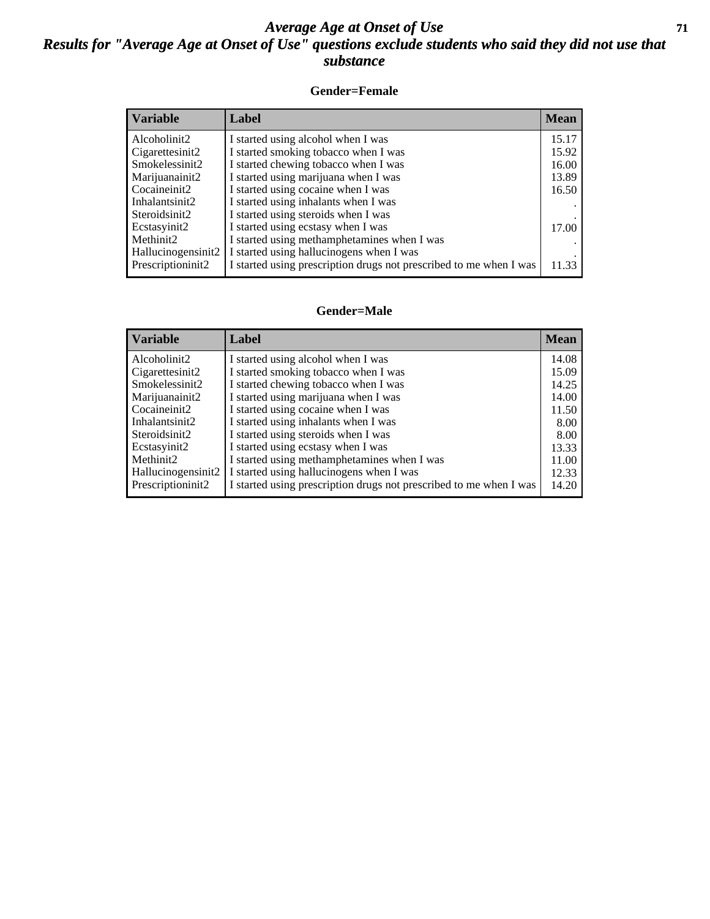# Average Age at Onset of Use

## Results for "Average Age at Onset of Use" questions exclude students who said they did not use that substance

### Gender=Female

| Variable | Label | Mean |
|---|---|---|
| Alcoholinit2 | I started using alcohol when I was | 15.17 |
| Cigarettesinit2 | I started smoking tobacco when I was | 15.92 |
| Smokelessinit2 | I started chewing tobacco when I was | 16.00 |
| Marijuanainit2 | I started using marijuana when I was | 13.89 |
| Cocaineinit2 | I started using cocaine when I was | 16.50 |
| Inhalantsinit2 | I started using inhalants when I was | . |
| Steroidsinit2 | I started using steroids when I was | . |
| Ecstasyinit2 | I started using ecstasy when I was | 17.00 |
| Methinit2 | I started using methamphetamines when I was | . |
| Hallucinogensinit2 | I started using hallucinogens when I was | . |
| Prescriptioninit2 | I started using prescription drugs not prescribed to me when I was | 11.33 |

### Gender=Male

| Variable | Label | Mean |
|---|---|---|
| Alcoholinit2 | I started using alcohol when I was | 14.08 |
| Cigarettesinit2 | I started smoking tobacco when I was | 15.09 |
| Smokelessinit2 | I started chewing tobacco when I was | 14.25 |
| Marijuanainit2 | I started using marijuana when I was | 14.00 |
| Cocaineinit2 | I started using cocaine when I was | 11.50 |
| Inhalantsinit2 | I started using inhalants when I was | 8.00 |
| Steroidsinit2 | I started using steroids when I was | 8.00 |
| Ecstasyinit2 | I started using ecstasy when I was | 13.33 |
| Methinit2 | I started using methamphetamines when I was | 11.00 |
| Hallucinogensinit2 | I started using hallucinogens when I was | 12.33 |
| Prescriptioninit2 | I started using prescription drugs not prescribed to me when I was | 14.20 |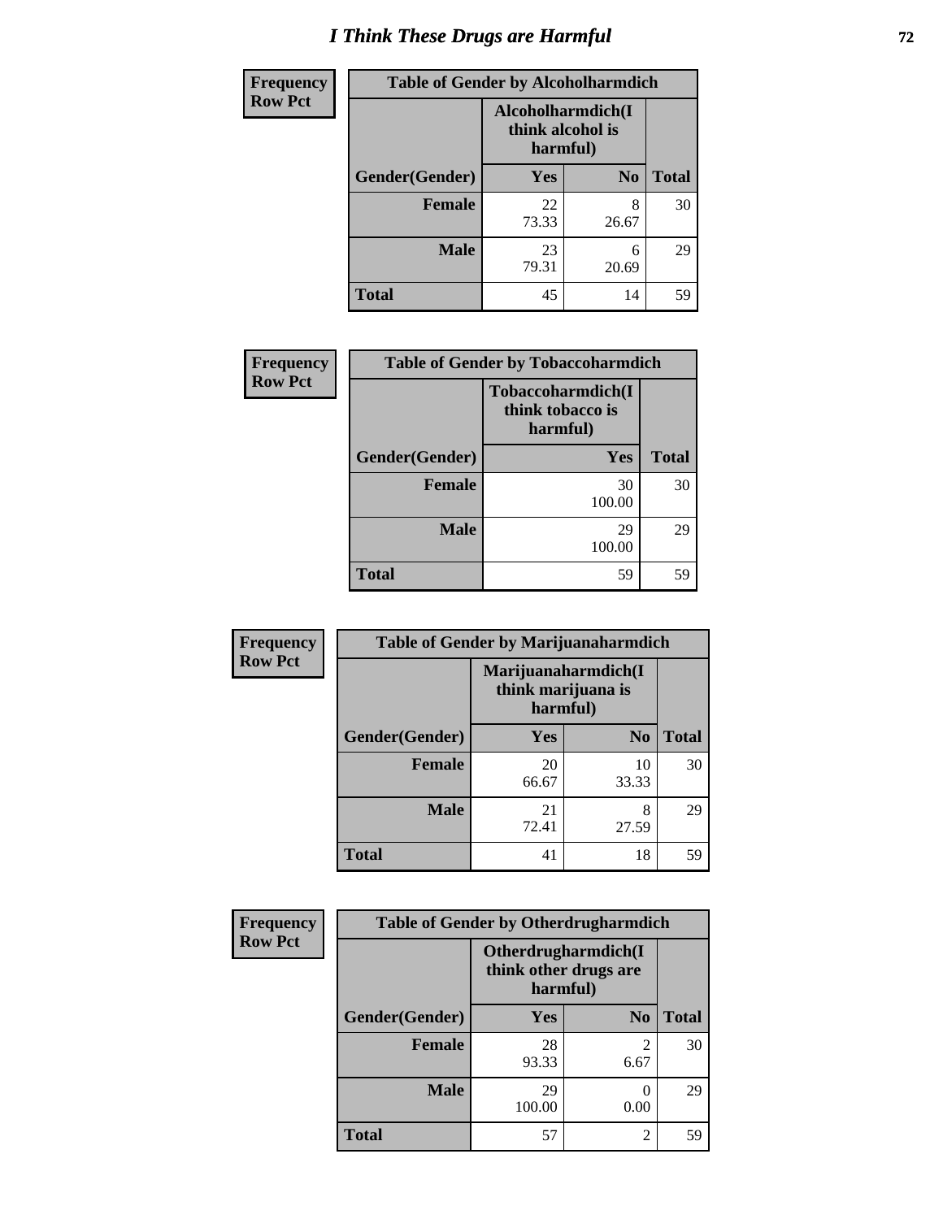# I Think These Drugs are Harmful

| Frequency<br>Row Pct | Table of Gender by Alcoholharmdich | | |
|---|---|---|---|
| | Alcoholharmdich(I think alcohol is harmful) | | |
| Gender(Gender) | Yes | No | Total |
| Female | 22<br>73.33 | 8<br>26.67 | 30 |
| Male | 23<br>79.31 | 6<br>20.69 | 29 |
| Total | 45 | 14 | 59 |

| Frequency<br>Row Pct | Table of Gender by Tobaccoharmdich | |
|---|---|---|
| | Tobaccoharmdich(I think tobacco is harmful) | |
| Gender(Gender) | Yes | Total |
| Female | 30<br>100.00 | 30 |
| Male | 29<br>100.00 | 29 |
| Total | 59 | 59 |

| Frequency<br>Row Pct | Table of Gender by Marijuanaharmdich | | |
|---|---|---|---|
| | Marijuanaharmdich(I think marijuana is harmful) | | |
| Gender(Gender) | Yes | No | Total |
| Female | 20<br>66.67 | 10<br>33.33 | 30 |
| Male | 21<br>72.41 | 8<br>27.59 | 29 |
| Total | 41 | 18 | 59 |

| Frequency<br>Row Pct | Table of Gender by Otherdrugharmdich | | |
|---|---|---|---|
| | Otherdrugharmdich(I think other drugs are harmful) | | |
| Gender(Gender) | Yes | No | Total |
| Female | 28<br>93.33 | 2<br>6.67 | 30 |
| Male | 29<br>100.00 | 0<br>0.00 | 29 |
| Total | 57 | 2 | 59 |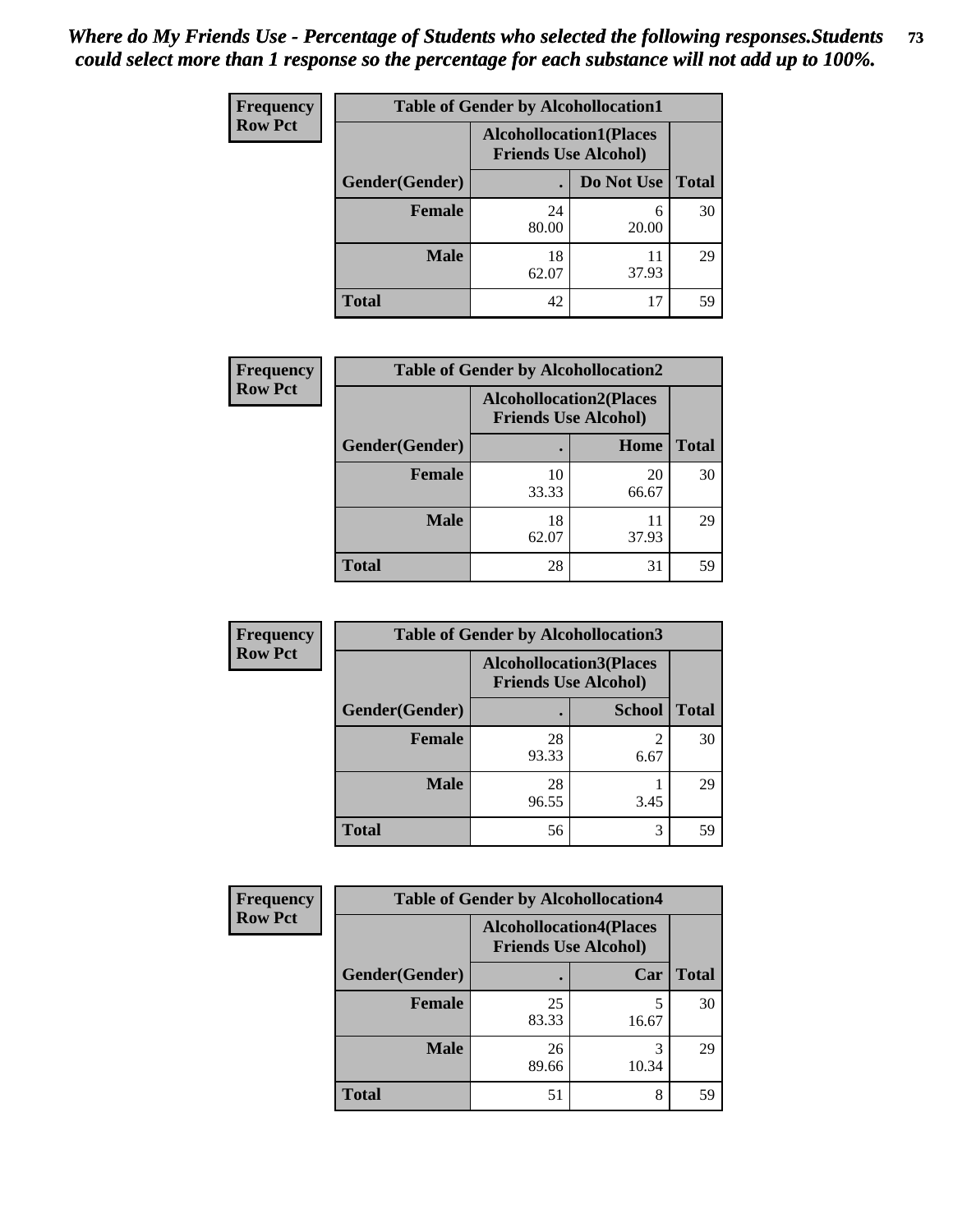*Where do My Friends Use - Percentage of Students who selected the following responses.Students could select more than 1 response so the percentage for each substance will not add up to 100%.*

**Frequency**
**Row Pct**

| Table of Gender by Alcohollocation1 | | | |
|---|---|---|---|
| | Alcohollocation1(Places Friends Use Alcohol) | | |
| Gender(Gender) | . | Do Not Use | Total |
| **Female** | 24<br>80.00 | 6<br>20.00 | 30 |
| **Male** | 18<br>62.07 | 11<br>37.93 | 29 |
| **Total** | 42 | 17 | 59 |

**Frequency**
**Row Pct**

| Table of Gender by Alcohollocation2 | | | |
|---|---|---|---|
| | Alcohollocation2(Places Friends Use Alcohol) | | |
| Gender(Gender) | . | Home | Total |
| **Female** | 10<br>33.33 | 20<br>66.67 | 30 |
| **Male** | 18<br>62.07 | 11<br>37.93 | 29 |
| **Total** | 28 | 31 | 59 |

**Frequency**
**Row Pct**

| Table of Gender by Alcohollocation3 | | | |
|---|---|---|---|
| | Alcohollocation3(Places Friends Use Alcohol) | | |
| Gender(Gender) | . | School | Total |
| **Female** | 28<br>93.33 | 2<br>6.67 | 30 |
| **Male** | 28<br>96.55 | 1<br>3.45 | 29 |
| **Total** | 56 | 3 | 59 |

**Frequency**
**Row Pct**

| Table of Gender by Alcohollocation4 | | | |
|---|---|---|---|
| | Alcohollocation4(Places Friends Use Alcohol) | | |
| Gender(Gender) | . | Car | Total |
| **Female** | 25<br>83.33 | 5<br>16.67 | 30 |
| **Male** | 26<br>89.66 | 3<br>10.34 | 29 |
| **Total** | 51 | 8 | 59 |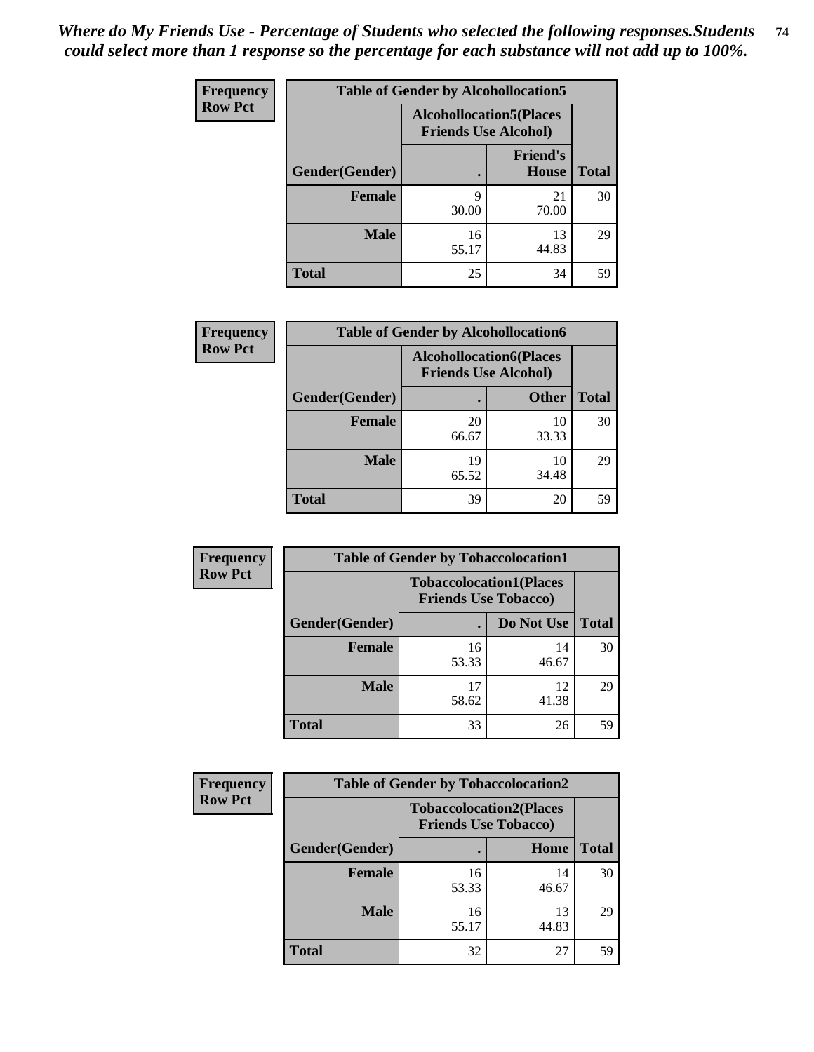*Where do My Friends Use - Percentage of Students who selected the following responses.Students could select more than 1 response so the percentage for each substance will not add up to 100%.*

**Frequency**
**Row Pct**

| Table of Gender by Alcohollocation5 | | | |
|---|---|---|---|
| | Alcohollocation5(Places Friends Use Alcohol) | | |
| Gender(Gender) | . | Friend's House | Total |
| Female | 9<br>30.00 | 21<br>70.00 | 30 |
| Male | 16<br>55.17 | 13<br>44.83 | 29 |
| Total | 25 | 34 | 59 |

**Frequency**
**Row Pct**

| Table of Gender by Alcohollocation6 | | | |
|---|---|---|---|
| | Alcohollocation6(Places Friends Use Alcohol) | | |
| Gender(Gender) | . | Other | Total |
| Female | 20<br>66.67 | 10<br>33.33 | 30 |
| Male | 19<br>65.52 | 10<br>34.48 | 29 |
| Total | 39 | 20 | 59 |

**Frequency**
**Row Pct**

| Table of Gender by Tobaccolocation1 | | | |
|---|---|---|---|
| | Tobaccolocation1(Places Friends Use Tobacco) | | |
| Gender(Gender) | . | Do Not Use | Total |
| Female | 16<br>53.33 | 14<br>46.67 | 30 |
| Male | 17<br>58.62 | 12<br>41.38 | 29 |
| Total | 33 | 26 | 59 |

**Frequency**
**Row Pct**

| Table of Gender by Tobaccolocation2 | | | |
|---|---|---|---|
| | Tobaccolocation2(Places Friends Use Tobacco) | | |
| Gender(Gender) | . | Home | Total |
| Female | 16<br>53.33 | 14<br>46.67 | 30 |
| Male | 16<br>55.17 | 13<br>44.83 | 29 |
| Total | 32 | 27 | 59 |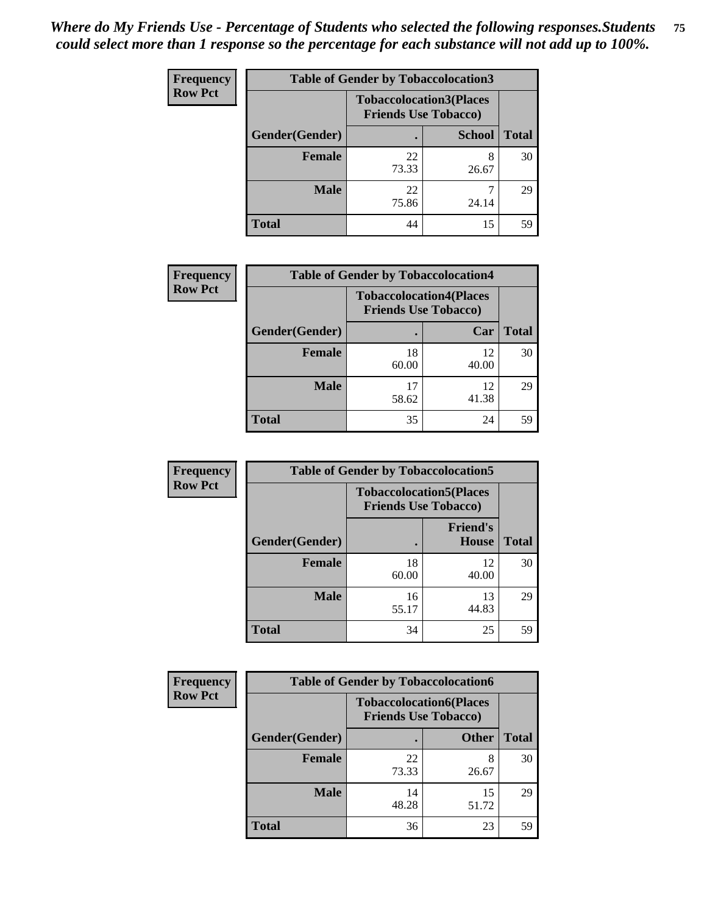*Where do My Friends Use - Percentage of Students who selected the following responses.Students could select more than 1 response so the percentage for each substance will not add up to 100%.*

**Frequency / Row Pct**

| Table of Gender by Tobaccolocation3 | | | |
|---|---|---|---|
| | Tobaccolocation3(Places Friends Use Tobacco) | | |
| Gender(Gender) | . | School | Total |
| Female | 22<br>73.33 | 8<br>26.67 | 30 |
| Male | 22<br>75.86 | 7<br>24.14 | 29 |
| Total | 44 | 15 | 59 |

**Frequency / Row Pct**

| Table of Gender by Tobaccolocation4 | | | |
|---|---|---|---|
| | Tobaccolocation4(Places Friends Use Tobacco) | | |
| Gender(Gender) | . | Car | Total |
| Female | 18<br>60.00 | 12<br>40.00 | 30 |
| Male | 17<br>58.62 | 12<br>41.38 | 29 |
| Total | 35 | 24 | 59 |

**Frequency / Row Pct**

| Table of Gender by Tobaccolocation5 | | | |
|---|---|---|---|
| | Tobaccolocation5(Places Friends Use Tobacco) | | |
| Gender(Gender) | . | Friend's House | Total |
| Female | 18<br>60.00 | 12<br>40.00 | 30 |
| Male | 16<br>55.17 | 13<br>44.83 | 29 |
| Total | 34 | 25 | 59 |

**Frequency / Row Pct**

| Table of Gender by Tobaccolocation6 | | | |
|---|---|---|---|
| | Tobaccolocation6(Places Friends Use Tobacco) | | |
| Gender(Gender) | . | Other | Total |
| Female | 22<br>73.33 | 8<br>26.67 | 30 |
| Male | 14<br>48.28 | 15<br>51.72 | 29 |
| Total | 36 | 23 | 59 |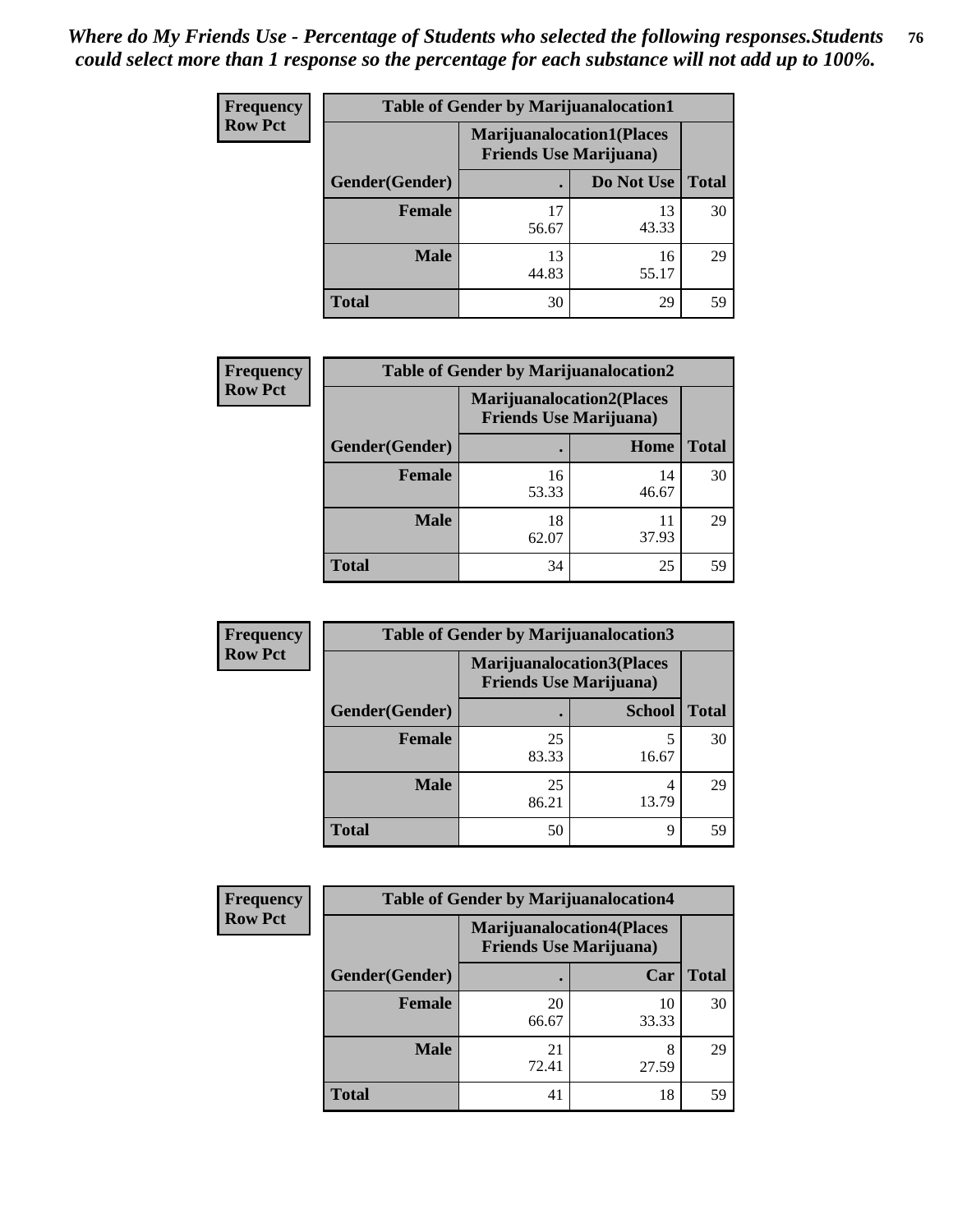*Where do My Friends Use - Percentage of Students who selected the following responses.Students could select more than 1 response so the percentage for each substance will not add up to 100%.*

**Frequency**
**Row Pct**

| Table of Gender by Marijuanalocation1 | | | |
|---|---|---|---|
| | Marijuanalocation1(Places Friends Use Marijuana) | | |
| Gender(Gender) | . | Do Not Use | Total |
| **Female** | 17<br>56.67 | 13<br>43.33 | 30 |
| **Male** | 13<br>44.83 | 16<br>55.17 | 29 |
| **Total** | 30 | 29 | 59 |

**Frequency**
**Row Pct**

| Table of Gender by Marijuanalocation2 | | | |
|---|---|---|---|
| | Marijuanalocation2(Places Friends Use Marijuana) | | |
| Gender(Gender) | . | Home | Total |
| **Female** | 16<br>53.33 | 14<br>46.67 | 30 |
| **Male** | 18<br>62.07 | 11<br>37.93 | 29 |
| **Total** | 34 | 25 | 59 |

**Frequency**
**Row Pct**

| Table of Gender by Marijuanalocation3 | | | |
|---|---|---|---|
| | Marijuanalocation3(Places Friends Use Marijuana) | | |
| Gender(Gender) | . | School | Total |
| **Female** | 25<br>83.33 | 5<br>16.67 | 30 |
| **Male** | 25<br>86.21 | 4<br>13.79 | 29 |
| **Total** | 50 | 9 | 59 |

**Frequency**
**Row Pct**

| Table of Gender by Marijuanalocation4 | | | |
|---|---|---|---|
| | Marijuanalocation4(Places Friends Use Marijuana) | | |
| Gender(Gender) | . | Car | Total |
| **Female** | 20<br>66.67 | 10<br>33.33 | 30 |
| **Male** | 21<br>72.41 | 8<br>27.59 | 29 |
| **Total** | 41 | 18 | 59 |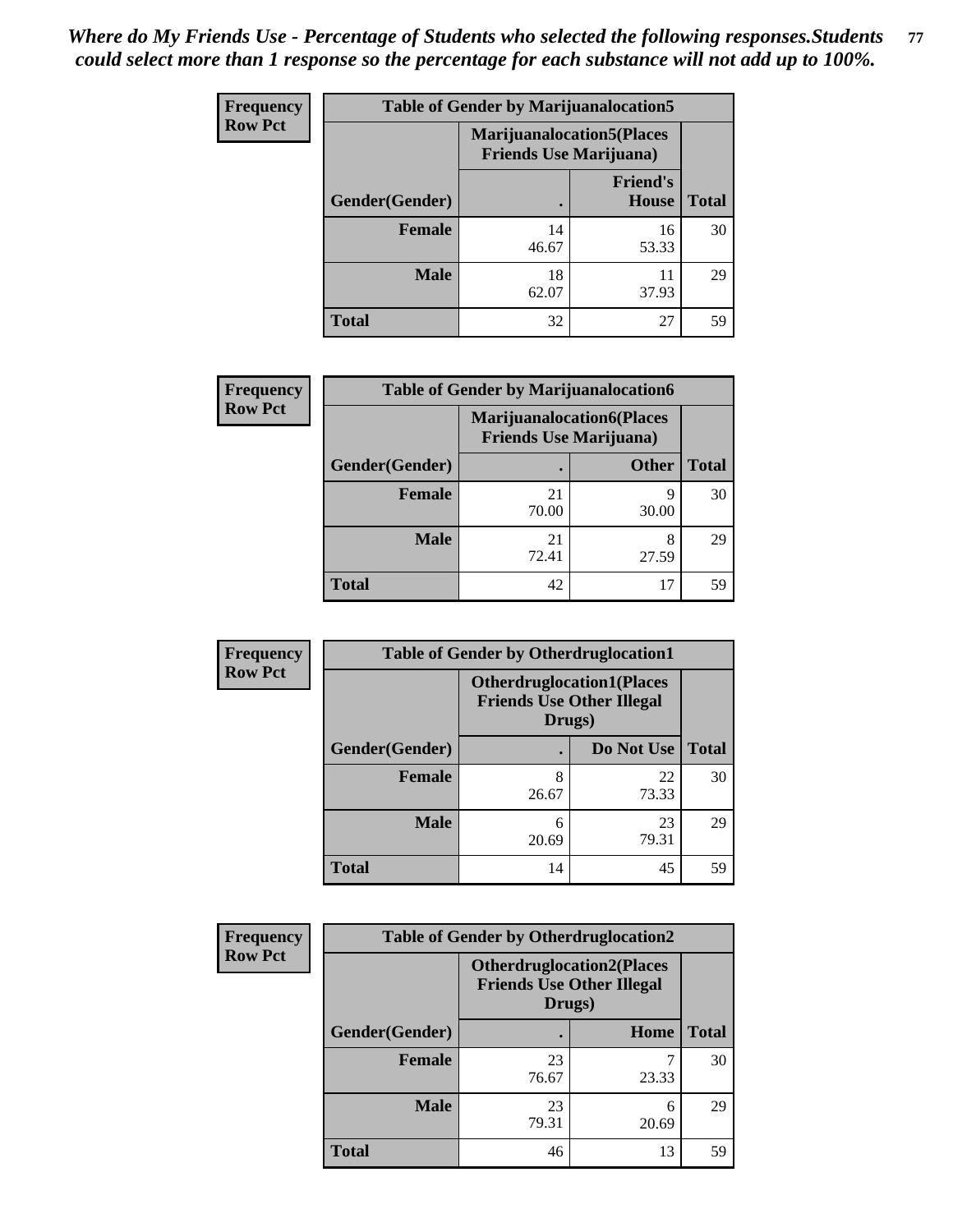*Where do My Friends Use - Percentage of Students who selected the following responses.Students could select more than 1 response so the percentage for each substance will not add up to 100%.*

**Frequency**
**Row Pct**

| Table of Gender by Marijuanalocation5 | | | |
|---|---|---|---|
| | Marijuanalocation5(Places Friends Use Marijuana) | | |
| Gender(Gender) | . | Friend's House | Total |
| **Female** | 14<br>46.67 | 16<br>53.33 | 30 |
| **Male** | 18<br>62.07 | 11<br>37.93 | 29 |
| **Total** | 32 | 27 | 59 |

**Frequency**
**Row Pct**

| Table of Gender by Marijuanalocation6 | | | |
|---|---|---|---|
| | Marijuanalocation6(Places Friends Use Marijuana) | | |
| Gender(Gender) | . | Other | Total |
| **Female** | 21<br>70.00 | 9<br>30.00 | 30 |
| **Male** | 21<br>72.41 | 8<br>27.59 | 29 |
| **Total** | 42 | 17 | 59 |

**Frequency**
**Row Pct**

| Table of Gender by Otherdruglocation1 | | | |
|---|---|---|---|
| | Otherdruglocation1(Places Friends Use Other Illegal Drugs) | | |
| Gender(Gender) | . | Do Not Use | Total |
| **Female** | 8<br>26.67 | 22<br>73.33 | 30 |
| **Male** | 6<br>20.69 | 23<br>79.31 | 29 |
| **Total** | 14 | 45 | 59 |

**Frequency**
**Row Pct**

| Table of Gender by Otherdruglocation2 | | | |
|---|---|---|---|
| | Otherdruglocation2(Places Friends Use Other Illegal Drugs) | | |
| Gender(Gender) | . | Home | Total |
| **Female** | 23<br>76.67 | 7<br>23.33 | 30 |
| **Male** | 23<br>79.31 | 6<br>20.69 | 29 |
| **Total** | 46 | 13 | 59 |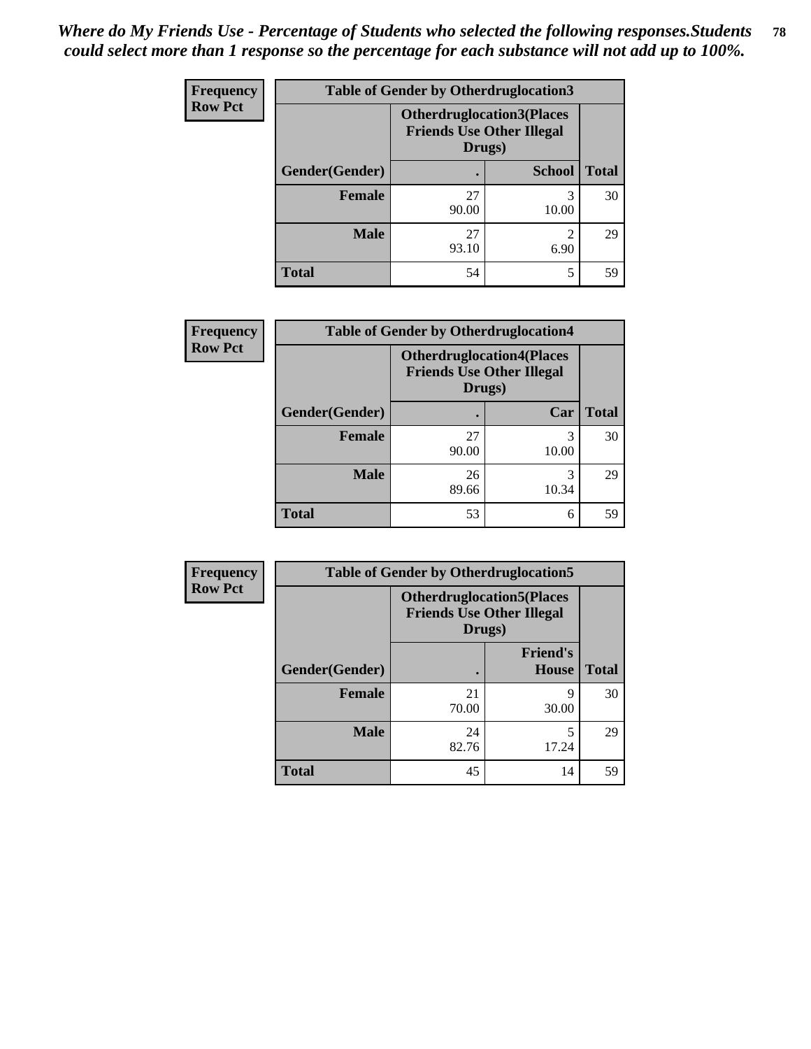*Where do My Friends Use - Percentage of Students who selected the following responses.Students could select more than 1 response so the percentage for each substance will not add up to 100%.*

| Frequency Row Pct | Table of Gender by Otherdruglocation3 | | |
|---|---|---|---|
| | Otherdruglocation3(Places Friends Use Other Illegal Drugs) | | |
| Gender(Gender) | . | School | Total |
| Female | 27<br>90.00 | 3<br>10.00 | 30 |
| Male | 27<br>93.10 | 2<br>6.90 | 29 |
| Total | 54 | 5 | 59 |

| Frequency Row Pct | Table of Gender by Otherdruglocation4 | | |
|---|---|---|---|
| | Otherdruglocation4(Places Friends Use Other Illegal Drugs) | | |
| Gender(Gender) | . | Car | Total |
| Female | 27<br>90.00 | 3<br>10.00 | 30 |
| Male | 26<br>89.66 | 3<br>10.34 | 29 |
| Total | 53 | 6 | 59 |

| Frequency Row Pct | Table of Gender by Otherdruglocation5 | | |
|---|---|---|---|
| | Otherdruglocation5(Places Friends Use Other Illegal Drugs) | | |
| Gender(Gender) | . | Friend's House | Total |
| Female | 21<br>70.00 | 9<br>30.00 | 30 |
| Male | 24<br>82.76 | 5<br>17.24 | 29 |
| Total | 45 | 14 | 59 |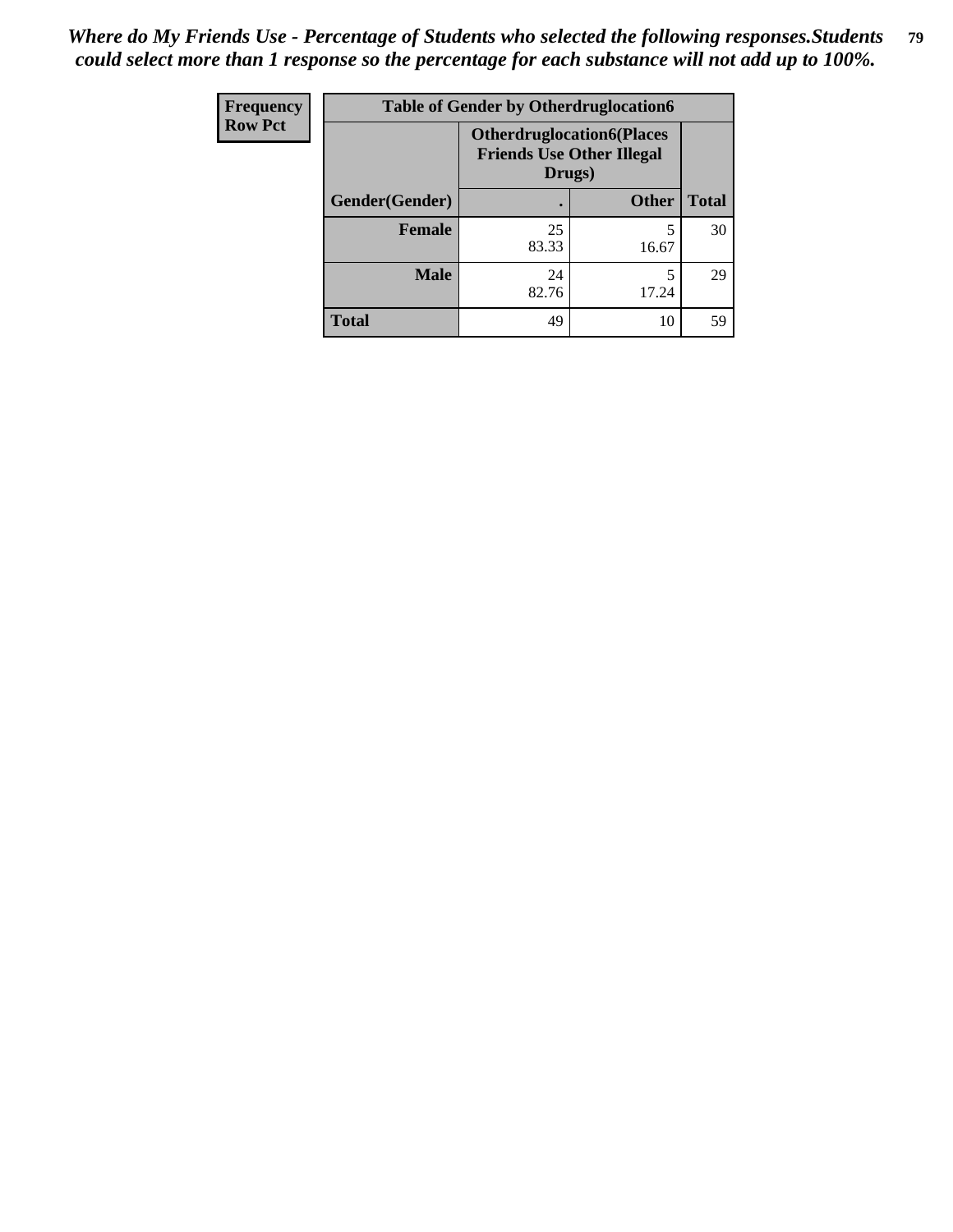*Where do My Friends Use - Percentage of Students who selected the following responses.Students could select more than 1 response so the percentage for each substance will not add up to 100%.*

| Frequency<br>Row Pct | Table of Gender by Otherdruglocation6 | | |
|---|---|---|---|
| | Otherdruglocation6(Places Friends Use Other Illegal Drugs) | | |
| Gender(Gender) | . | Other | Total |
| Female | 25<br>83.33 | 5<br>16.67 | 30 |
| Male | 24<br>82.76 | 5<br>17.24 | 29 |
| Total | 49 | 10 | 59 |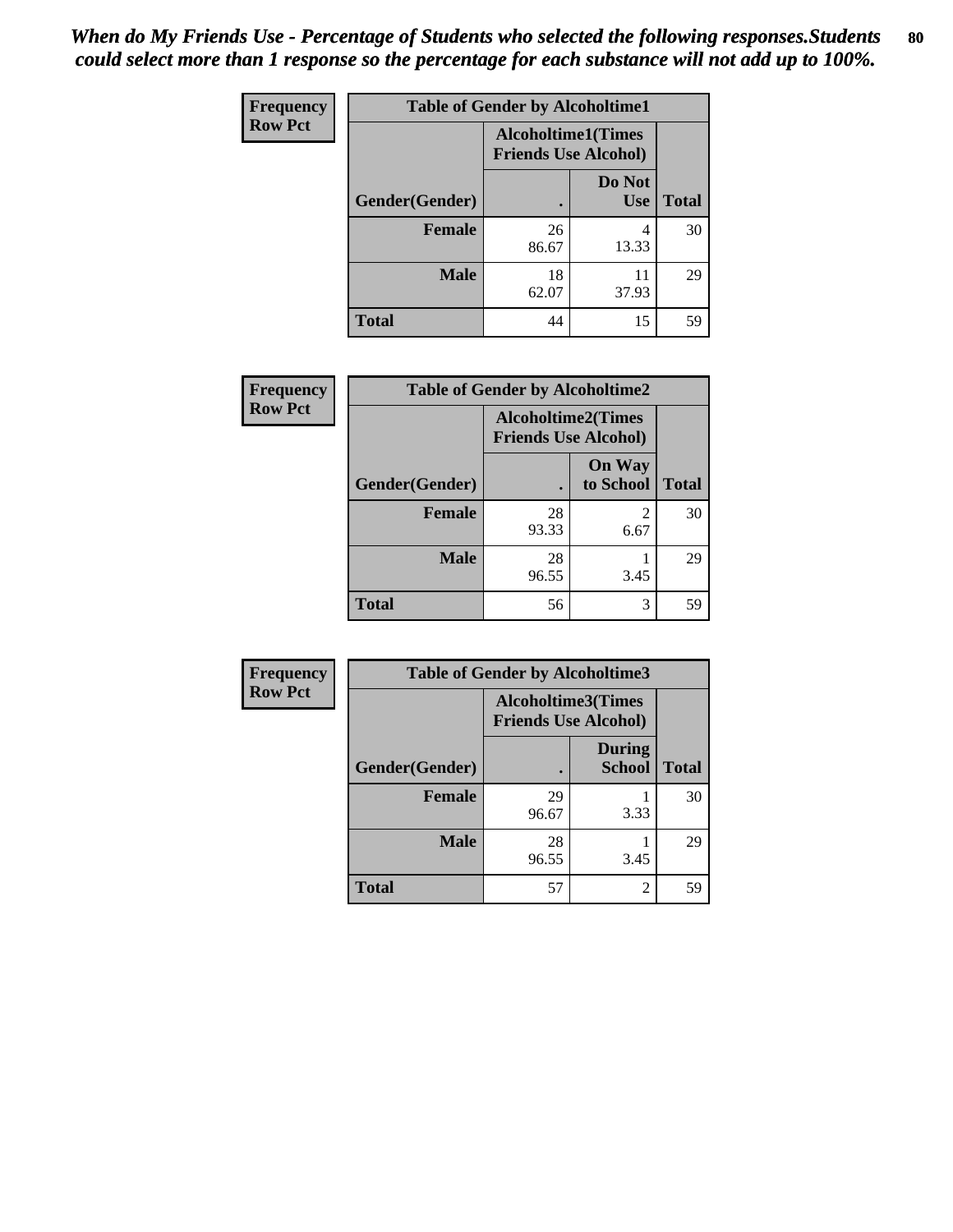*When do My Friends Use - Percentage of Students who selected the following responses.Students could select more than 1 response so the percentage for each substance will not add up to 100%.*

**Frequency**
**Row Pct**

| Table of Gender by Alcoholtime1 | | | |
|---|---|---|---|
| | Alcoholtime1(Times Friends Use Alcohol) | | |
| Gender(Gender) | . | Do Not Use | Total |
| Female | 26<br>86.67 | 4<br>13.33 | 30 |
| Male | 18<br>62.07 | 11<br>37.93 | 29 |
| Total | 44 | 15 | 59 |

**Frequency**
**Row Pct**

| Table of Gender by Alcoholtime2 | | | |
|---|---|---|---|
| | Alcoholtime2(Times Friends Use Alcohol) | | |
| Gender(Gender) | . | On Way to School | Total |
| Female | 28<br>93.33 | 2<br>6.67 | 30 |
| Male | 28<br>96.55 | 1<br>3.45 | 29 |
| Total | 56 | 3 | 59 |

**Frequency**
**Row Pct**

| Table of Gender by Alcoholtime3 | | | |
|---|---|---|---|
| | Alcoholtime3(Times Friends Use Alcohol) | | |
| Gender(Gender) | . | During School | Total |
| Female | 29<br>96.67 | 1<br>3.33 | 30 |
| Male | 28<br>96.55 | 1<br>3.45 | 29 |
| Total | 57 | 2 | 59 |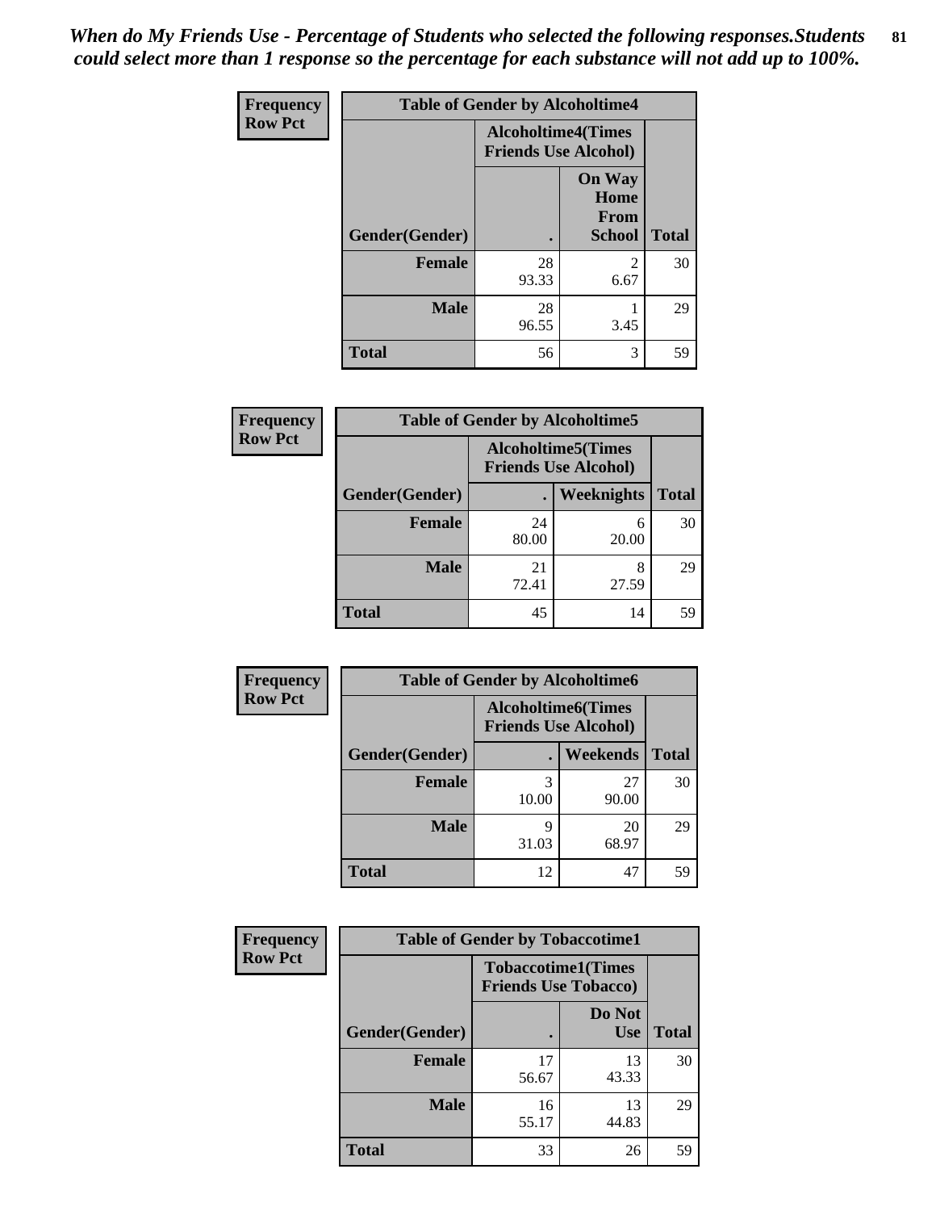*When do My Friends Use - Percentage of Students who selected the following responses.Students could select more than 1 response so the percentage for each substance will not add up to 100%.*

**Frequency**
**Row Pct**

| Table of Gender by Alcoholtime4 | | | |
|---|---|---|---|
| | Alcoholtime4(Times Friends Use Alcohol) | | |
| Gender(Gender) | . | On Way Home From School | Total |
| **Female** | 28<br>93.33 | 2<br>6.67 | 30 |
| **Male** | 28<br>96.55 | 1<br>3.45 | 29 |
| **Total** | 56 | 3 | 59 |

**Frequency**
**Row Pct**

| Table of Gender by Alcoholtime5 | | | |
|---|---|---|---|
| | Alcoholtime5(Times Friends Use Alcohol) | | |
| Gender(Gender) | . | Weeknights | Total |
| **Female** | 24<br>80.00 | 6<br>20.00 | 30 |
| **Male** | 21<br>72.41 | 8<br>27.59 | 29 |
| **Total** | 45 | 14 | 59 |

**Frequency**
**Row Pct**

| Table of Gender by Alcoholtime6 | | | |
|---|---|---|---|
| | Alcoholtime6(Times Friends Use Alcohol) | | |
| Gender(Gender) | . | Weekends | Total |
| **Female** | 3<br>10.00 | 27<br>90.00 | 30 |
| **Male** | 9<br>31.03 | 20<br>68.97 | 29 |
| **Total** | 12 | 47 | 59 |

**Frequency**
**Row Pct**

| Table of Gender by Tobaccotime1 | | | |
|---|---|---|---|
| | Tobaccotime1(Times Friends Use Tobacco) | | |
| Gender(Gender) | . | Do Not Use | Total |
| **Female** | 17<br>56.67 | 13<br>43.33 | 30 |
| **Male** | 16<br>55.17 | 13<br>44.83 | 29 |
| **Total** | 33 | 26 | 59 |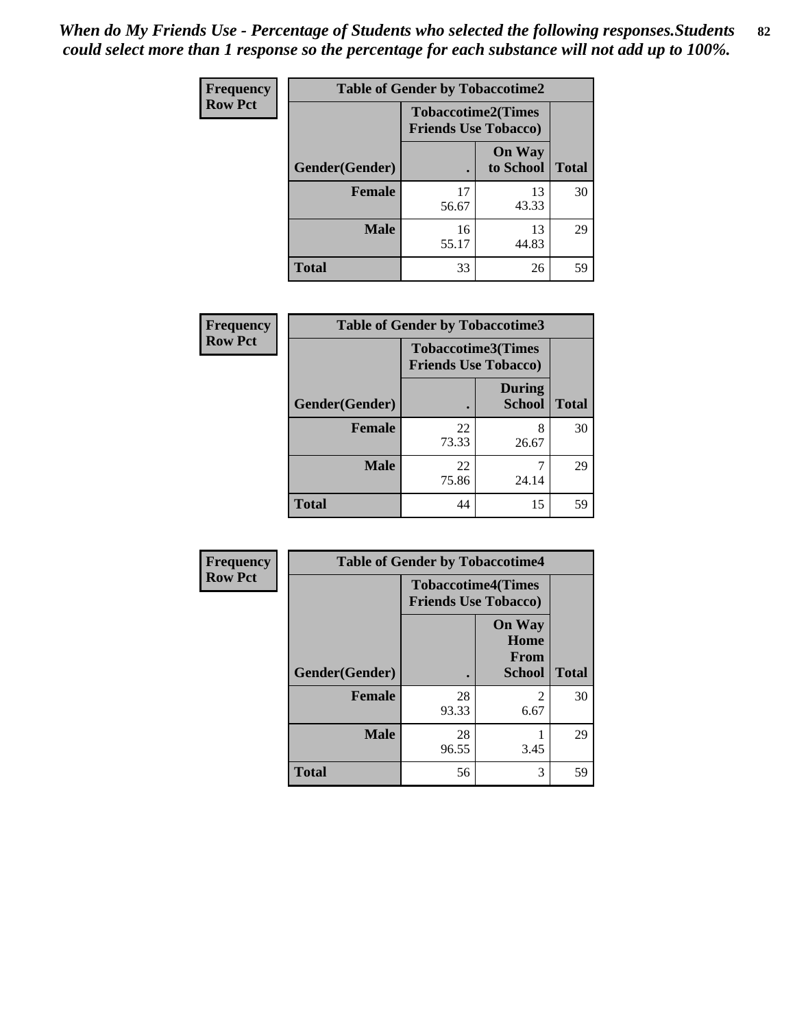*When do My Friends Use - Percentage of Students who selected the following responses.Students could select more than 1 response so the percentage for each substance will not add up to 100%.*

| Frequency Row Pct | Table of Gender by Tobaccotime2 | | |
|---|---|---|---|
| | Tobaccotime2(Times Friends Use Tobacco) | | |
| Gender(Gender) | . | On Way to School | Total |
| **Female** | 17<br>56.67 | 13<br>43.33 | 30 |
| **Male** | 16<br>55.17 | 13<br>44.83 | 29 |
| **Total** | 33 | 26 | 59 |

| Frequency Row Pct | Table of Gender by Tobaccotime3 | | |
|---|---|---|---|
| | Tobaccotime3(Times Friends Use Tobacco) | | |
| Gender(Gender) | . | During School | Total |
| **Female** | 22<br>73.33 | 8<br>26.67 | 30 |
| **Male** | 22<br>75.86 | 7<br>24.14 | 29 |
| **Total** | 44 | 15 | 59 |

| Frequency Row Pct | Table of Gender by Tobaccotime4 | | |
|---|---|---|---|
| | Tobaccotime4(Times Friends Use Tobacco) | | |
| Gender(Gender) | . | On Way Home From School | Total |
| **Female** | 28<br>93.33 | 2<br>6.67 | 30 |
| **Male** | 28<br>96.55 | 1<br>3.45 | 29 |
| **Total** | 56 | 3 | 59 |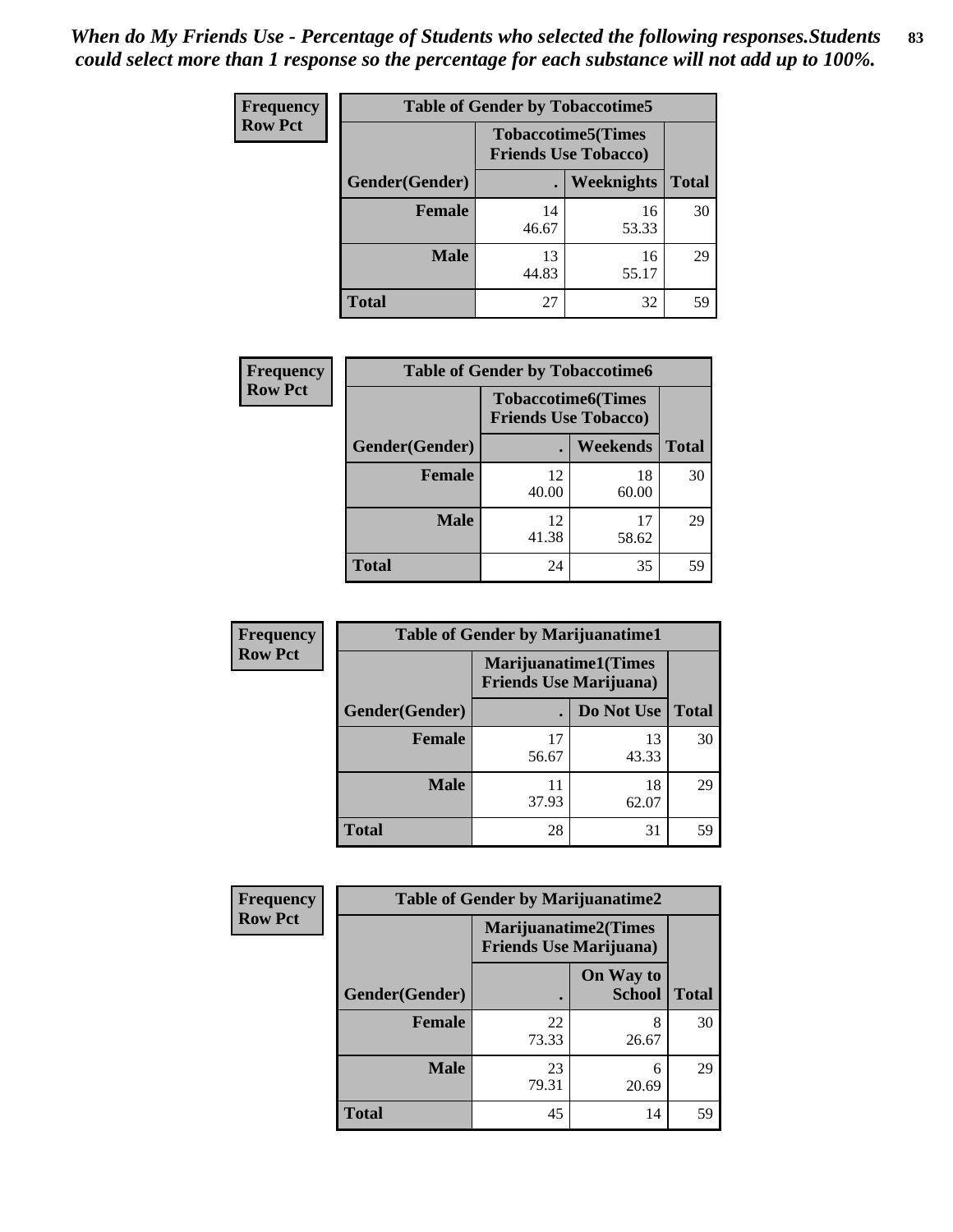*When do My Friends Use - Percentage of Students who selected the following responses.Students could select more than 1 response so the percentage for each substance will not add up to 100%.*

**Frequency**
**Row Pct**

| Table of Gender by Tobaccotime5 | | | |
|---|---|---|---|
| | Tobaccotime5(Times Friends Use Tobacco) | | |
| Gender(Gender) | . | Weeknights | Total |
| **Female** | 14<br>46.67 | 16<br>53.33 | 30 |
| **Male** | 13<br>44.83 | 16<br>55.17 | 29 |
| **Total** | 27 | 32 | 59 |

**Frequency**
**Row Pct**

| Table of Gender by Tobaccotime6 | | | |
|---|---|---|---|
| | Tobaccotime6(Times Friends Use Tobacco) | | |
| Gender(Gender) | . | Weekends | Total |
| **Female** | 12<br>40.00 | 18<br>60.00 | 30 |
| **Male** | 12<br>41.38 | 17<br>58.62 | 29 |
| **Total** | 24 | 35 | 59 |

**Frequency**
**Row Pct**

| Table of Gender by Marijuanatime1 | | | |
|---|---|---|---|
| | Marijuanatime1(Times Friends Use Marijuana) | | |
| Gender(Gender) | . | Do Not Use | Total |
| **Female** | 17<br>56.67 | 13<br>43.33 | 30 |
| **Male** | 11<br>37.93 | 18<br>62.07 | 29 |
| **Total** | 28 | 31 | 59 |

**Frequency**
**Row Pct**

| Table of Gender by Marijuanatime2 | | | |
|---|---|---|---|
| | Marijuanatime2(Times Friends Use Marijuana) | | |
| Gender(Gender) | . | On Way to School | Total |
| **Female** | 22<br>73.33 | 8<br>26.67 | 30 |
| **Male** | 23<br>79.31 | 6<br>20.69 | 29 |
| **Total** | 45 | 14 | 59 |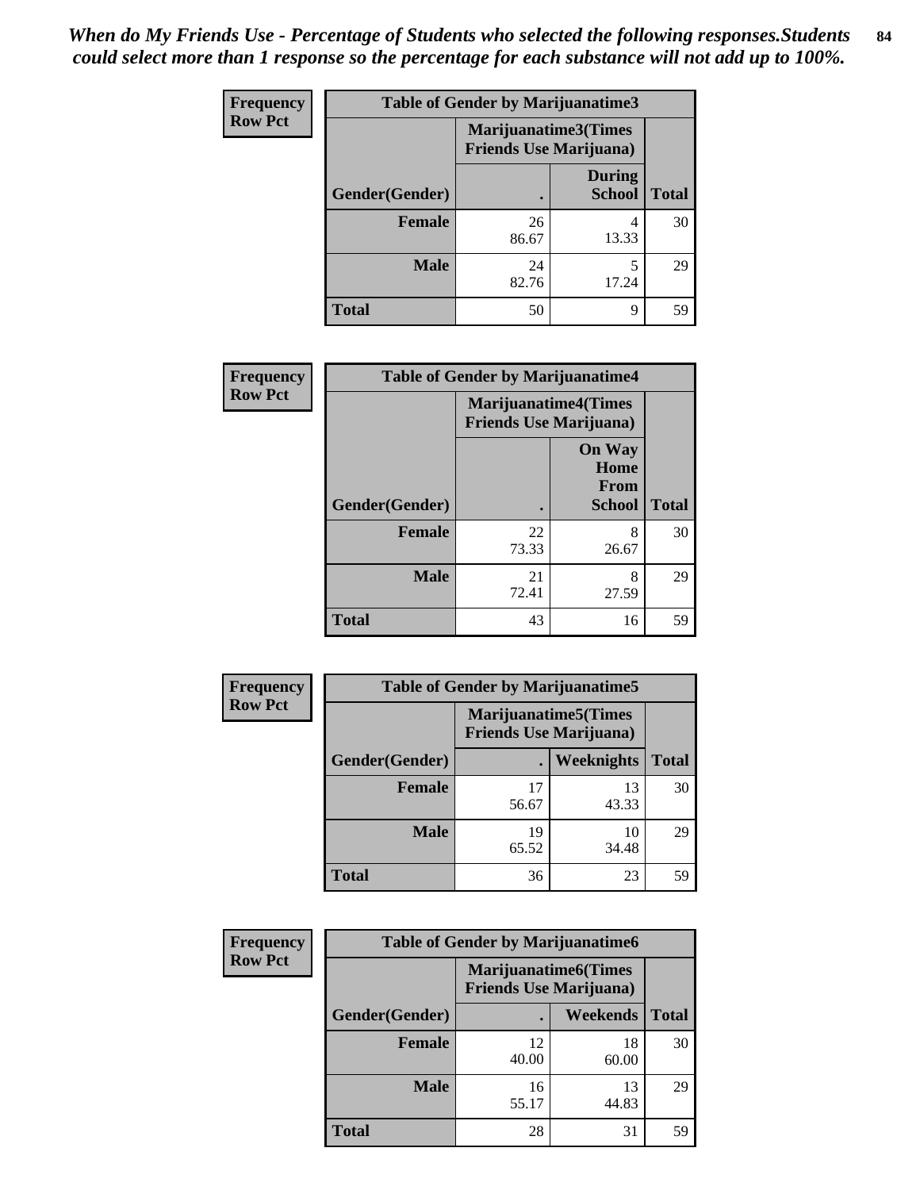*When do My Friends Use - Percentage of Students who selected the following responses.Students could select more than 1 response so the percentage for each substance will not add up to 100%.*

**Frequency**
**Row Pct**

| Table of Gender by Marijuanatime3 | | | |
|---|---|---|---|
| | Marijuanatime3(Times Friends Use Marijuana) | | |
| Gender(Gender) | . | During School | Total |
| **Female** | 26<br>86.67 | 4<br>13.33 | 30 |
| **Male** | 24<br>82.76 | 5<br>17.24 | 29 |
| **Total** | 50 | 9 | 59 |

**Frequency**
**Row Pct**

| Table of Gender by Marijuanatime4 | | | |
|---|---|---|---|
| | Marijuanatime4(Times Friends Use Marijuana) | | |
| Gender(Gender) | . | On Way Home From School | Total |
| **Female** | 22<br>73.33 | 8<br>26.67 | 30 |
| **Male** | 21<br>72.41 | 8<br>27.59 | 29 |
| **Total** | 43 | 16 | 59 |

**Frequency**
**Row Pct**

| Table of Gender by Marijuanatime5 | | | |
|---|---|---|---|
| | Marijuanatime5(Times Friends Use Marijuana) | | |
| Gender(Gender) | . | Weeknights | Total |
| **Female** | 17<br>56.67 | 13<br>43.33 | 30 |
| **Male** | 19<br>65.52 | 10<br>34.48 | 29 |
| **Total** | 36 | 23 | 59 |

**Frequency**
**Row Pct**

| Table of Gender by Marijuanatime6 | | | |
|---|---|---|---|
| | Marijuanatime6(Times Friends Use Marijuana) | | |
| Gender(Gender) | . | Weekends | Total |
| **Female** | 12<br>40.00 | 18<br>60.00 | 30 |
| **Male** | 16<br>55.17 | 13<br>44.83 | 29 |
| **Total** | 28 | 31 | 59 |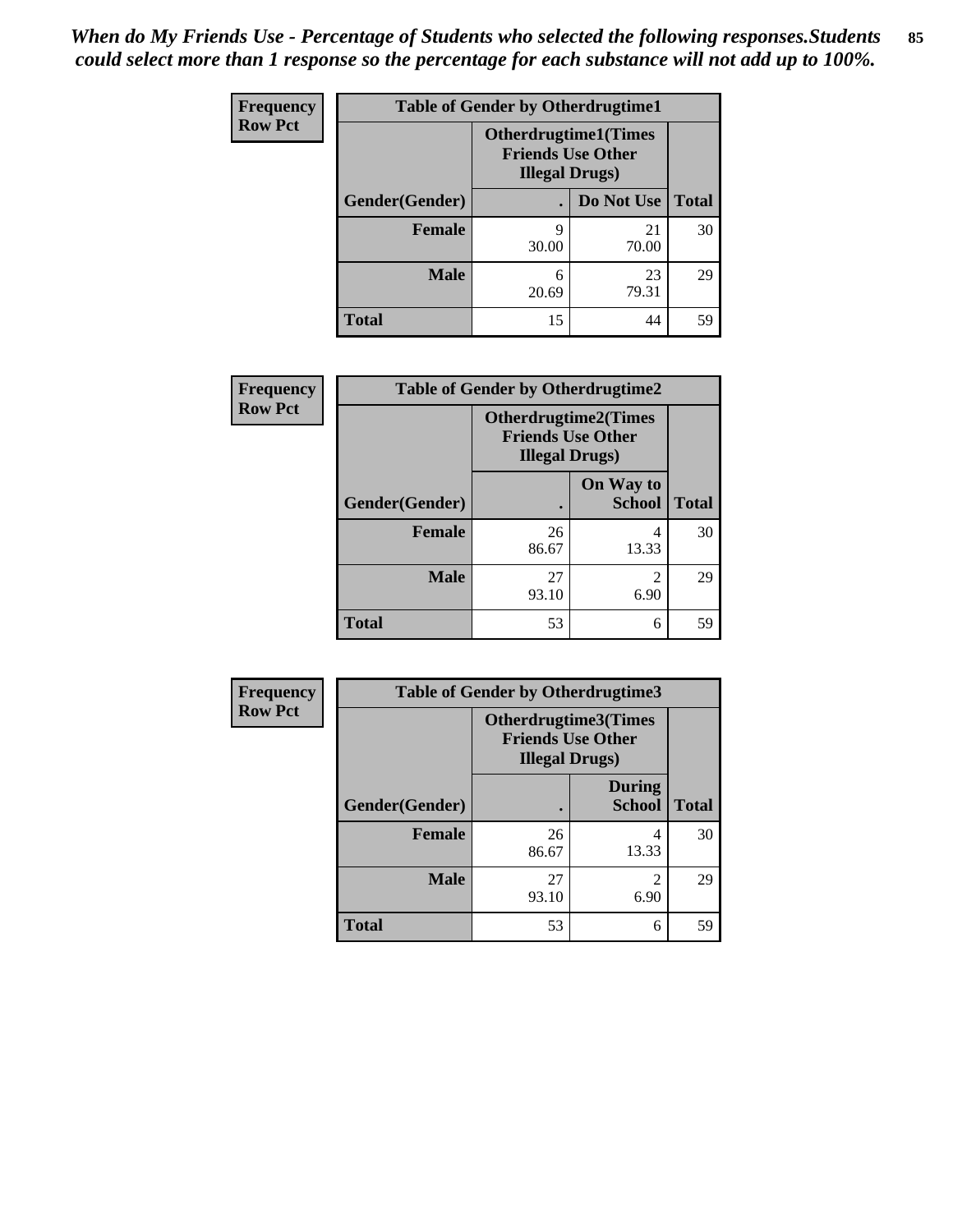*When do My Friends Use - Percentage of Students who selected the following responses.Students could select more than 1 response so the percentage for each substance will not add up to 100%.*

**Frequency**
**Row Pct**

| Table of Gender by Otherdrugtime1 | | | |
|---|---|---|---|
| | Otherdrugtime1(Times Friends Use Other Illegal Drugs) | | |
| Gender(Gender) | . | Do Not Use | Total |
| Female | 9<br>30.00 | 21<br>70.00 | 30 |
| Male | 6<br>20.69 | 23<br>79.31 | 29 |
| Total | 15 | 44 | 59 |

**Frequency**
**Row Pct**

| Table of Gender by Otherdrugtime2 | | | |
|---|---|---|---|
| | Otherdrugtime2(Times Friends Use Other Illegal Drugs) | | |
| Gender(Gender) | . | On Way to School | Total |
| Female | 26<br>86.67 | 4<br>13.33 | 30 |
| Male | 27<br>93.10 | 2<br>6.90 | 29 |
| Total | 53 | 6 | 59 |

**Frequency**
**Row Pct**

| Table of Gender by Otherdrugtime3 | | | |
|---|---|---|---|
| | Otherdrugtime3(Times Friends Use Other Illegal Drugs) | | |
| Gender(Gender) | . | During School | Total |
| Female | 26<br>86.67 | 4<br>13.33 | 30 |
| Male | 27<br>93.10 | 2<br>6.90 | 29 |
| Total | 53 | 6 | 59 |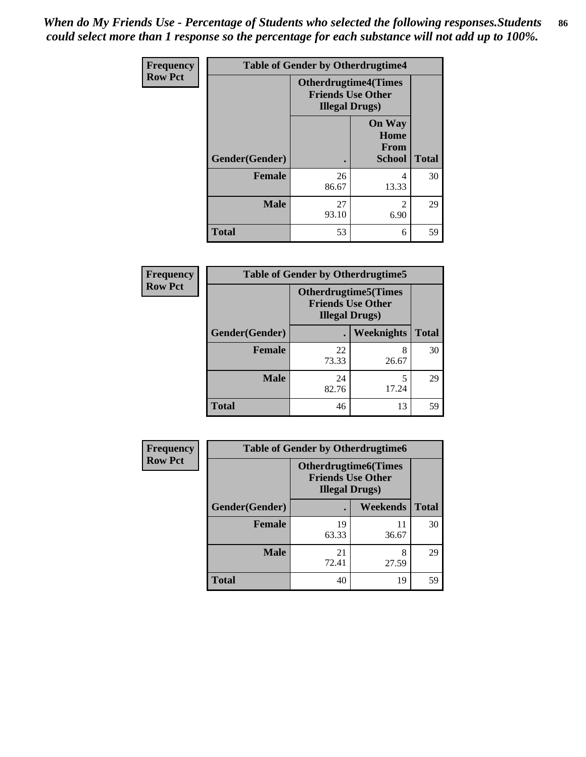*When do My Friends Use - Percentage of Students who selected the following responses.Students could select more than 1 response so the percentage for each substance will not add up to 100%.*

**Frequency**
**Row Pct**

| Table of Gender by Otherdrugtime4 | | | |
|---|---|---|---|
| | Otherdrugtime4(Times Friends Use Other Illegal Drugs) | | |
| Gender(Gender) | . | On Way Home From School | Total |
| **Female** | 26<br>86.67 | 4<br>13.33 | 30 |
| **Male** | 27<br>93.10 | 2<br>6.90 | 29 |
| **Total** | 53 | 6 | 59 |

**Frequency**
**Row Pct**

| Table of Gender by Otherdrugtime5 | | | |
|---|---|---|---|
| | Otherdrugtime5(Times Friends Use Other Illegal Drugs) | | |
| Gender(Gender) | . | Weeknights | Total |
| **Female** | 22<br>73.33 | 8<br>26.67 | 30 |
| **Male** | 24<br>82.76 | 5<br>17.24 | 29 |
| **Total** | 46 | 13 | 59 |

**Frequency**
**Row Pct**

| Table of Gender by Otherdrugtime6 | | | |
|---|---|---|---|
| | Otherdrugtime6(Times Friends Use Other Illegal Drugs) | | |
| Gender(Gender) | . | Weekends | Total |
| **Female** | 19<br>63.33 | 11<br>36.67 | 30 |
| **Male** | 21<br>72.41 | 8<br>27.59 | 29 |
| **Total** | 40 | 19 | 59 |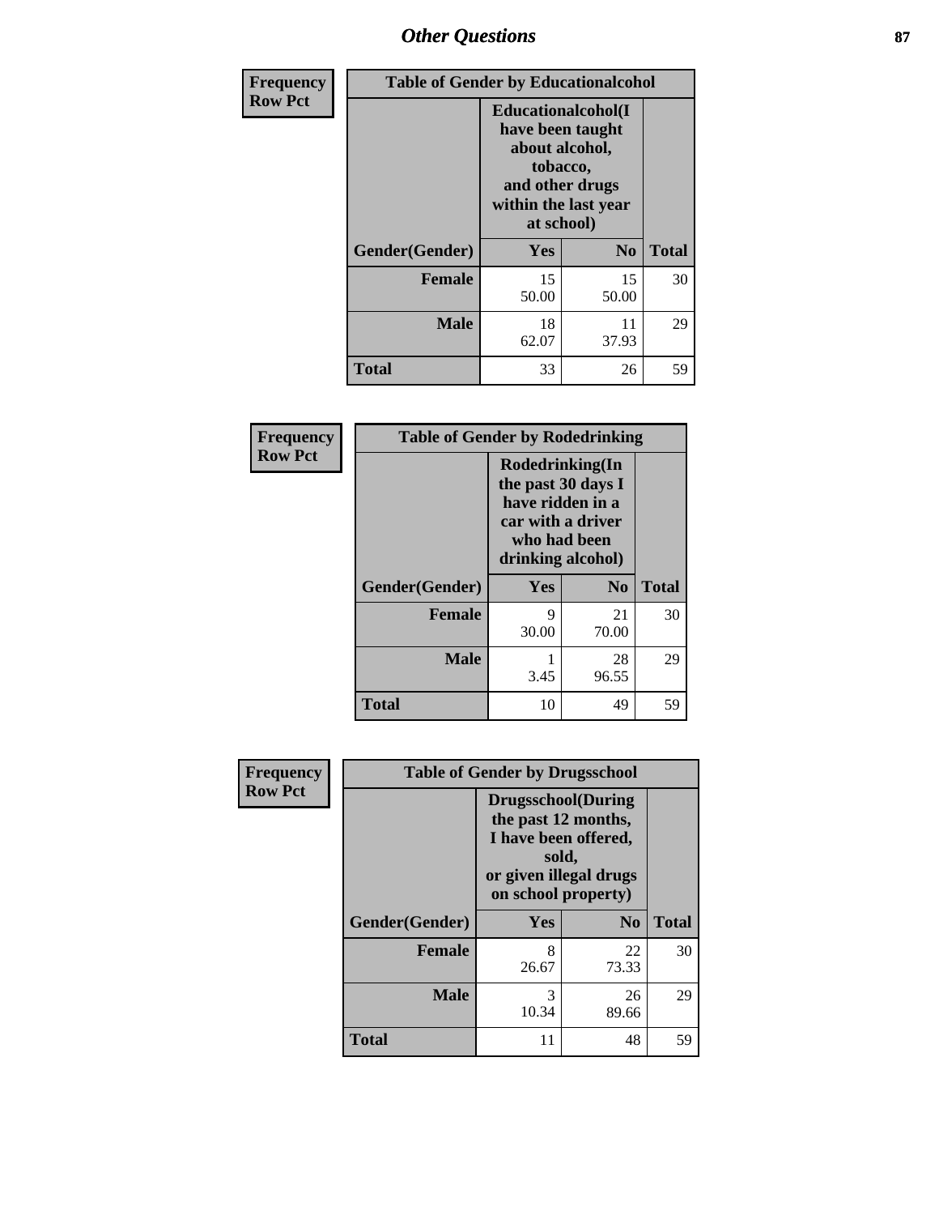| Frequency<br>Row Pct | Table of Gender by Educationalcohol | | |
|---|---|---|---|
| | Educationalcohol(I have been taught about alcohol, tobacco, and other drugs within the last year at school) | | |
| Gender(Gender) | Yes | No | Total |
| Female | 15<br>50.00 | 15<br>50.00 | 30 |
| Male | 18<br>62.07 | 11<br>37.93 | 29 |
| Total | 33 | 26 | 59 |

| Frequency<br>Row Pct | Table of Gender by Rodedrinking | | |
|---|---|---|---|
| | Rodedrinking(In the past 30 days I have ridden in a car with a driver who had been drinking alcohol) | | |
| Gender(Gender) | Yes | No | Total |
| Female | 9<br>30.00 | 21<br>70.00 | 30 |
| Male | 1<br>3.45 | 28<br>96.55 | 29 |
| Total | 10 | 49 | 59 |

| Frequency<br>Row Pct | Table of Gender by Drugsschool | | |
|---|---|---|---|
| | Drugsschool(During the past 12 months, I have been offered, sold, or given illegal drugs on school property) | | |
| Gender(Gender) | Yes | No | Total |
| Female | 8<br>26.67 | 22<br>73.33 | 30 |
| Male | 3<br>10.34 | 26<br>89.66 | 29 |
| Total | 11 | 48 | 59 |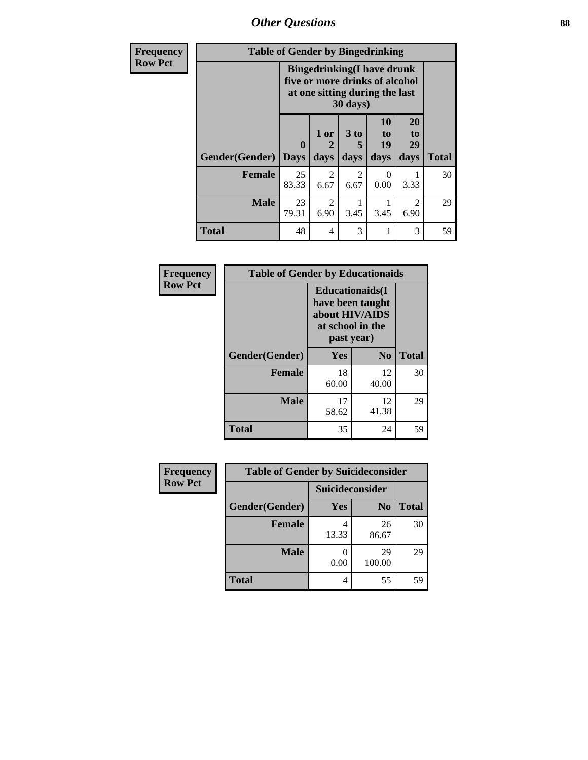| Frequency<br>Row Pct | Table of Gender by Bingedrinking | | | | | |
|---|---|---|---|---|---|---|
| | Bingedrinking(I have drunk five or more drinks of alcohol at one sitting during the last 30 days) | | | | | |
| Gender(Gender) | 0 Days | 1 or 2 days | 3 to 5 days | 10 to 19 days | 20 to 29 days | Total |
| Female | 25<br>83.33 | 2<br>6.67 | 2<br>6.67 | 0<br>0.00 | 1<br>3.33 | 30 |
| Male | 23<br>79.31 | 2<br>6.90 | 1<br>3.45 | 1<br>3.45 | 2<br>6.90 | 29 |
| Total | 48 | 4 | 3 | 1 | 3 | 59 |

| Frequency<br>Row Pct | Table of Gender by Educationaids | | |
|---|---|---|---|
| | Educationaids(I have been taught about HIV/AIDS at school in the past year) | | |
| Gender(Gender) | Yes | No | Total |
| Female | 18<br>60.00 | 12<br>40.00 | 30 |
| Male | 17<br>58.62 | 12<br>41.38 | 29 |
| Total | 35 | 24 | 59 |

| Frequency<br>Row Pct | Table of Gender by Suicideconsider | | |
|---|---|---|---|
| | Suicideconsider | | |
| Gender(Gender) | Yes | No | Total |
| Female | 4<br>13.33 | 26<br>86.67 | 30 |
| Male | 0<br>0.00 | 29<br>100.00 | 29 |
| Total | 4 | 55 | 59 |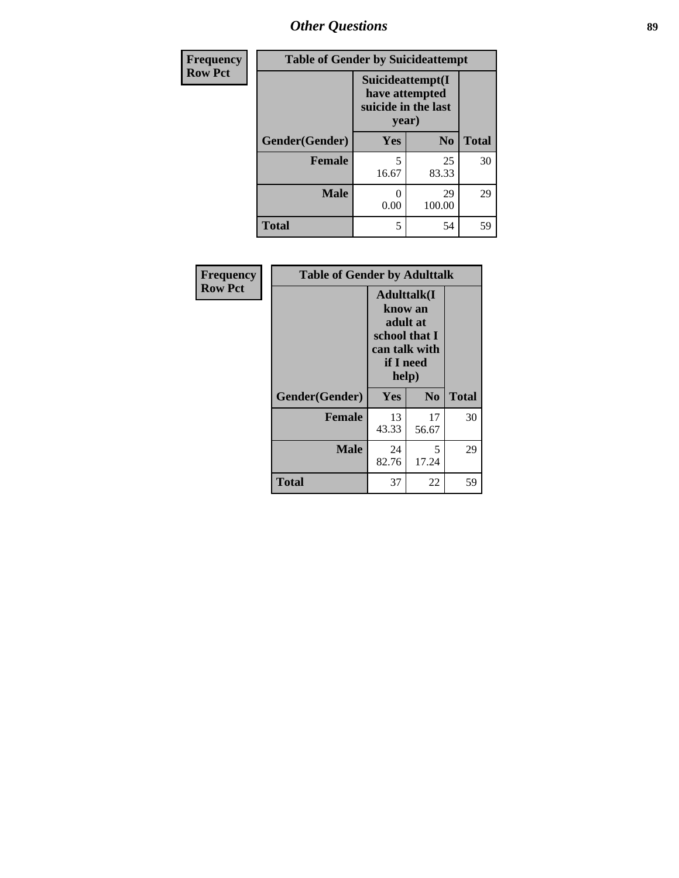| Frequency Row Pct | Table of Gender by Suicideattempt | | |
|---|---|---|---|
| | Suicideattempt(I have attempted suicide in the last year) | | |
| Gender(Gender) | Yes | No | Total |
| Female | 5<br>16.67 | 25<br>83.33 | 30 |
| Male | 0<br>0.00 | 29<br>100.00 | 29 |
| Total | 5 | 54 | 59 |

| Frequency Row Pct | Table of Gender by Adulttalk | | |
|---|---|---|---|
| | Adulttalk(I know an adult at school that I can talk with if I need help) | | |
| Gender(Gender) | Yes | No | Total |
| Female | 13<br>43.33 | 17<br>56.67 | 30 |
| Male | 24<br>82.76 | 5<br>17.24 | 29 |
| Total | 37 | 22 | 59 |